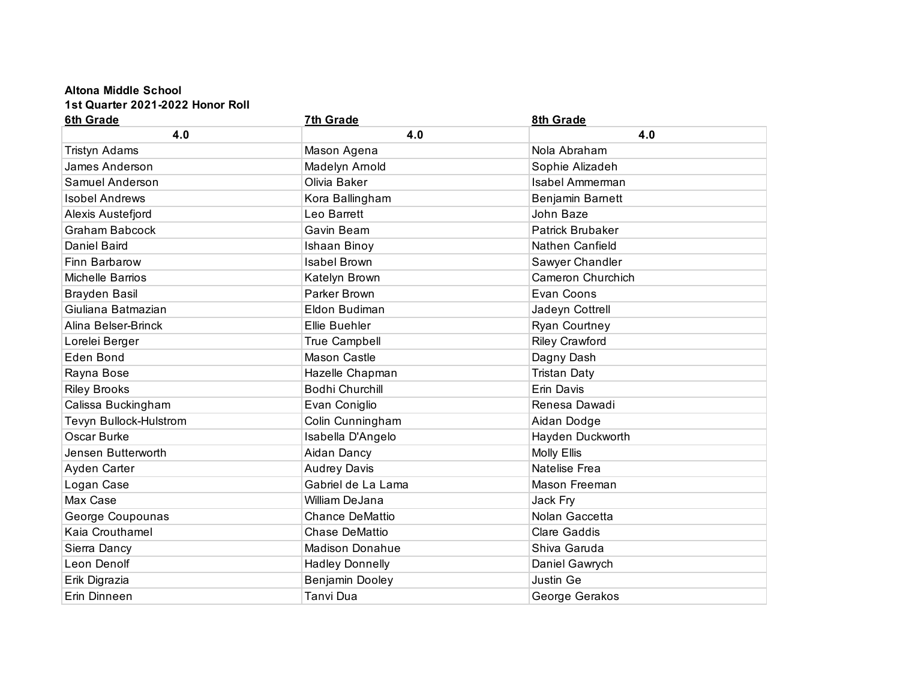**Altona Middle School**
**1st Quarter 2021-2022 Honor Roll**

| 6th Grade | 7th Grade | 8th Grade |
|---|---|---|
| 4.0 | 4.0 | 4.0 |
| Tristyn Adams | Mason Agena | Nola Abraham |
| James Anderson | Madelyn Arnold | Sophie Alizadeh |
| Samuel Anderson | Olivia Baker | Isabel Ammerman |
| Isobel Andrews | Kora Ballingham | Benjamin Barnett |
| Alexis Austefjord | Leo Barrett | John Baze |
| Graham Babcock | Gavin Beam | Patrick Brubaker |
| Daniel Baird | Ishaan Binoy | Nathen Canfield |
| Finn Barbarow | Isabel Brown | Sawyer Chandler |
| Michelle Barrios | Katelyn Brown | Cameron Churchich |
| Brayden Basil | Parker Brown | Evan Coons |
| Giuliana Batmazian | Eldon Budiman | Jadeyn Cottrell |
| Alina Belser-Brinck | Ellie Buehler | Ryan Courtney |
| Lorelei Berger | True Campbell | Riley Crawford |
| Eden Bond | Mason Castle | Dagny Dash |
| Rayna Bose | Hazelle Chapman | Tristan Daty |
| Riley Brooks | Bodhi Churchill | Erin Davis |
| Calissa Buckingham | Evan Coniglio | Renesa Dawadi |
| Tevyn Bullock-Hulstrom | Colin Cunningham | Aidan Dodge |
| Oscar Burke | Isabella D'Angelo | Hayden Duckworth |
| Jensen Butterworth | Aidan Dancy | Molly Ellis |
| Ayden Carter | Audrey Davis | Natelise Frea |
| Logan Case | Gabriel de La Lama | Mason Freeman |
| Max Case | William DeJana | Jack Fry |
| George Coupounas | Chance DeMattio | Nolan Gaccetta |
| Kaia Crouthamel | Chase DeMattio | Clare Gaddis |
| Sierra Dancy | Madison Donahue | Shiva Garuda |
| Leon Denolf | Hadley Donnelly | Daniel Gawrych |
| Erik Digrazia | Benjamin Dooley | Justin Ge |
| Erin Dinneen | Tanvi Dua | George Gerakos |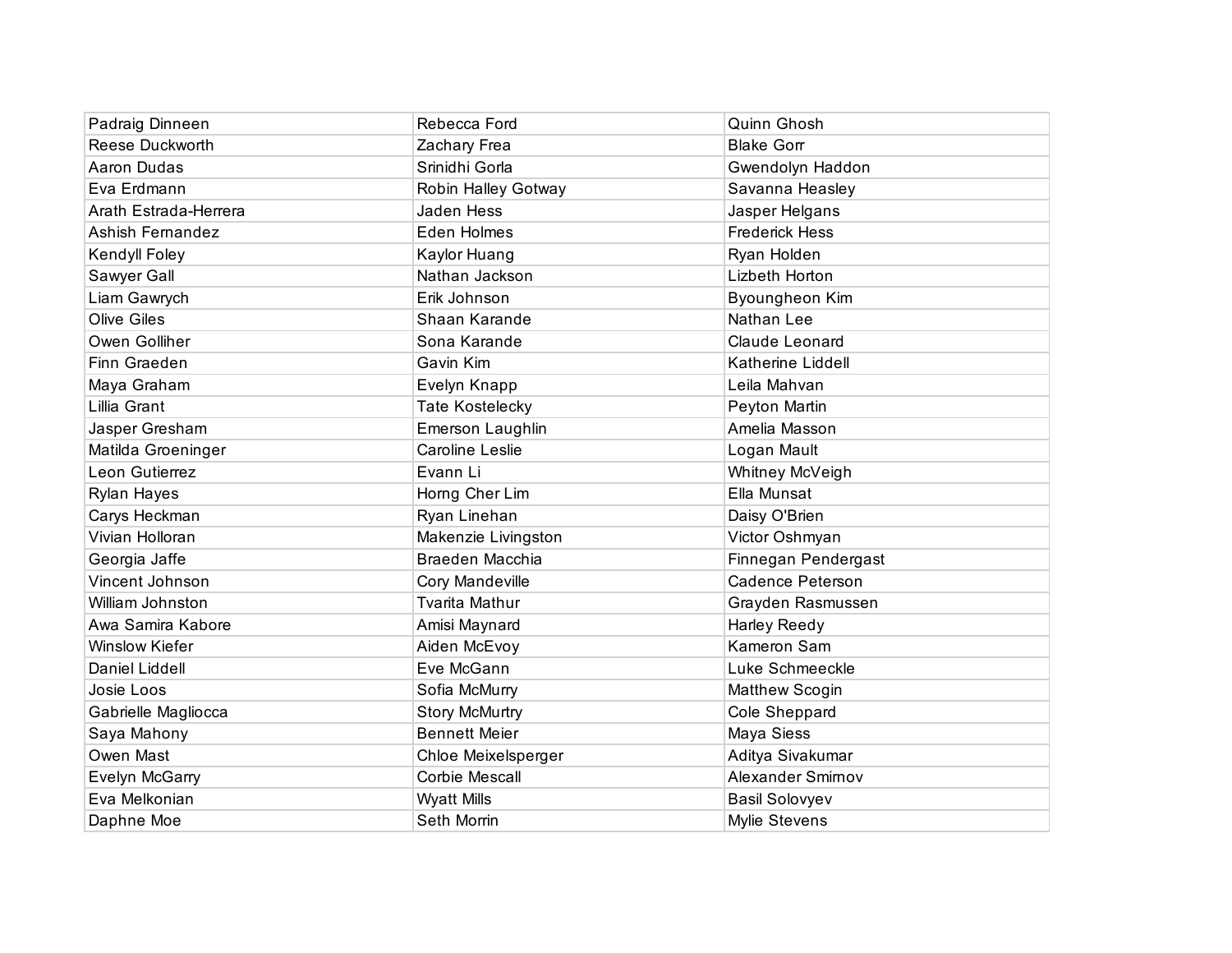| | | |
|---|---|---|
| Padraig Dinneen | Rebecca Ford | Quinn Ghosh |
| Reese Duckworth | Zachary Frea | Blake Gorr |
| Aaron Dudas | Srinidhi Gorla | Gwendolyn Haddon |
| Eva Erdmann | Robin Halley Gotway | Savanna Heasley |
| Arath Estrada-Herrera | Jaden Hess | Jasper Helgans |
| Ashish Fernandez | Eden Holmes | Frederick Hess |
| Kendyll Foley | Kaylor Huang | Ryan Holden |
| Sawyer Gall | Nathan Jackson | Lizbeth Horton |
| Liam Gawrych | Erik Johnson | Byoungheon Kim |
| Olive Giles | Shaan Karande | Nathan Lee |
| Owen Golliher | Sona Karande | Claude Leonard |
| Finn Graeden | Gavin Kim | Katherine Liddell |
| Maya Graham | Evelyn Knapp | Leila Mahvan |
| Lillia Grant | Tate Kostelecky | Peyton Martin |
| Jasper Gresham | Emerson Laughlin | Amelia Masson |
| Matilda Groeninger | Caroline Leslie | Logan Mault |
| Leon Gutierrez | Evann Li | Whitney McVeigh |
| Rylan Hayes | Horng Cher Lim | Ella Munsat |
| Carys Heckman | Ryan Linehan | Daisy O'Brien |
| Vivian Holloran | Makenzie Livingston | Victor Oshmyan |
| Georgia Jaffe | Braeden Macchia | Finnegan Pendergast |
| Vincent Johnson | Cory Mandeville | Cadence Peterson |
| William Johnston | Tvarita Mathur | Grayden Rasmussen |
| Awa Samira Kabore | Amisi Maynard | Harley Reedy |
| Winslow Kiefer | Aiden McEvoy | Kameron Sam |
| Daniel Liddell | Eve McGann | Luke Schmeeckle |
| Josie Loos | Sofia McMurry | Matthew Scogin |
| Gabrielle Magliocca | Story McMurtry | Cole Sheppard |
| Saya Mahony | Bennett Meier | Maya Siess |
| Owen Mast | Chloe Meixelsperger | Aditya Sivakumar |
| Evelyn McGarry | Corbie Mescall | Alexander Smirnov |
| Eva Melkonian | Wyatt Mills | Basil Solovyev |
| Daphne Moe | Seth Morrin | Mylie Stevens |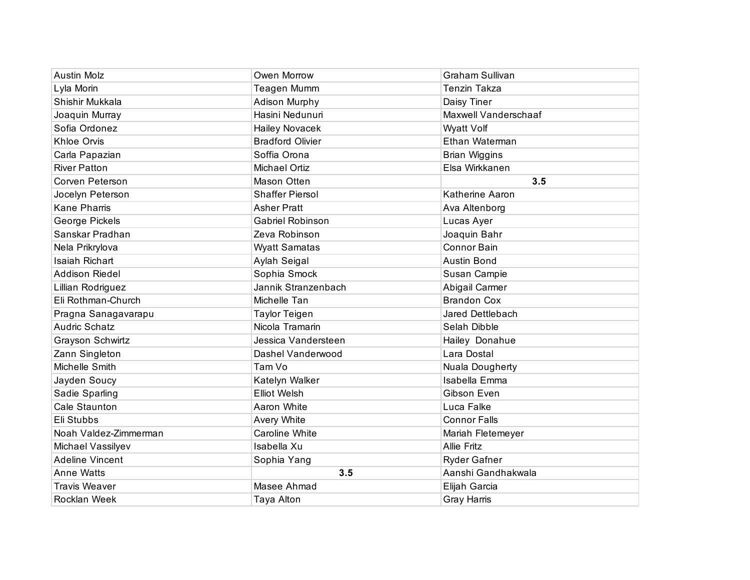| | | |
|---|---|---|
| Austin Molz | Owen Morrow | Graham Sullivan |
| Lyla Morin | Teagen Mumm | Tenzin Takza |
| Shishir Mukkala | Adison Murphy | Daisy Tiner |
| Joaquin Murray | Hasini Nedunuri | Maxwell Vanderschaaf |
| Sofia Ordonez | Hailey Novacek | Wyatt Volf |
| Khloe Orvis | Bradford Olivier | Ethan Waterman |
| Carla Papazian | Soffia Orona | Brian Wiggins |
| River Patton | Michael Ortiz | Elsa Wirkkanen |
| Corven Peterson | Mason Otten | **3.5** |
| Jocelyn Peterson | Shaffer Piersol | Katherine Aaron |
| Kane Pharris | Asher Pratt | Ava Altenborg |
| George Pickels | Gabriel Robinson | Lucas Ayer |
| Sanskar Pradhan | Zeva Robinson | Joaquin Bahr |
| Nela Prikrylova | Wyatt Samatas | Connor Bain |
| Isaiah Richart | Aylah Seigal | Austin Bond |
| Addison Riedel | Sophia Smock | Susan Campie |
| Lillian Rodriguez | Jannik Stranzenbach | Abigail Carmer |
| Eli Rothman-Church | Michelle Tan | Brandon Cox |
| Pragna Sanagavarapu | Taylor Teigen | Jared Dettlebach |
| Audric Schatz | Nicola Tramarin | Selah Dibble |
| Grayson Schwirtz | Jessica Vandersteen | Hailey Donahue |
| Zann Singleton | Dashel Vanderwood | Lara Dostal |
| Michelle Smith | Tam Vo | Nuala Dougherty |
| Jayden Soucy | Katelyn Walker | Isabella Emma |
| Sadie Sparling | Elliot Welsh | Gibson Even |
| Cale Staunton | Aaron White | Luca Falke |
| Eli Stubbs | Avery White | Connor Falls |
| Noah Valdez-Zimmerman | Caroline White | Mariah Fletemeyer |
| Michael Vassilyev | Isabella Xu | Allie Fritz |
| Adeline Vincent | Sophia Yang | Ryder Gafner |
| Anne Watts | **3.5** | Aanshi Gandhakwala |
| Travis Weaver | Masee Ahmad | Elijah Garcia |
| Rocklan Week | Taya Alton | Gray Harris |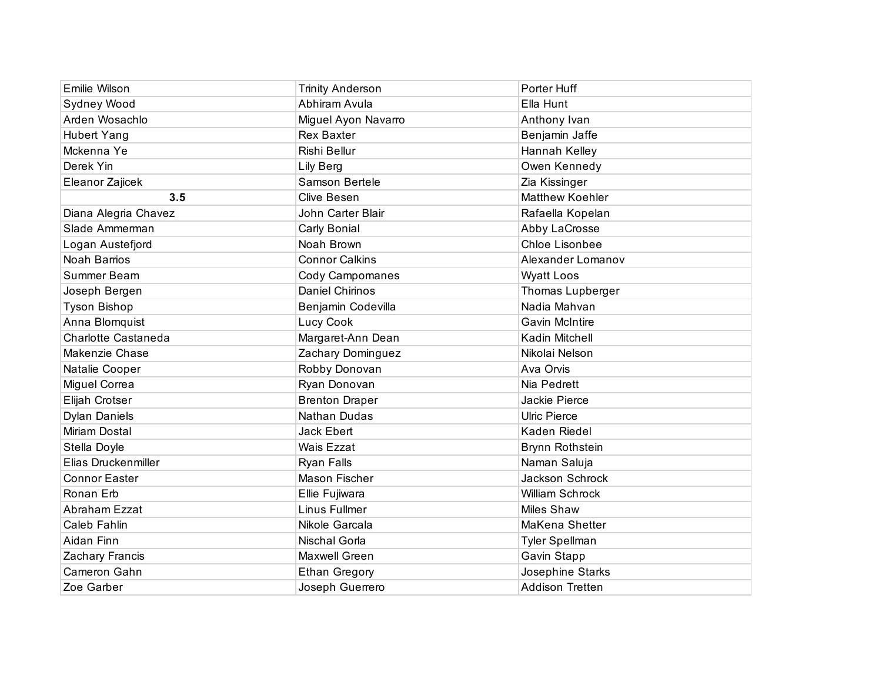| | | |
|---|---|---|
| Emilie Wilson | Trinity Anderson | Porter Huff |
| Sydney Wood | Abhiram Avula | Ella Hunt |
| Arden Wosachlo | Miguel Ayon Navarro | Anthony Ivan |
| Hubert Yang | Rex Baxter | Benjamin Jaffe |
| Mckenna Ye | Rishi Bellur | Hannah Kelley |
| Derek Yin | Lily Berg | Owen Kennedy |
| Eleanor Zajicek | Samson Bertele | Zia Kissinger |
| **3.5** | Clive Besen | Matthew Koehler |
| Diana Alegria Chavez | John Carter Blair | Rafaella Kopelan |
| Slade Ammerman | Carly Bonial | Abby LaCrosse |
| Logan Austefjord | Noah Brown | Chloe Lisonbee |
| Noah Barrios | Connor Calkins | Alexander Lomanov |
| Summer Beam | Cody Campomanes | Wyatt Loos |
| Joseph Bergen | Daniel Chirinos | Thomas Lupberger |
| Tyson Bishop | Benjamin Codevilla | Nadia Mahvan |
| Anna Blomquist | Lucy Cook | Gavin McIntire |
| Charlotte Castaneda | Margaret-Ann Dean | Kadin Mitchell |
| Makenzie Chase | Zachary Dominguez | Nikolai Nelson |
| Natalie Cooper | Robby Donovan | Ava Orvis |
| Miguel Correa | Ryan Donovan | Nia Pedrett |
| Elijah Crotser | Brenton Draper | Jackie Pierce |
| Dylan Daniels | Nathan Dudas | Ulric Pierce |
| Miriam Dostal | Jack Ebert | Kaden Riedel |
| Stella Doyle | Wais Ezzat | Brynn Rothstein |
| Elias Druckenmiller | Ryan Falls | Naman Saluja |
| Connor Easter | Mason Fischer | Jackson Schrock |
| Ronan Erb | Ellie Fujiwara | William Schrock |
| Abraham Ezzat | Linus Fullmer | Miles Shaw |
| Caleb Fahlin | Nikole Garcala | MaKena Shetter |
| Aidan Finn | Nischal Gorla | Tyler Spellman |
| Zachary Francis | Maxwell Green | Gavin Stapp |
| Cameron Gahn | Ethan Gregory | Josephine Starks |
| Zoe Garber | Joseph Guerrero | Addison Tretten |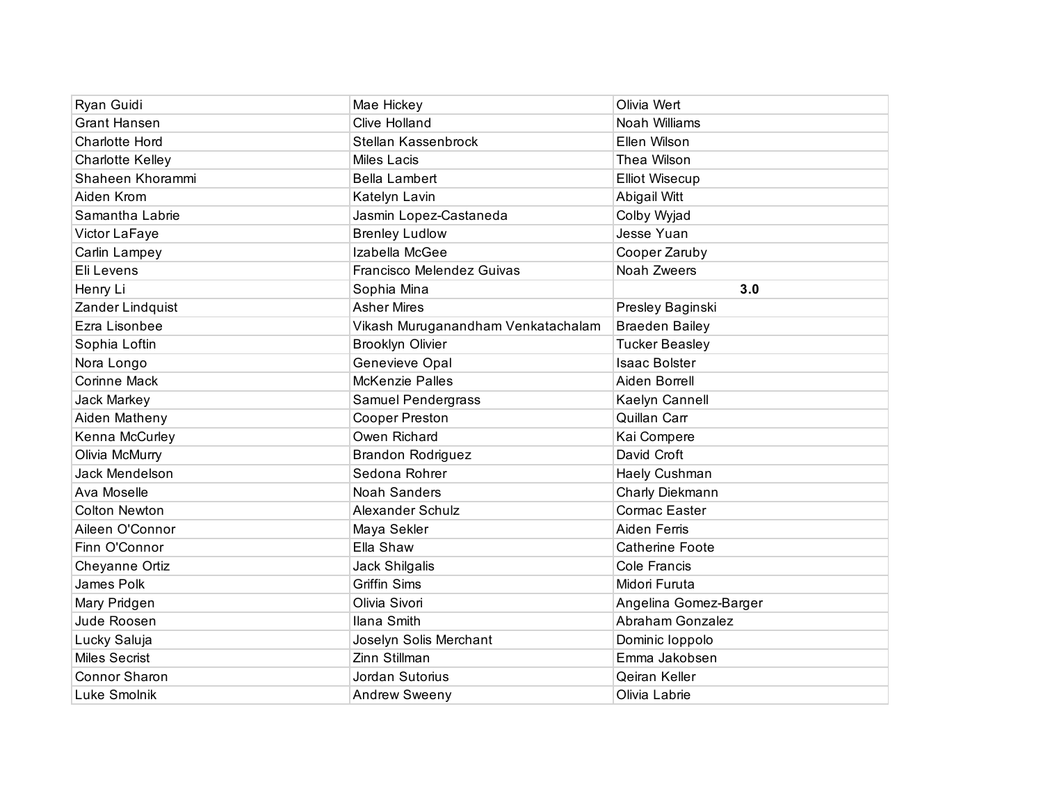| | | |
|---|---|---|
| Ryan Guidi | Mae Hickey | Olivia Wert |
| Grant Hansen | Clive Holland | Noah Williams |
| Charlotte Hord | Stellan Kassenbrock | Ellen Wilson |
| Charlotte Kelley | Miles Lacis | Thea Wilson |
| Shaheen Khorammi | Bella Lambert | Elliot Wisecup |
| Aiden Krom | Katelyn Lavin | Abigail Witt |
| Samantha Labrie | Jasmin Lopez-Castaneda | Colby Wyjad |
| Victor LaFaye | Brenley Ludlow | Jesse Yuan |
| Carlin Lampey | Izabella McGee | Cooper Zaruby |
| Eli Levens | Francisco Melendez Guivas | Noah Zweers |
| Henry Li | Sophia Mina | **3.0** |
| Zander Lindquist | Asher Mires | Presley Baginski |
| Ezra Lisonbee | Vikash Muruganandham Venkatachalam | Braeden Bailey |
| Sophia Loftin | Brooklyn Olivier | Tucker Beasley |
| Nora Longo | Genevieve Opal | Isaac Bolster |
| Corinne Mack | McKenzie Palles | Aiden Borrell |
| Jack Markey | Samuel Pendergrass | Kaelyn Cannell |
| Aiden Matheny | Cooper Preston | Quillan Carr |
| Kenna McCurley | Owen Richard | Kai Compere |
| Olivia McMurry | Brandon Rodriguez | David Croft |
| Jack Mendelson | Sedona Rohrer | Haely Cushman |
| Ava Moselle | Noah Sanders | Charly Diekmann |
| Colton Newton | Alexander Schulz | Cormac Easter |
| Aileen O'Connor | Maya Sekler | Aiden Ferris |
| Finn O'Connor | Ella Shaw | Catherine Foote |
| Cheyanne Ortiz | Jack Shilgalis | Cole Francis |
| James Polk | Griffin Sims | Midori Furuta |
| Mary Pridgen | Olivia Sivori | Angelina Gomez-Barger |
| Jude Roosen | Ilana Smith | Abraham Gonzalez |
| Lucky Saluja | Joselyn Solis Merchant | Dominic Ioppolo |
| Miles Secrist | Zinn Stillman | Emma Jakobsen |
| Connor Sharon | Jordan Sutorius | Qeiran Keller |
| Luke Smolnik | Andrew Sweeny | Olivia Labrie |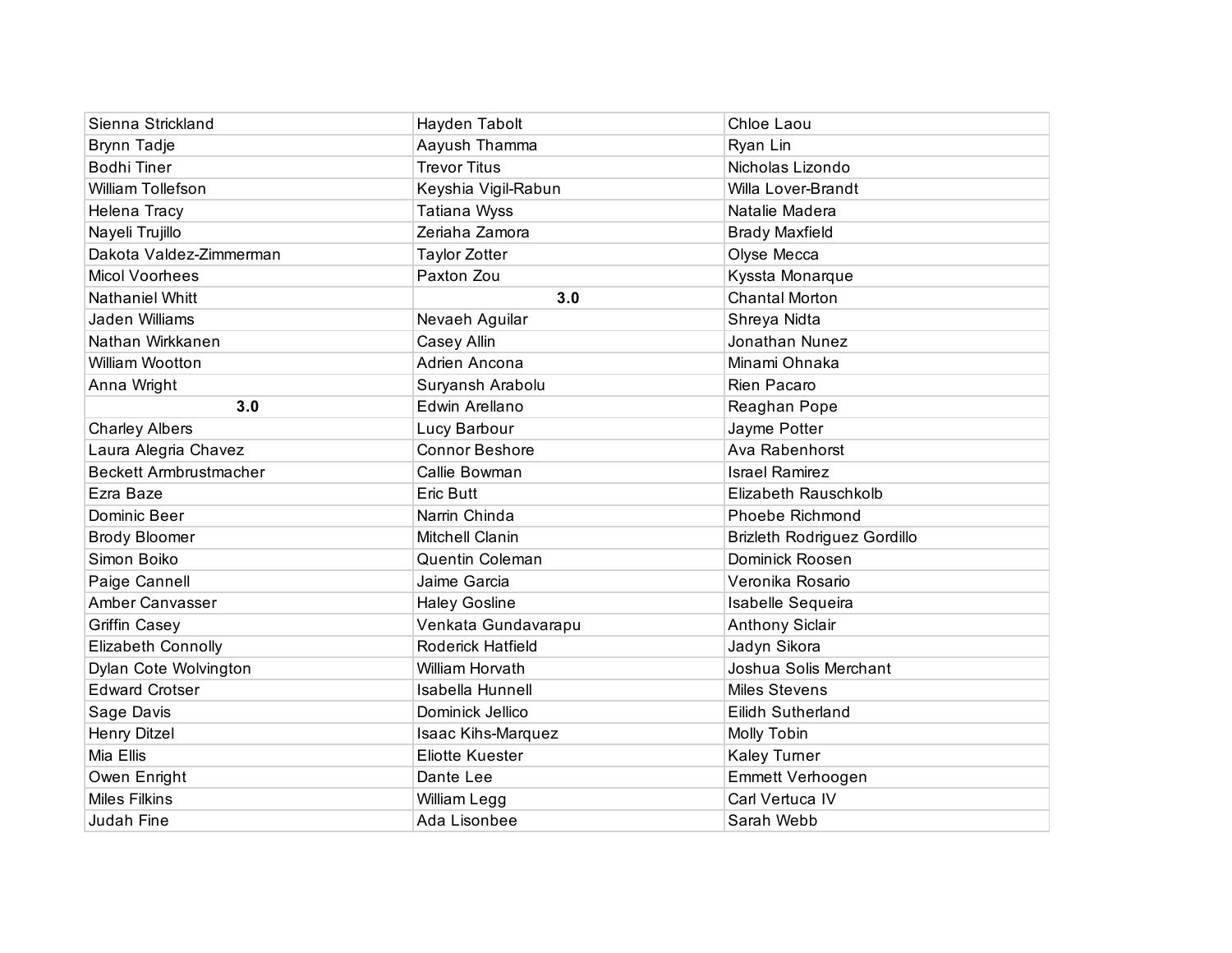| | | |
|---|---|---|
| Sienna Strickland | Hayden Tabolt | Chloe Laou |
| Brynn Tadje | Aayush Thamma | Ryan Lin |
| Bodhi Tiner | Trevor Titus | Nicholas Lizondo |
| William Tollefson | Keyshia Vigil-Rabun | Willa Lover-Brandt |
| Helena Tracy | Tatiana Wyss | Natalie Madera |
| Nayeli Trujillo | Zeriaha Zamora | Brady Maxfield |
| Dakota Valdez-Zimmerman | Taylor Zotter | Olyse Mecca |
| Micol Voorhees | Paxton Zou | Kyssta Monarque |
| Nathaniel Whitt | **3.0** | Chantal Morton |
| Jaden Williams | Nevaeh Aguilar | Shreya Nidta |
| Nathan Wirkkanen | Casey Allin | Jonathan Nunez |
| William Wootton | Adrien Ancona | Minami Ohnaka |
| Anna Wright | Suryansh Arabolu | Rien Pacaro |
| **3.0** | Edwin Arellano | Reaghan Pope |
| Charley Albers | Lucy Barbour | Jayme Potter |
| Laura Alegria Chavez | Connor Beshore | Ava Rabenhorst |
| Beckett Armbrustmacher | Callie Bowman | Israel Ramirez |
| Ezra Baze | Eric Butt | Elizabeth Rauschkolb |
| Dominic Beer | Narrin Chinda | Phoebe Richmond |
| Brody Bloomer | Mitchell Clanin | Brizleth Rodriguez Gordillo |
| Simon Boiko | Quentin Coleman | Dominick Roosen |
| Paige Cannell | Jaime Garcia | Veronika Rosario |
| Amber Canvasser | Haley Gosline | Isabelle Sequeira |
| Griffin Casey | Venkata Gundavarapu | Anthony Siclair |
| Elizabeth Connolly | Roderick Hatfield | Jadyn Sikora |
| Dylan Cote Wolvington | William Horvath | Joshua Solis Merchant |
| Edward Crotser | Isabella Hunnell | Miles Stevens |
| Sage Davis | Dominick Jellico | Eilidh Sutherland |
| Henry Ditzel | Isaac Kihs-Marquez | Molly Tobin |
| Mia Ellis | Eliotte Kuester | Kaley Turner |
| Owen Enright | Dante Lee | Emmett Verhoogen |
| Miles Filkins | William Legg | Carl Vertuca IV |
| Judah Fine | Ada Lisonbee | Sarah Webb |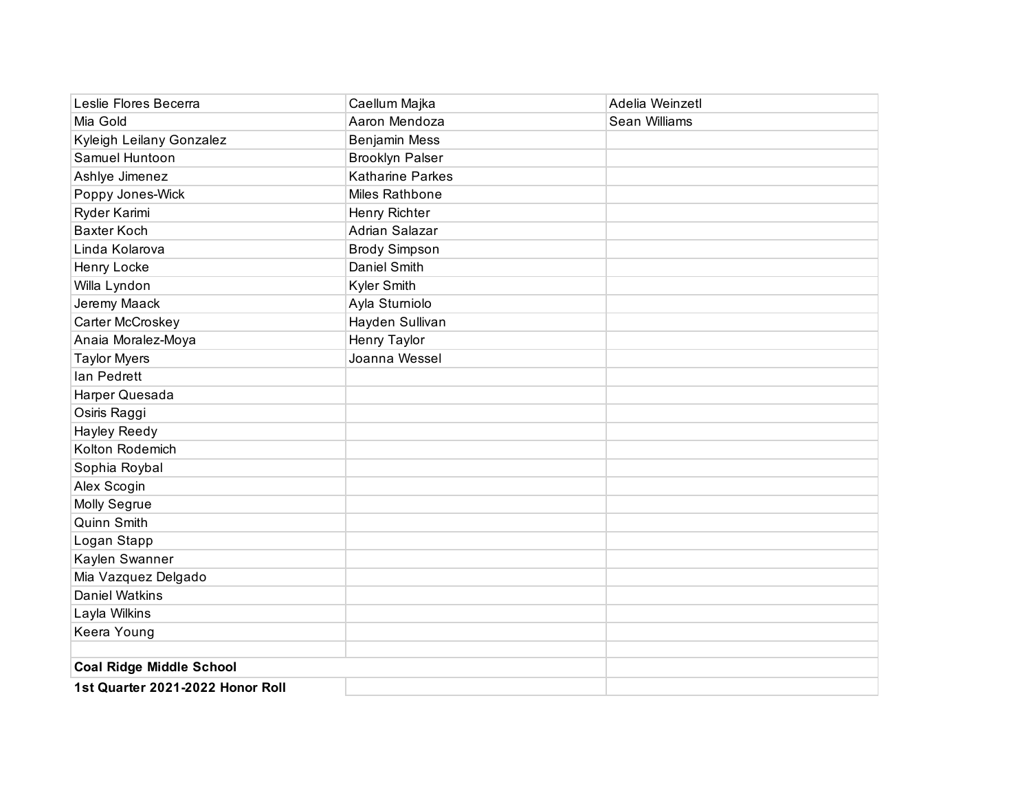| | | |
|---|---|---|
| Leslie Flores Becerra | Caellum Majka | Adelia Weinzetl |
| Mia Gold | Aaron Mendoza | Sean Williams |
| Kyleigh Leilany Gonzalez | Benjamin Mess | |
| Samuel Huntoon | Brooklyn Palser | |
| Ashlye Jimenez | Katharine Parkes | |
| Poppy Jones-Wick | Miles Rathbone | |
| Ryder Karimi | Henry Richter | |
| Baxter Koch | Adrian Salazar | |
| Linda Kolarova | Brody Simpson | |
| Henry Locke | Daniel Smith | |
| Willa Lyndon | Kyler Smith | |
| Jeremy Maack | Ayla Sturniolo | |
| Carter McCroskey | Hayden Sullivan | |
| Anaia Moralez-Moya | Henry Taylor | |
| Taylor Myers | Joanna Wessel | |
| Ian Pedrett | | |
| Harper Quesada | | |
| Osiris Raggi | | |
| Hayley Reedy | | |
| Kolton Rodemich | | |
| Sophia Roybal | | |
| Alex Scogin | | |
| Molly Segrue | | |
| Quinn Smith | | |
| Logan Stapp | | |
| Kaylen Swanner | | |
| Mia Vazquez Delgado | | |
| Daniel Watkins | | |
| Layla Wilkins | | |
| Keera Young | | |
| | | |
| **Coal Ridge Middle School** | | |
| **1st Quarter 2021-2022 Honor Roll** | | |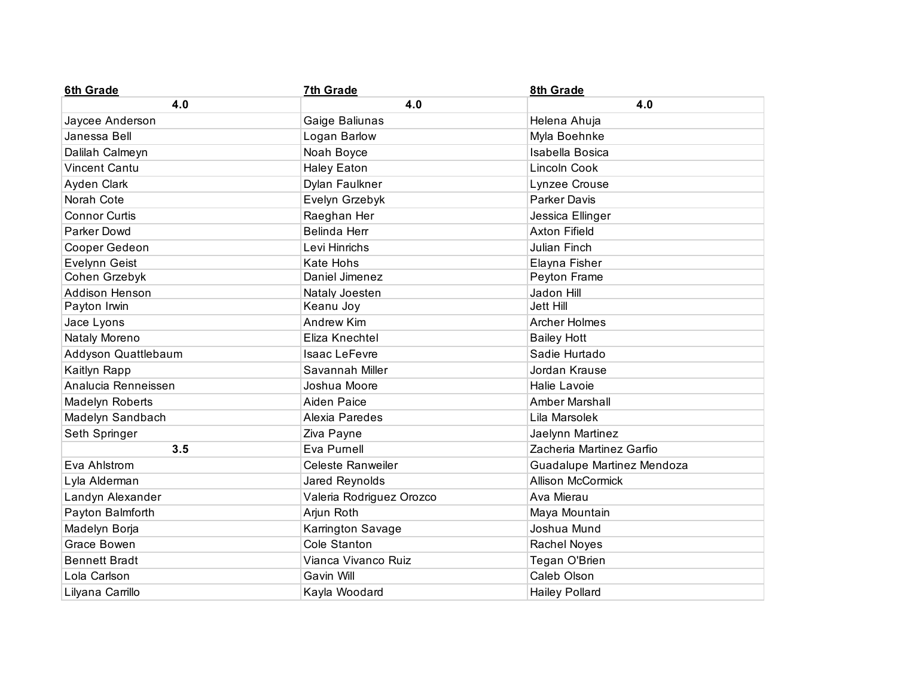| 6th Grade | 7th Grade | 8th Grade |
|---|---|---|
| **4.0** | **4.0** | **4.0** |
| Jaycee Anderson | Gaige Baliunas | Helena Ahuja |
| Janessa Bell | Logan Barlow | Myla Boehnke |
| Dalilah Calmeyn | Noah Boyce | Isabella Bosica |
| Vincent Cantu | Haley Eaton | Lincoln Cook |
| Ayden Clark | Dylan Faulkner | Lynzee Crouse |
| Norah Cote | Evelyn Grzebyk | Parker Davis |
| Connor Curtis | Raeghan Her | Jessica Ellinger |
| Parker Dowd | Belinda Herr | Axton Fifield |
| Cooper Gedeon | Levi Hinrichs | Julian Finch |
| Evelynn Geist | Kate Hohs | Elayna Fisher |
| Cohen Grzebyk | Daniel Jimenez | Peyton Frame |
| Addison Henson | Nataly Joesten | Jadon Hill |
| Payton Irwin | Keanu Joy | Jett Hill |
| Jace Lyons | Andrew Kim | Archer Holmes |
| Nataly Moreno | Eliza Knechtel | Bailey Hott |
| Addyson Quattlebaum | Isaac LeFevre | Sadie Hurtado |
| Kaitlyn Rapp | Savannah Miller | Jordan Krause |
| Analucia Renneissen | Joshua Moore | Halie Lavoie |
| Madelyn Roberts | Aiden Paice | Amber Marshall |
| Madelyn Sandbach | Alexia Paredes | Lila Marsolek |
| Seth Springer | Ziva Payne | Jaelynn Martinez |
| **3.5** | Eva Purnell | Zacheria Martinez Garfio |
| Eva Ahlstrom | Celeste Ranweiler | Guadalupe Martinez Mendoza |
| Lyla Alderman | Jared Reynolds | Allison McCormick |
| Landyn Alexander | Valeria Rodriguez Orozco | Ava Mierau |
| Payton Balmforth | Arjun Roth | Maya Mountain |
| Madelyn Borja | Karrington Savage | Joshua Mund |
| Grace Bowen | Cole Stanton | Rachel Noyes |
| Bennett Bradt | Vianca Vivanco Ruiz | Tegan O'Brien |
| Lola Carlson | Gavin Will | Caleb Olson |
| Lilyana Carrillo | Kayla Woodard | Hailey Pollard |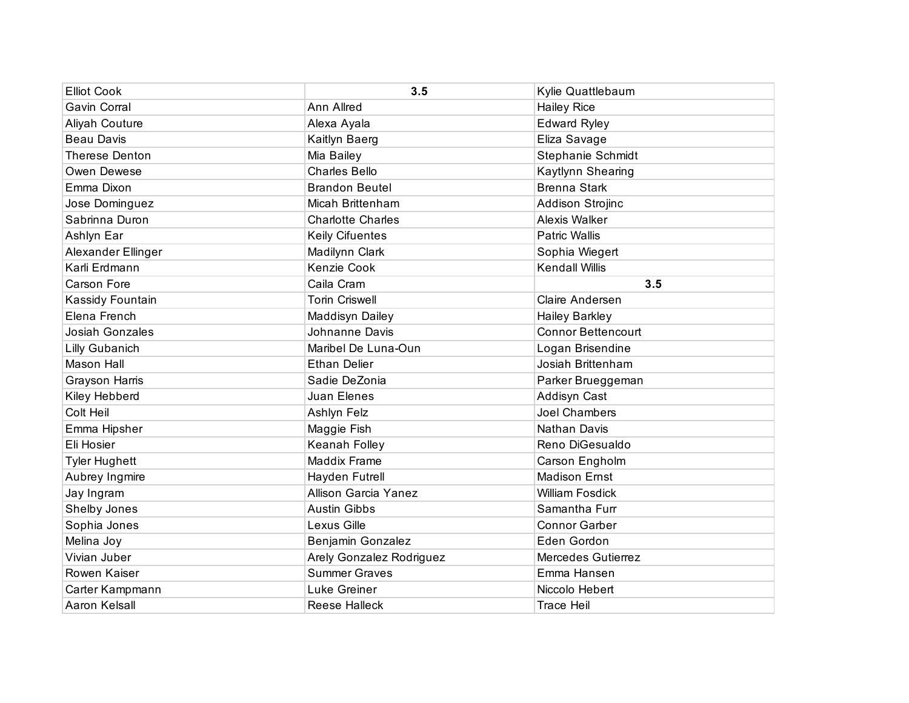| Elliot Cook | **3.5** | Kylie Quattlebaum |
|---|---|---|
| Gavin Corral | Ann Allred | Hailey Rice |
| Aliyah Couture | Alexa Ayala | Edward Ryley |
| Beau Davis | Kaitlyn Baerg | Eliza Savage |
| Therese Denton | Mia Bailey | Stephanie Schmidt |
| Owen Dewese | Charles Bello | Kaytlynn Shearing |
| Emma Dixon | Brandon Beutel | Brenna Stark |
| Jose Dominguez | Micah Brittenham | Addison Strojinc |
| Sabrinna Duron | Charlotte Charles | Alexis Walker |
| Ashlyn Ear | Keily Cifuentes | Patric Wallis |
| Alexander Ellinger | Madilynn Clark | Sophia Wiegert |
| Karli Erdmann | Kenzie Cook | Kendall Willis |
| Carson Fore | Caila Cram | **3.5** |
| Kassidy Fountain | Torin Criswell | Claire Andersen |
| Elena French | Maddisyn Dailey | Hailey Barkley |
| Josiah Gonzales | Johnanne Davis | Connor Bettencourt |
| Lilly Gubanich | Maribel De Luna-Oun | Logan Brisendine |
| Mason Hall | Ethan Delier | Josiah Brittenham |
| Grayson Harris | Sadie DeZonia | Parker Brueggeman |
| Kiley Hebberd | Juan Elenes | Addisyn Cast |
| Colt Heil | Ashlyn Felz | Joel Chambers |
| Emma Hipsher | Maggie Fish | Nathan Davis |
| Eli Hosier | Keanah Folley | Reno DiGesualdo |
| Tyler Hughett | Maddix Frame | Carson Engholm |
| Aubrey Ingmire | Hayden Futrell | Madison Ernst |
| Jay Ingram | Allison Garcia Yanez | William Fosdick |
| Shelby Jones | Austin Gibbs | Samantha Furr |
| Sophia Jones | Lexus Gille | Connor Garber |
| Melina Joy | Benjamin Gonzalez | Eden Gordon |
| Vivian Juber | Arely Gonzalez Rodriguez | Mercedes Gutierrez |
| Rowen Kaiser | Summer Graves | Emma Hansen |
| Carter Kampmann | Luke Greiner | Niccolo Hebert |
| Aaron Kelsall | Reese Halleck | Trace Heil |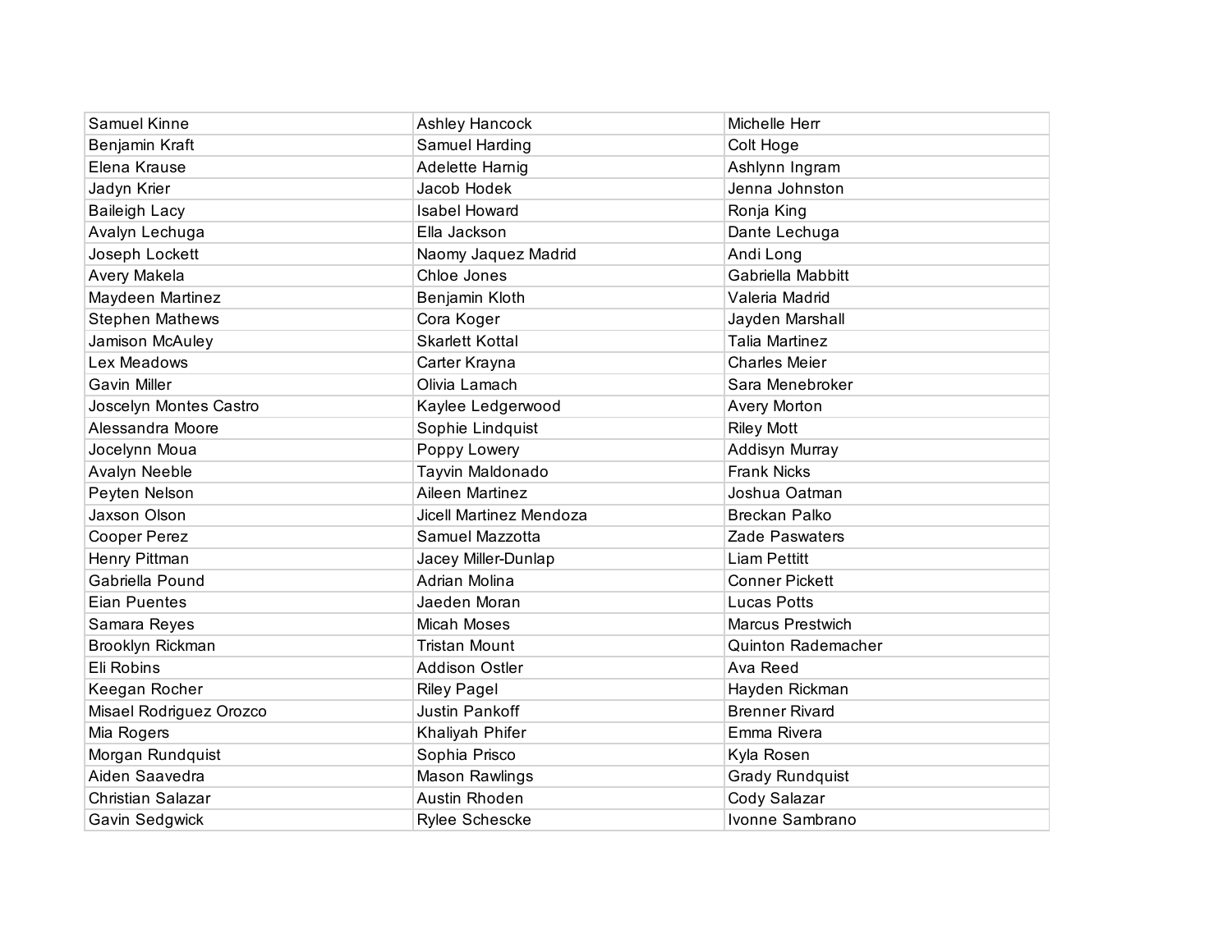| | | |
|---|---|---|
| Samuel Kinne | Ashley Hancock | Michelle Herr |
| Benjamin Kraft | Samuel Harding | Colt Hoge |
| Elena Krause | Adelette Harnig | Ashlynn Ingram |
| Jadyn Krier | Jacob Hodek | Jenna Johnston |
| Baileigh Lacy | Isabel Howard | Ronja King |
| Avalyn Lechuga | Ella Jackson | Dante Lechuga |
| Joseph Lockett | Naomy Jaquez Madrid | Andi Long |
| Avery Makela | Chloe Jones | Gabriella Mabbitt |
| Maydeen Martinez | Benjamin Kloth | Valeria Madrid |
| Stephen Mathews | Cora Koger | Jayden Marshall |
| Jamison McAuley | Skarlett Kottal | Talia Martinez |
| Lex Meadows | Carter Krayna | Charles Meier |
| Gavin Miller | Olivia Lamach | Sara Menebroker |
| Joscelyn Montes Castro | Kaylee Ledgerwood | Avery Morton |
| Alessandra Moore | Sophie Lindquist | Riley Mott |
| Jocelynn Moua | Poppy Lowery | Addisyn Murray |
| Avalyn Neeble | Tayvin Maldonado | Frank Nicks |
| Peyten Nelson | Aileen Martinez | Joshua Oatman |
| Jaxson Olson | Jicell Martinez Mendoza | Breckan Palko |
| Cooper Perez | Samuel Mazzotta | Zade Paswaters |
| Henry Pittman | Jacey Miller-Dunlap | Liam Pettitt |
| Gabriella Pound | Adrian Molina | Conner Pickett |
| Eian Puentes | Jaeden Moran | Lucas Potts |
| Samara Reyes | Micah Moses | Marcus Prestwich |
| Brooklyn Rickman | Tristan Mount | Quinton Rademacher |
| Eli Robins | Addison Ostler | Ava Reed |
| Keegan Rocher | Riley Pagel | Hayden Rickman |
| Misael Rodriguez Orozco | Justin Pankoff | Brenner Rivard |
| Mia Rogers | Khaliyah Phifer | Emma Rivera |
| Morgan Rundquist | Sophia Prisco | Kyla Rosen |
| Aiden Saavedra | Mason Rawlings | Grady Rundquist |
| Christian Salazar | Austin Rhoden | Cody Salazar |
| Gavin Sedgwick | Rylee Schescke | Ivonne Sambrano |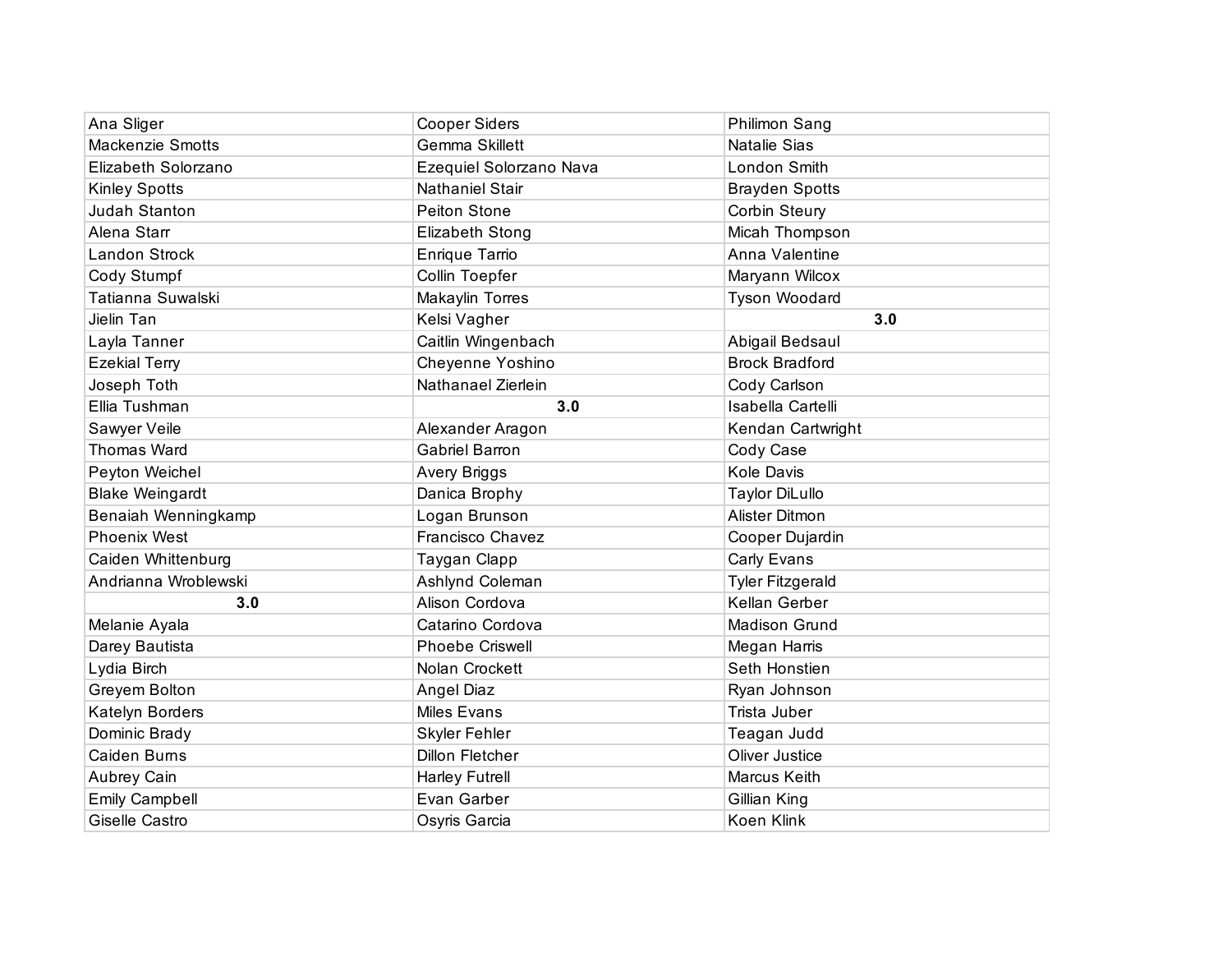| Ana Sliger | Cooper Siders | Philimon Sang |
|---|---|---|
| Mackenzie Smotts | Gemma Skillett | Natalie Sias |
| Elizabeth Solorzano | Ezequiel Solorzano Nava | London Smith |
| Kinley Spotts | Nathaniel Stair | Brayden Spotts |
| Judah Stanton | Peiton Stone | Corbin Steury |
| Alena Starr | Elizabeth Stong | Micah Thompson |
| Landon Strock | Enrique Tarrio | Anna Valentine |
| Cody Stumpf | Collin Toepfer | Maryann Wilcox |
| Tatianna Suwalski | Makaylin Torres | Tyson Woodard |
| Jielin Tan | Kelsi Vagher | **3.0** |
| Layla Tanner | Caitlin Wingenbach | Abigail Bedsaul |
| Ezekial Terry | Cheyenne Yoshino | Brock Bradford |
| Joseph Toth | Nathanael Zierlein | Cody Carlson |
| Ellia Tushman | **3.0** | Isabella Cartelli |
| Sawyer Veile | Alexander Aragon | Kendan Cartwright |
| Thomas Ward | Gabriel Barron | Cody Case |
| Peyton Weichel | Avery Briggs | Kole Davis |
| Blake Weingardt | Danica Brophy | Taylor DiLullo |
| Benaiah Wenningkamp | Logan Brunson | Alister Ditmon |
| Phoenix West | Francisco Chavez | Cooper Dujardin |
| Caiden Whittenburg | Taygan Clapp | Carly Evans |
| Andrianna Wroblewski | Ashlynd Coleman | Tyler Fitzgerald |
| **3.0** | Alison Cordova | Kellan Gerber |
| Melanie Ayala | Catarino Cordova | Madison Grund |
| Darey Bautista | Phoebe Criswell | Megan Harris |
| Lydia Birch | Nolan Crockett | Seth Honstien |
| Greyem Bolton | Angel Diaz | Ryan Johnson |
| Katelyn Borders | Miles Evans | Trista Juber |
| Dominic Brady | Skyler Fehler | Teagan Judd |
| Caiden Burns | Dillon Fletcher | Oliver Justice |
| Aubrey Cain | Harley Futrell | Marcus Keith |
| Emily Campbell | Evan Garber | Gillian King |
| Giselle Castro | Osyris Garcia | Koen Klink |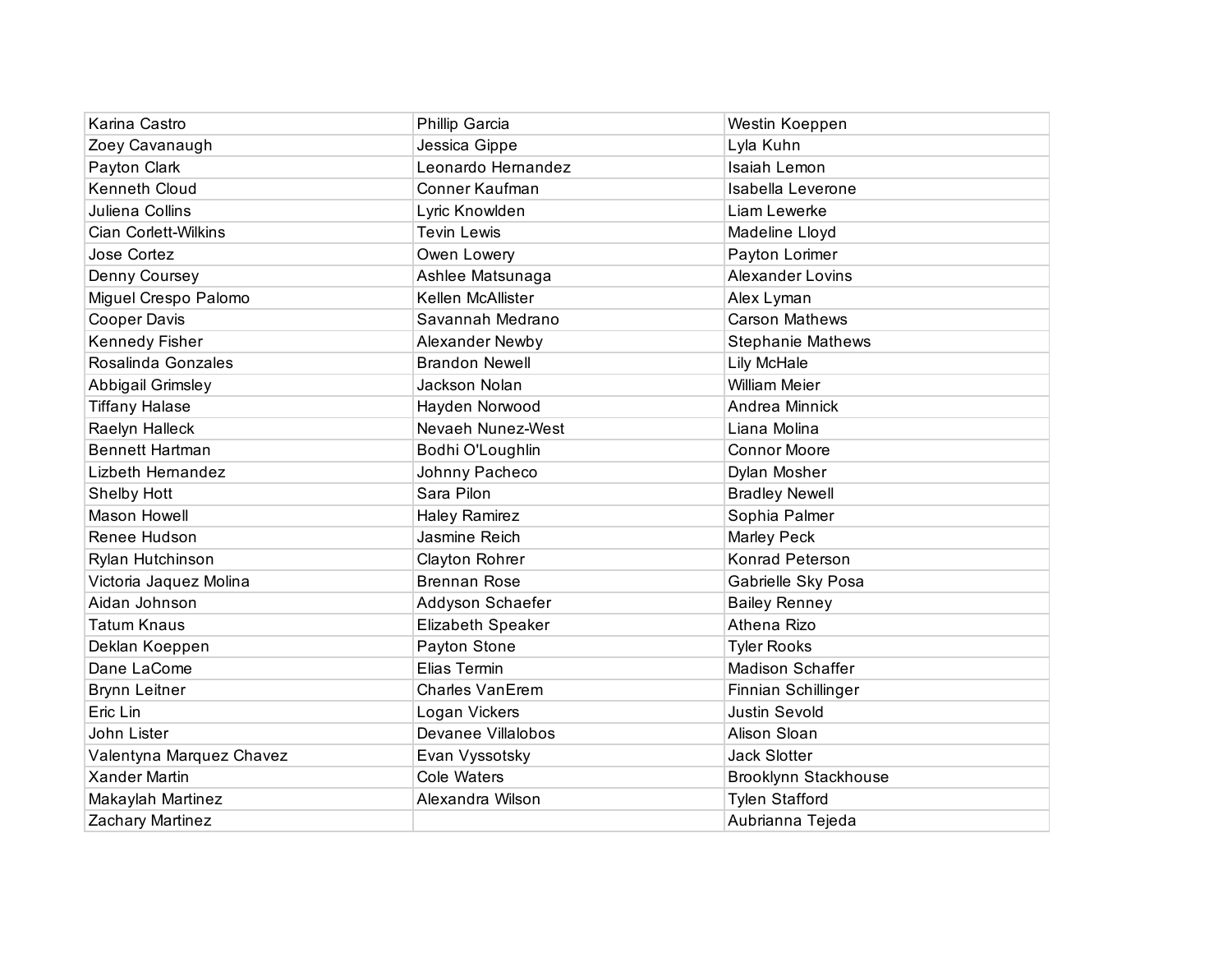| | | |
|---|---|---|
| Karina Castro | Phillip Garcia | Westin Koeppen |
| Zoey Cavanaugh | Jessica Gippe | Lyla Kuhn |
| Payton Clark | Leonardo Hernandez | Isaiah Lemon |
| Kenneth Cloud | Conner Kaufman | Isabella Leverone |
| Juliena Collins | Lyric Knowlden | Liam Lewerke |
| Cian Corlett-Wilkins | Tevin Lewis | Madeline Lloyd |
| Jose Cortez | Owen Lowery | Payton Lorimer |
| Denny Coursey | Ashlee Matsunaga | Alexander Lovins |
| Miguel Crespo Palomo | Kellen McAllister | Alex Lyman |
| Cooper Davis | Savannah Medrano | Carson Mathews |
| Kennedy Fisher | Alexander Newby | Stephanie Mathews |
| Rosalinda Gonzales | Brandon Newell | Lily McHale |
| Abbigail Grimsley | Jackson Nolan | William Meier |
| Tiffany Halase | Hayden Norwood | Andrea Minnick |
| Raelyn Halleck | Nevaeh Nunez-West | Liana Molina |
| Bennett Hartman | Bodhi O'Loughlin | Connor Moore |
| Lizbeth Hernandez | Johnny Pacheco | Dylan Mosher |
| Shelby Hott | Sara Pilon | Bradley Newell |
| Mason Howell | Haley Ramirez | Sophia Palmer |
| Renee Hudson | Jasmine Reich | Marley Peck |
| Rylan Hutchinson | Clayton Rohrer | Konrad Peterson |
| Victoria Jaquez Molina | Brennan Rose | Gabrielle Sky Posa |
| Aidan Johnson | Addyson Schaefer | Bailey Renney |
| Tatum Knaus | Elizabeth Speaker | Athena Rizo |
| Deklan Koeppen | Payton Stone | Tyler Rooks |
| Dane LaCome | Elias Termin | Madison Schaffer |
| Brynn Leitner | Charles VanErem | Finnian Schillinger |
| Eric Lin | Logan Vickers | Justin Sevold |
| John Lister | Devanee Villalobos | Alison Sloan |
| Valentyna Marquez Chavez | Evan Vyssotsky | Jack Slotter |
| Xander Martin | Cole Waters | Brooklynn Stackhouse |
| Makaylah Martinez | Alexandra Wilson | Tylen Stafford |
| Zachary Martinez | | Aubrianna Tejeda |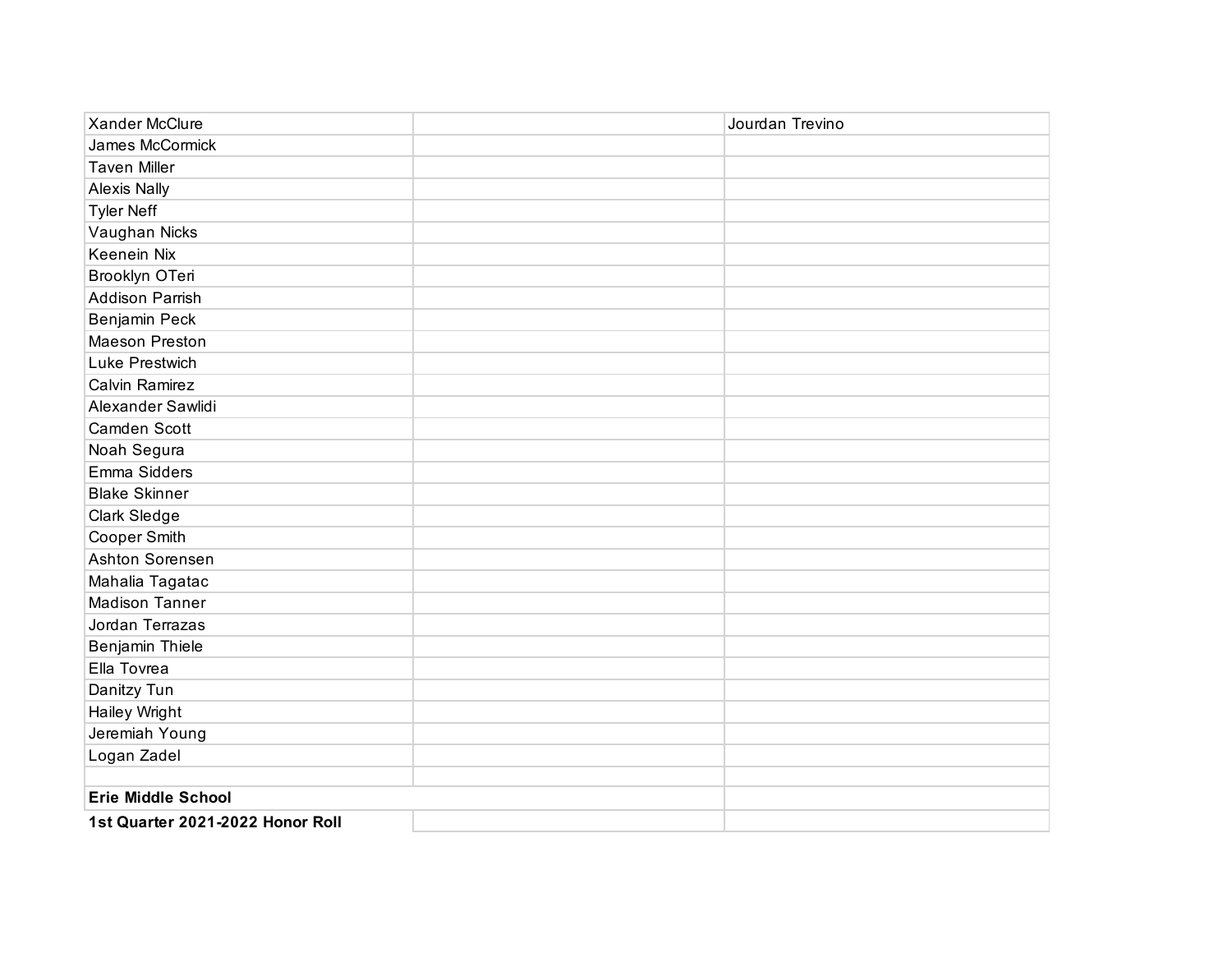| | | |
|---|---|---|
| Xander McClure | | Jourdan Trevino |
| James McCormick | | |
| Taven Miller | | |
| Alexis Nally | | |
| Tyler Neff | | |
| Vaughan Nicks | | |
| Keenein Nix | | |
| Brooklyn OTeri | | |
| Addison Parrish | | |
| Benjamin Peck | | |
| Maeson Preston | | |
| Luke Prestwich | | |
| Calvin Ramirez | | |
| Alexander Sawlidi | | |
| Camden Scott | | |
| Noah Segura | | |
| Emma Sidders | | |
| Blake Skinner | | |
| Clark Sledge | | |
| Cooper Smith | | |
| Ashton Sorensen | | |
| Mahalia Tagatac | | |
| Madison Tanner | | |
| Jordan Terrazas | | |
| Benjamin Thiele | | |
| Ella Tovrea | | |
| Danitzy Tun | | |
| Hailey Wright | | |
| Jeremiah Young | | |
| Logan Zadel | | |
| | | |
| **Erie Middle School** | | |
| **1st Quarter 2021-2022 Honor Roll** | | |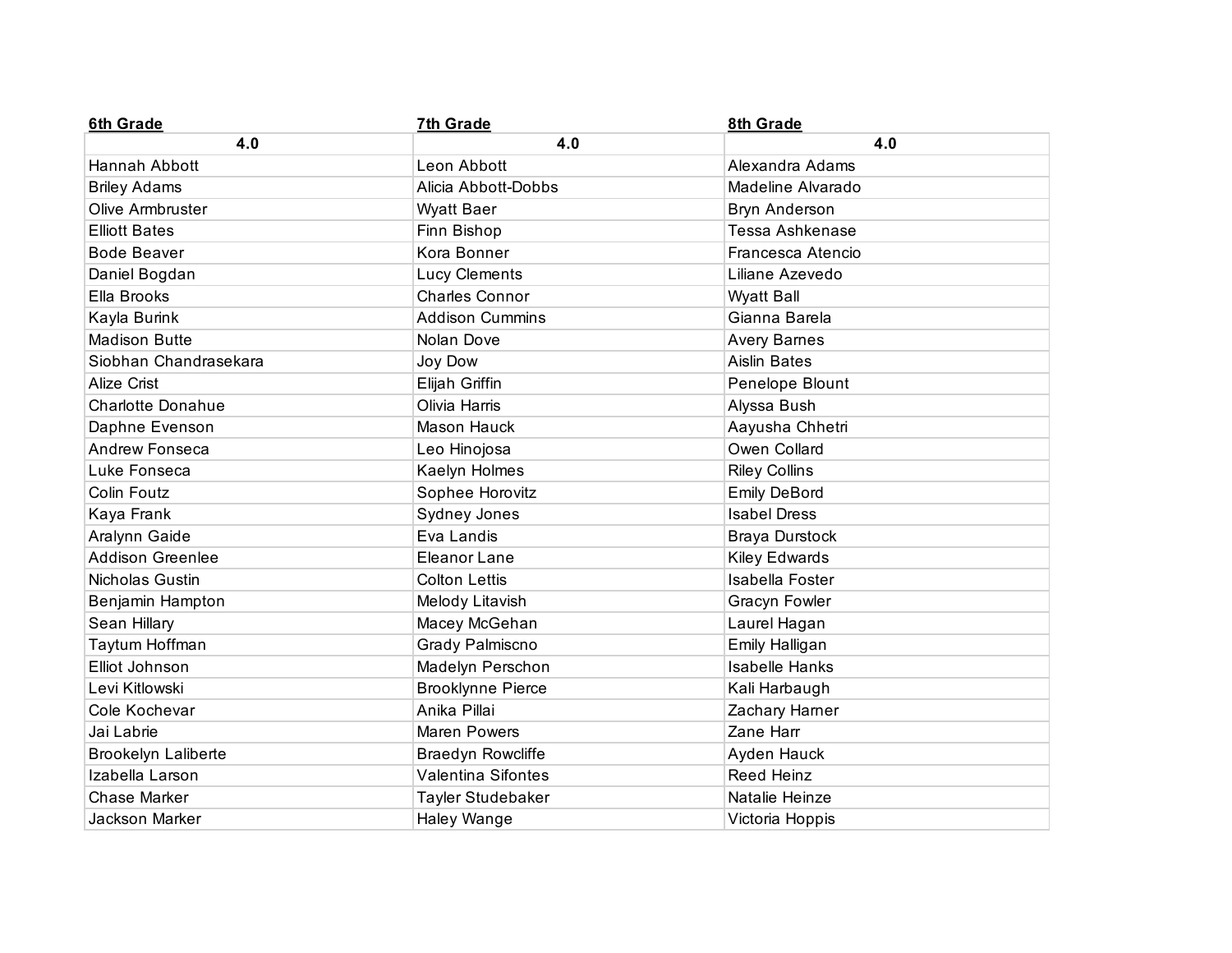| 6th Grade | 7th Grade | 8th Grade |
|---|---|---|
| **4.0** | **4.0** | **4.0** |
| Hannah Abbott | Leon Abbott | Alexandra Adams |
| Briley Adams | Alicia Abbott-Dobbs | Madeline Alvarado |
| Olive Armbruster | Wyatt Baer | Bryn Anderson |
| Elliott Bates | Finn Bishop | Tessa Ashkenase |
| Bode Beaver | Kora Bonner | Francesca Atencio |
| Daniel Bogdan | Lucy Clements | Liliane Azevedo |
| Ella Brooks | Charles Connor | Wyatt Ball |
| Kayla Burink | Addison Cummins | Gianna Barela |
| Madison Butte | Nolan Dove | Avery Barnes |
| Siobhan Chandrasekara | Joy Dow | Aislin Bates |
| Alize Crist | Elijah Griffin | Penelope Blount |
| Charlotte Donahue | Olivia Harris | Alyssa Bush |
| Daphne Evenson | Mason Hauck | Aayusha Chhetri |
| Andrew Fonseca | Leo Hinojosa | Owen Collard |
| Luke Fonseca | Kaelyn Holmes | Riley Collins |
| Colin Foutz | Sophee Horovitz | Emily DeBord |
| Kaya Frank | Sydney Jones | Isabel Dress |
| Aralynn Gaide | Eva Landis | Braya Durstock |
| Addison Greenlee | Eleanor Lane | Kiley Edwards |
| Nicholas Gustin | Colton Lettis | Isabella Foster |
| Benjamin Hampton | Melody Litavish | Gracyn Fowler |
| Sean Hillary | Macey McGehan | Laurel Hagan |
| Taytum Hoffman | Grady Palmiscno | Emily Halligan |
| Elliot Johnson | Madelyn Perschon | Isabelle Hanks |
| Levi Kitlowski | Brooklynne Pierce | Kali Harbaugh |
| Cole Kochevar | Anika Pillai | Zachary Harner |
| Jai Labrie | Maren Powers | Zane Harr |
| Brookelyn Laliberte | Braedyn Rowcliffe | Ayden Hauck |
| Izabella Larson | Valentina Sifontes | Reed Heinz |
| Chase Marker | Tayler Studebaker | Natalie Heinze |
| Jackson Marker | Haley Wange | Victoria Hoppis |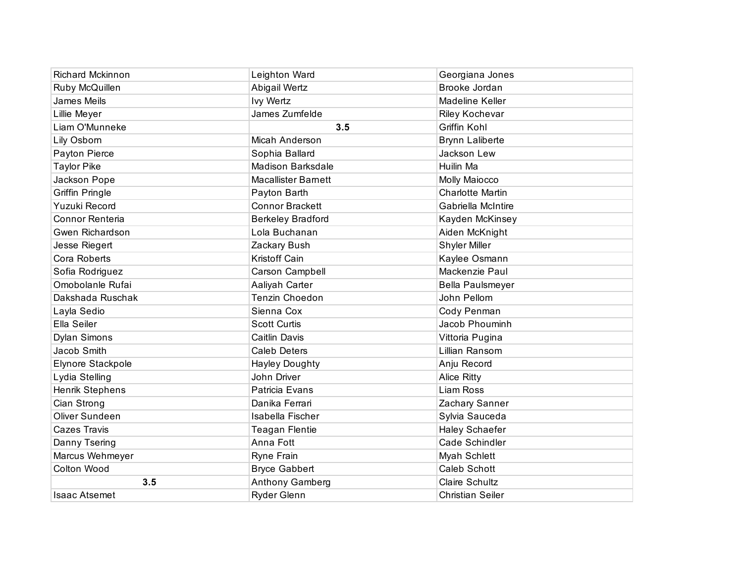| | | |
|---|---|---|
| Richard Mckinnon | Leighton Ward | Georgiana Jones |
| Ruby McQuillen | Abigail Wertz | Brooke Jordan |
| James Meils | Ivy Wertz | Madeline Keller |
| Lillie Meyer | James Zumfelde | Riley Kochevar |
| Liam O'Munneke | **3.5** | Griffin Kohl |
| Lily Osborn | Micah Anderson | Brynn Laliberte |
| Payton Pierce | Sophia Ballard | Jackson Lew |
| Taylor Pike | Madison Barksdale | Huilin Ma |
| Jackson Pope | Macallister Barnett | Molly Maiocco |
| Griffin Pringle | Payton Barth | Charlotte Martin |
| Yuzuki Record | Connor Brackett | Gabriella McIntire |
| Connor Renteria | Berkeley Bradford | Kayden McKinsey |
| Gwen Richardson | Lola Buchanan | Aiden McKnight |
| Jesse Riegert | Zackary Bush | Shyler Miller |
| Cora Roberts | Kristoff Cain | Kaylee Osmann |
| Sofia Rodriguez | Carson Campbell | Mackenzie Paul |
| Omobolanle Rufai | Aaliyah Carter | Bella Paulsmeyer |
| Dakshada Ruschak | Tenzin Choedon | John Pellom |
| Layla Sedio | Sienna Cox | Cody Penman |
| Ella Seiler | Scott Curtis | Jacob Phouminh |
| Dylan Simons | Caitlin Davis | Vittoria Pugina |
| Jacob Smith | Caleb Deters | Lillian Ransom |
| Elynore Stackpole | Hayley Doughty | Anju Record |
| Lydia Stelling | John Driver | Alice Ritty |
| Henrik Stephens | Patricia Evans | Liam Ross |
| Cian Strong | Danika Ferrari | Zachary Sanner |
| Oliver Sundeen | Isabella Fischer | Sylvia Sauceda |
| Cazes Travis | Teagan Flentie | Haley Schaefer |
| Danny Tsering | Anna Fott | Cade Schindler |
| Marcus Wehmeyer | Ryne Frain | Myah Schlett |
| Colton Wood | Bryce Gabbert | Caleb Schott |
| **3.5** | Anthony Gamberg | Claire Schultz |
| Isaac Atsemet | Ryder Glenn | Christian Seiler |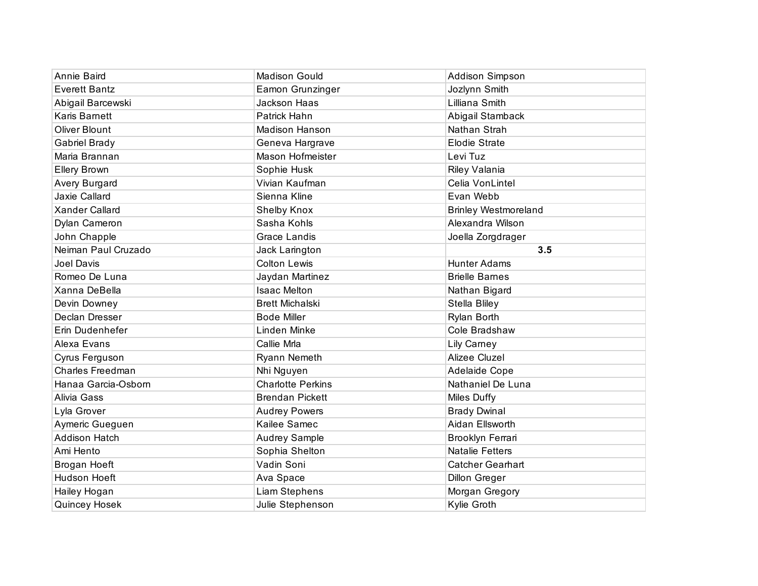| | | |
|---|---|---|
| Annie Baird | Madison Gould | Addison Simpson |
| Everett Bantz | Eamon Grunzinger | Jozlynn Smith |
| Abigail Barcewski | Jackson Haas | Lilliana Smith |
| Karis Barnett | Patrick Hahn | Abigail Stamback |
| Oliver Blount | Madison Hanson | Nathan Strah |
| Gabriel Brady | Geneva Hargrave | Elodie Strate |
| Maria Brannan | Mason Hofmeister | Levi Tuz |
| Ellery Brown | Sophie Husk | Riley Valania |
| Avery Burgard | Vivian Kaufman | Celia VonLintel |
| Jaxie Callard | Sienna Kline | Evan Webb |
| Xander Callard | Shelby Knox | Brinley Westmoreland |
| Dylan Cameron | Sasha Kohls | Alexandra Wilson |
| John Chapple | Grace Landis | Joella Zorgdrager |
| Neiman Paul Cruzado | Jack Larington | **3.5** |
| Joel Davis | Colton Lewis | Hunter Adams |
| Romeo De Luna | Jaydan Martinez | Brielle Barnes |
| Xanna DeBella | Isaac Melton | Nathan Bigard |
| Devin Downey | Brett Michalski | Stella Bliley |
| Declan Dresser | Bode Miller | Rylan Borth |
| Erin Dudenhefer | Linden Minke | Cole Bradshaw |
| Alexa Evans | Callie Mrla | Lily Carney |
| Cyrus Ferguson | Ryann Nemeth | Alizee Cluzel |
| Charles Freedman | Nhi Nguyen | Adelaide Cope |
| Hanaa Garcia-Osborn | Charlotte Perkins | Nathaniel De Luna |
| Alivia Gass | Brendan Pickett | Miles Duffy |
| Lyla Grover | Audrey Powers | Brady Dwinal |
| Aymeric Gueguen | Kailee Samec | Aidan Ellsworth |
| Addison Hatch | Audrey Sample | Brooklyn Ferrari |
| Ami Hento | Sophia Shelton | Natalie Fetters |
| Brogan Hoeft | Vadin Soni | Catcher Gearhart |
| Hudson Hoeft | Ava Space | Dillon Greger |
| Hailey Hogan | Liam Stephens | Morgan Gregory |
| Quincey Hosek | Julie Stephenson | Kylie Groth |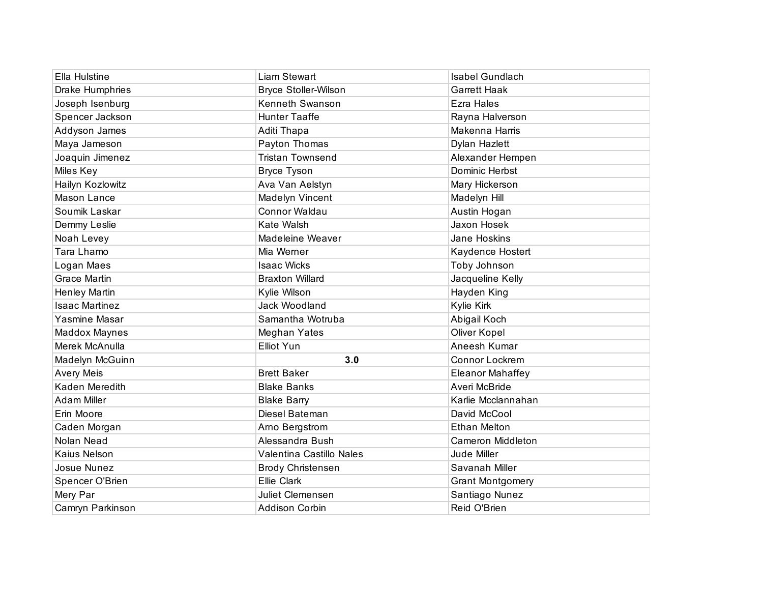| | | |
|---|---|---|
| Ella Hulstine | Liam Stewart | Isabel Gundlach |
| Drake Humphries | Bryce Stoller-Wilson | Garrett Haak |
| Joseph Isenburg | Kenneth Swanson | Ezra Hales |
| Spencer Jackson | Hunter Taaffe | Rayna Halverson |
| Addyson James | Aditi Thapa | Makenna Harris |
| Maya Jameson | Payton Thomas | Dylan Hazlett |
| Joaquin Jimenez | Tristan Townsend | Alexander Hempen |
| Miles Key | Bryce Tyson | Dominic Herbst |
| Hailyn Kozlowitz | Ava Van Aelstyn | Mary Hickerson |
| Mason Lance | Madelyn Vincent | Madelyn Hill |
| Soumik Laskar | Connor Waldau | Austin Hogan |
| Demmy Leslie | Kate Walsh | Jaxon Hosek |
| Noah Levey | Madeleine Weaver | Jane Hoskins |
| Tara Lhamo | Mia Werner | Kaydence Hostert |
| Logan Maes | Isaac Wicks | Toby Johnson |
| Grace Martin | Braxton Willard | Jacqueline Kelly |
| Henley Martin | Kylie Wilson | Hayden King |
| Isaac Martinez | Jack Woodland | Kylie Kirk |
| Yasmine Masar | Samantha Wotruba | Abigail Koch |
| Maddox Maynes | Meghan Yates | Oliver Kopel |
| Merek McAnulla | Elliot Yun | Aneesh Kumar |
| Madelyn McGuinn | **3.0** | Connor Lockrem |
| Avery Meis | Brett Baker | Eleanor Mahaffey |
| Kaden Meredith | Blake Banks | Averi McBride |
| Adam Miller | Blake Barry | Karlie Mcclannahan |
| Erin Moore | Diesel Bateman | David McCool |
| Caden Morgan | Arno Bergstrom | Ethan Melton |
| Nolan Nead | Alessandra Bush | Cameron Middleton |
| Kaius Nelson | Valentina Castillo Nales | Jude Miller |
| Josue Nunez | Brody Christensen | Savanah Miller |
| Spencer O'Brien | Ellie Clark | Grant Montgomery |
| Mery Par | Juliet Clemensen | Santiago Nunez |
| Camryn Parkinson | Addison Corbin | Reid O'Brien |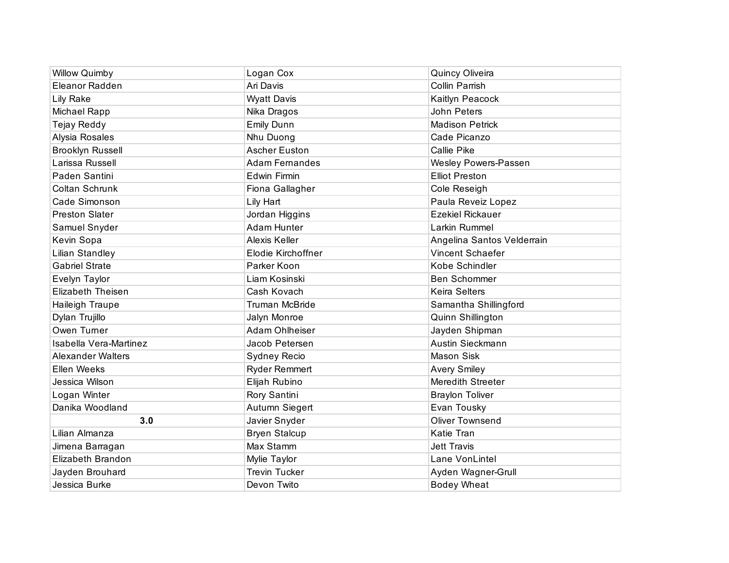| | | |
|---|---|---|
| Willow Quimby | Logan Cox | Quincy Oliveira |
| Eleanor Radden | Ari Davis | Collin Parrish |
| Lily Rake | Wyatt Davis | Kaitlyn Peacock |
| Michael Rapp | Nika Dragos | John Peters |
| Tejay Reddy | Emily Dunn | Madison Petrick |
| Alysia Rosales | Nhu Duong | Cade Picanzo |
| Brooklyn Russell | Ascher Euston | Callie Pike |
| Larissa Russell | Adam Fernandes | Wesley Powers-Passen |
| Paden Santini | Edwin Firmin | Elliot Preston |
| Coltan Schrunk | Fiona Gallagher | Cole Reseigh |
| Cade Simonson | Lily Hart | Paula Reveiz Lopez |
| Preston Slater | Jordan Higgins | Ezekiel Rickauer |
| Samuel Snyder | Adam Hunter | Larkin Rummel |
| Kevin Sopa | Alexis Keller | Angelina Santos Velderrain |
| Lilian Standley | Elodie Kirchoffner | Vincent Schaefer |
| Gabriel Strate | Parker Koon | Kobe Schindler |
| Evelyn Taylor | Liam Kosinski | Ben Schommer |
| Elizabeth Theisen | Cash Kovach | Keira Selters |
| Haileigh Traupe | Truman McBride | Samantha Shillingford |
| Dylan Trujillo | Jalyn Monroe | Quinn Shillington |
| Owen Turner | Adam Ohlheiser | Jayden Shipman |
| Isabella Vera-Martinez | Jacob Petersen | Austin Sieckmann |
| Alexander Walters | Sydney Recio | Mason Sisk |
| Ellen Weeks | Ryder Remmert | Avery Smiley |
| Jessica Wilson | Elijah Rubino | Meredith Streeter |
| Logan Winter | Rory Santini | Braylon Toliver |
| Danika Woodland | Autumn Siegert | Evan Tousky |
| **3.0** | Javier Snyder | Oliver Townsend |
| Lilian Almanza | Bryen Stalcup | Katie Tran |
| Jimena Barragan | Max Stamm | Jett Travis |
| Elizabeth Brandon | Mylie Taylor | Lane VonLintel |
| Jayden Brouhard | Trevin Tucker | Ayden Wagner-Grull |
| Jessica Burke | Devon Twito | Bodey Wheat |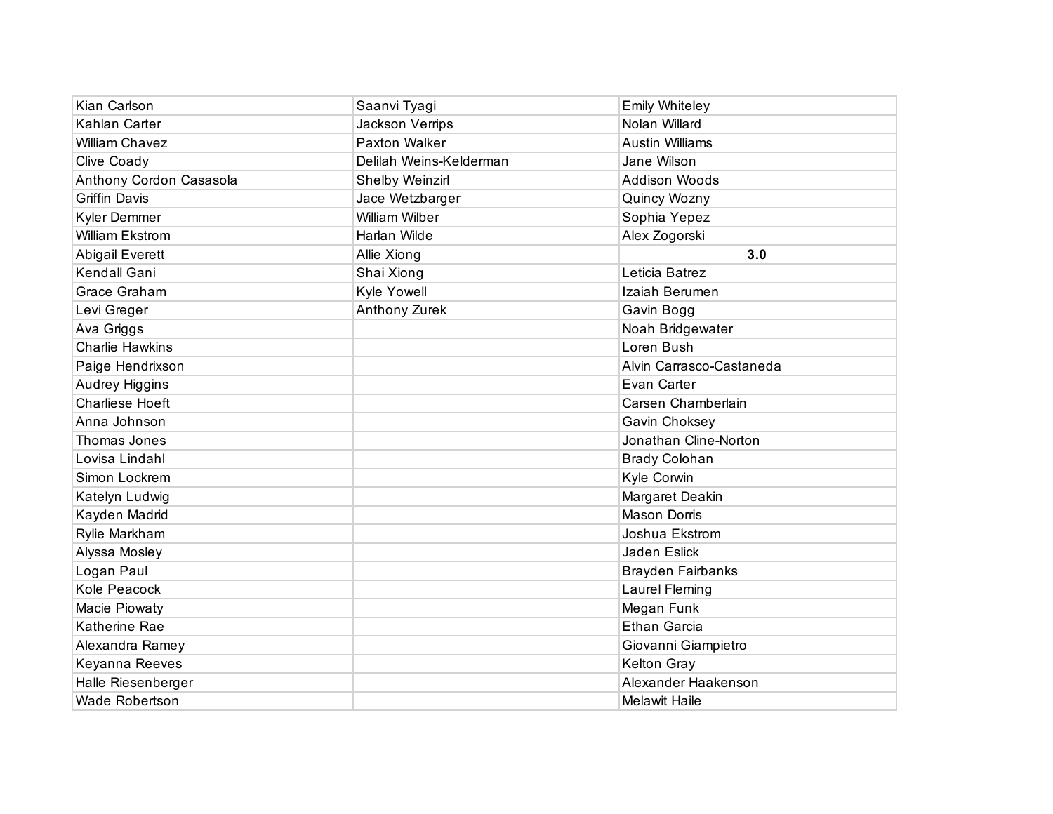| | | |
|---|---|---|
| Kian Carlson | Saanvi Tyagi | Emily Whiteley |
| Kahlan Carter | Jackson Verrips | Nolan Willard |
| William Chavez | Paxton Walker | Austin Williams |
| Clive Coady | Delilah Weins-Kelderman | Jane Wilson |
| Anthony Cordon Casasola | Shelby Weinzirl | Addison Woods |
| Griffin Davis | Jace Wetzbarger | Quincy Wozny |
| Kyler Demmer | William Wilber | Sophia Yepez |
| William Ekstrom | Harlan Wilde | Alex Zogorski |
| Abigail Everett | Allie Xiong | **3.0** |
| Kendall Gani | Shai Xiong | Leticia Batrez |
| Grace Graham | Kyle Yowell | Izaiah Berumen |
| Levi Greger | Anthony Zurek | Gavin Bogg |
| Ava Griggs | | Noah Bridgewater |
| Charlie Hawkins | | Loren Bush |
| Paige Hendrixson | | Alvin Carrasco-Castaneda |
| Audrey Higgins | | Evan Carter |
| Charliese Hoeft | | Carsen Chamberlain |
| Anna Johnson | | Gavin Choksey |
| Thomas Jones | | Jonathan Cline-Norton |
| Lovisa Lindahl | | Brady Colohan |
| Simon Lockrem | | Kyle Corwin |
| Katelyn Ludwig | | Margaret Deakin |
| Kayden Madrid | | Mason Dorris |
| Rylie Markham | | Joshua Ekstrom |
| Alyssa Mosley | | Jaden Eslick |
| Logan Paul | | Brayden Fairbanks |
| Kole Peacock | | Laurel Fleming |
| Macie Piowaty | | Megan Funk |
| Katherine Rae | | Ethan Garcia |
| Alexandra Ramey | | Giovanni Giampietro |
| Keyanna Reeves | | Kelton Gray |
| Halle Riesenberger | | Alexander Haakenson |
| Wade Robertson | | Melawit Haile |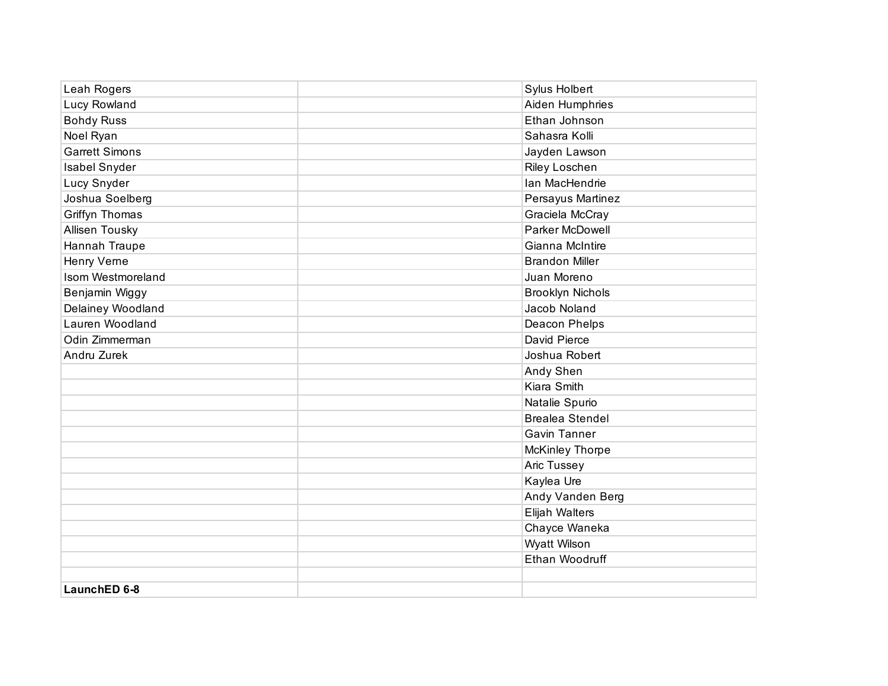| | | |
|---|---|---|
| Leah Rogers | | Sylus Holbert |
| Lucy Rowland | | Aiden Humphries |
| Bohdy Russ | | Ethan Johnson |
| Noel Ryan | | Sahasra Kolli |
| Garrett Simons | | Jayden Lawson |
| Isabel Snyder | | Riley Loschen |
| Lucy Snyder | | Ian MacHendrie |
| Joshua Soelberg | | Persayus Martinez |
| Griffyn Thomas | | Graciela McCray |
| Allisen Tousky | | Parker McDowell |
| Hannah Traupe | | Gianna McIntire |
| Henry Verne | | Brandon Miller |
| Isom Westmoreland | | Juan Moreno |
| Benjamin Wiggy | | Brooklyn Nichols |
| Delainey Woodland | | Jacob Noland |
| Lauren Woodland | | Deacon Phelps |
| Odin Zimmerman | | David Pierce |
| Andru Zurek | | Joshua Robert |
| | | Andy Shen |
| | | Kiara Smith |
| | | Natalie Spurio |
| | | Brealea Stendel |
| | | Gavin Tanner |
| | | McKinley Thorpe |
| | | Aric Tussey |
| | | Kaylea Ure |
| | | Andy Vanden Berg |
| | | Elijah Walters |
| | | Chayce Waneka |
| | | Wyatt Wilson |
| | | Ethan Woodruff |
| | | |
| **LaunchED 6-8** | | |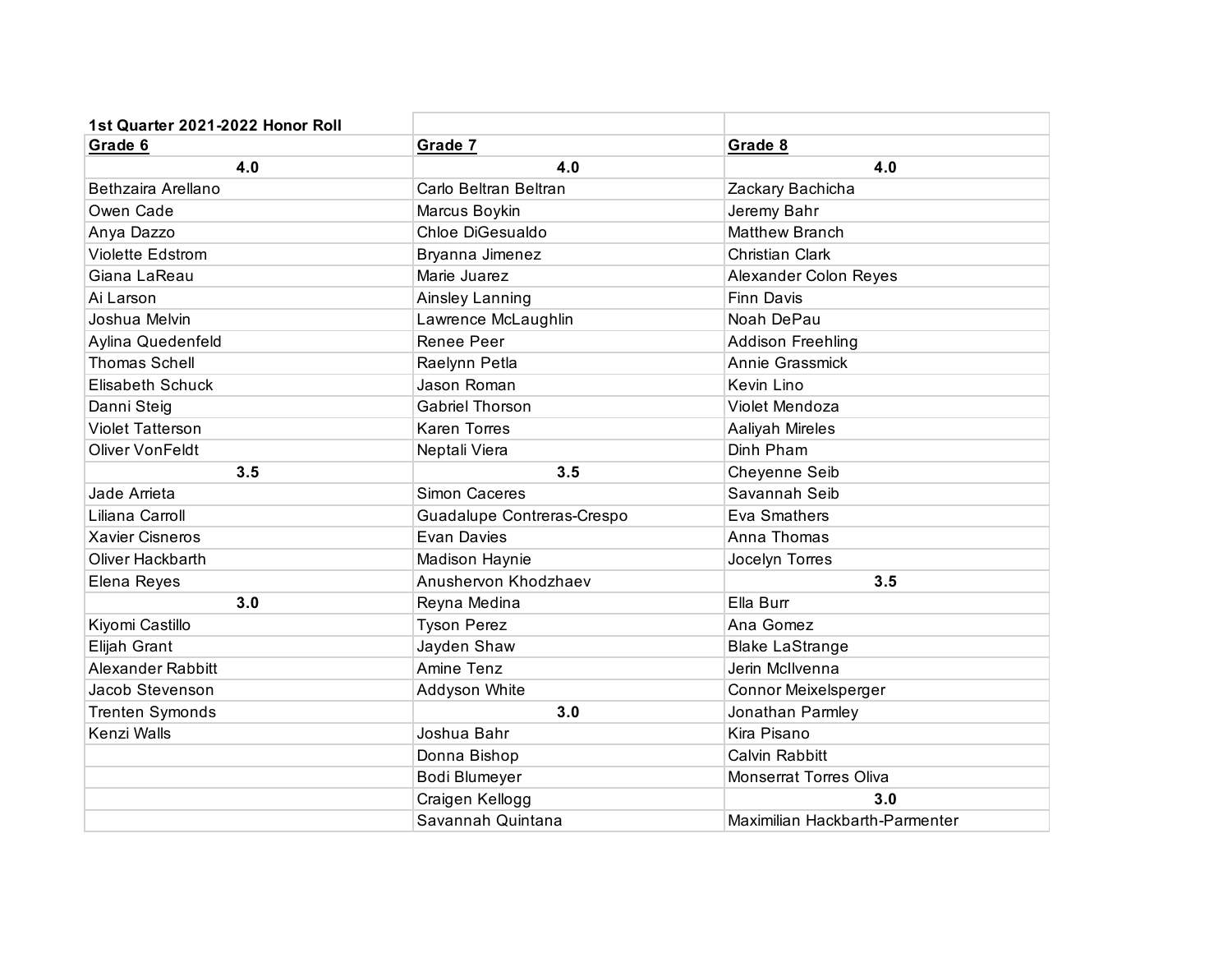| 1st Quarter 2021-2022 Honor Roll | | |
|---|---|---|
| **Grade 6** | **Grade 7** | **Grade 8** |
| **4.0** | **4.0** | **4.0** |
| Bethzaira Arellano | Carlo Beltran Beltran | Zackary Bachicha |
| Owen Cade | Marcus Boykin | Jeremy Bahr |
| Anya Dazzo | Chloe DiGesualdo | Matthew Branch |
| Violette Edstrom | Bryanna Jimenez | Christian Clark |
| Giana LaReau | Marie Juarez | Alexander Colon Reyes |
| Ai Larson | Ainsley Lanning | Finn Davis |
| Joshua Melvin | Lawrence McLaughlin | Noah DePau |
| Aylina Quedenfeld | Renee Peer | Addison Freehling |
| Thomas Schell | Raelynn Petla | Annie Grassmick |
| Elisabeth Schuck | Jason Roman | Kevin Lino |
| Danni Steig | Gabriel Thorson | Violet Mendoza |
| Violet Tatterson | Karen Torres | Aaliyah Mireles |
| Oliver VonFeldt | Neptali Viera | Dinh Pham |
| **3.5** | **3.5** | Cheyenne Seib |
| Jade Arrieta | Simon Caceres | Savannah Seib |
| Liliana Carroll | Guadalupe Contreras-Crespo | Eva Smathers |
| Xavier Cisneros | Evan Davies | Anna Thomas |
| Oliver Hackbarth | Madison Haynie | Jocelyn Torres |
| Elena Reyes | Anushervon Khodzhaev | **3.5** |
| **3.0** | Reyna Medina | Ella Burr |
| Kiyomi Castillo | Tyson Perez | Ana Gomez |
| Elijah Grant | Jayden Shaw | Blake LaStrange |
| Alexander Rabbitt | Amine Tenz | Jerin McIlvenna |
| Jacob Stevenson | Addyson White | Connor Meixelsperger |
| Trenten Symonds | **3.0** | Jonathan Parmley |
| Kenzi Walls | Joshua Bahr | Kira Pisano |
| | Donna Bishop | Calvin Rabbitt |
| | Bodi Blumeyer | Monserrat Torres Oliva |
| | Craigen Kellogg | **3.0** |
| | Savannah Quintana | Maximilian Hackbarth-Parmenter |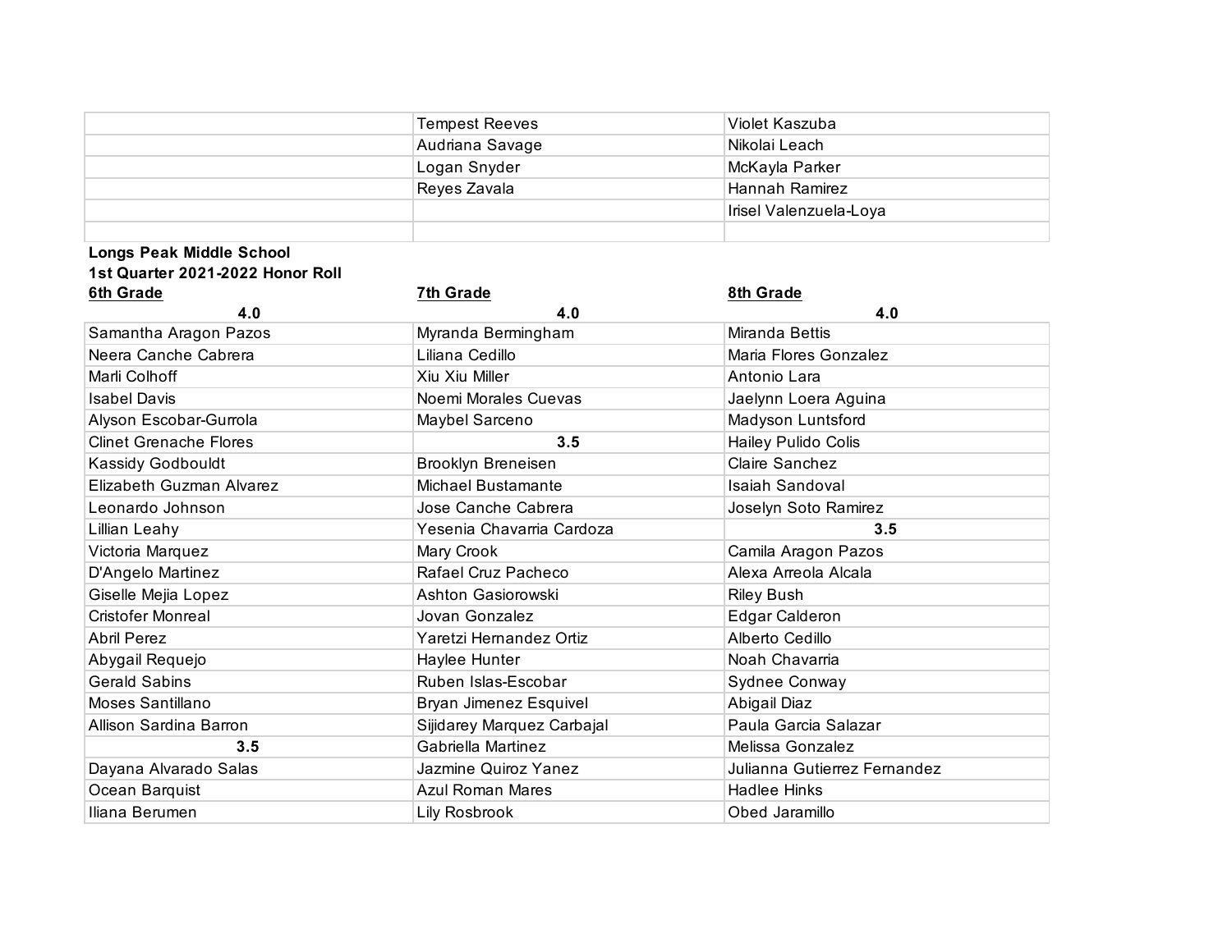| | | |
|---|---|---|
| | Tempest Reeves | Violet Kaszuba |
| | Audriana Savage | Nikolai Leach |
| | Logan Snyder | McKayla Parker |
| | Reyes Zavala | Hannah Ramirez |
| | | Irisel Valenzuela-Loya |
| | | |

**Longs Peak Middle School**
**1st Quarter 2021-2022 Honor Roll**

| 6th Grade | 7th Grade | 8th Grade |
|---|---|---|
| **4.0** | **4.0** | **4.0** |
| Samantha Aragon Pazos | Myranda Bermingham | Miranda Bettis |
| Neera Canche Cabrera | Liliana Cedillo | Maria Flores Gonzalez |
| Marli Colhoff | Xiu Xiu Miller | Antonio Lara |
| Isabel Davis | Noemi Morales Cuevas | Jaelynn Loera Aguina |
| Alyson Escobar-Gurrola | Maybel Sarceno | Madyson Luntsford |
| Clinet Grenache Flores | **3.5** | Hailey Pulido Colis |
| Kassidy Godbouldt | Brooklyn Breneisen | Claire Sanchez |
| Elizabeth Guzman Alvarez | Michael Bustamante | Isaiah Sandoval |
| Leonardo Johnson | Jose Canche Cabrera | Joselyn Soto Ramirez |
| Lillian Leahy | Yesenia Chavarria Cardoza | **3.5** |
| Victoria Marquez | Mary Crook | Camila Aragon Pazos |
| D'Angelo Martinez | Rafael Cruz Pacheco | Alexa Arreola Alcala |
| Giselle Mejia Lopez | Ashton Gasiorowski | Riley Bush |
| Cristofer Monreal | Jovan Gonzalez | Edgar Calderon |
| Abril Perez | Yaretzi Hernandez Ortiz | Alberto Cedillo |
| Abygail Requejo | Haylee Hunter | Noah Chavarria |
| Gerald Sabins | Ruben Islas-Escobar | Sydnee Conway |
| Moses Santillano | Bryan Jimenez Esquivel | Abigail Diaz |
| Allison Sardina Barron | Sijidarey Marquez Carbajal | Paula Garcia Salazar |
| **3.5** | Gabriella Martinez | Melissa Gonzalez |
| Dayana Alvarado Salas | Jazmine Quiroz Yanez | Julianna Gutierrez Fernandez |
| Ocean Barquist | Azul Roman Mares | Hadlee Hinks |
| Iliana Berumen | Lily Rosbrook | Obed Jaramillo |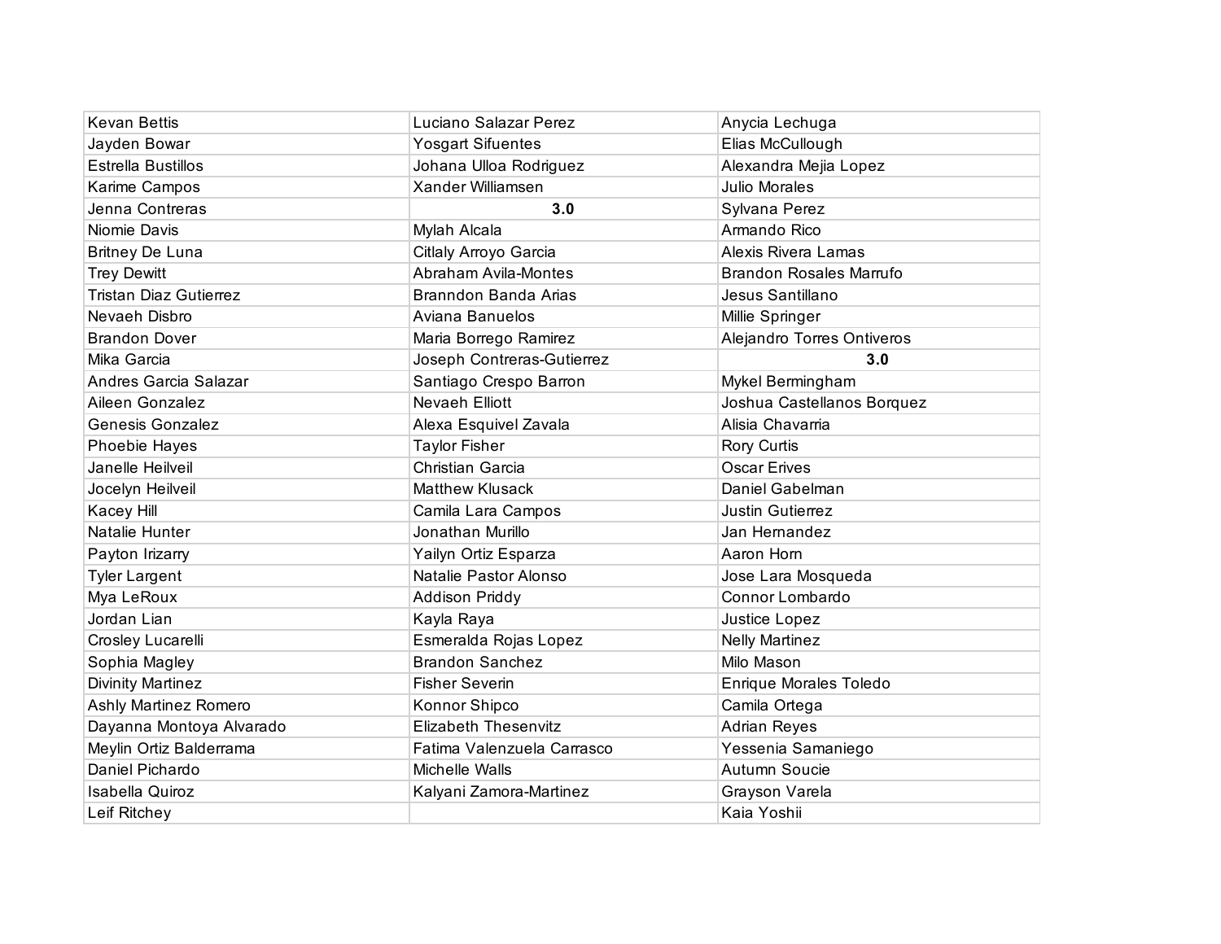| | | |
|---|---|---|
| Kevan Bettis | Luciano Salazar Perez | Anycia Lechuga |
| Jayden Bowar | Yosgart Sifuentes | Elias McCullough |
| Estrella Bustillos | Johana Ulloa Rodriguez | Alexandra Mejia Lopez |
| Karime Campos | Xander Williamsen | Julio Morales |
| Jenna Contreras | **3.0** | Sylvana Perez |
| Niomie Davis | Mylah Alcala | Armando Rico |
| Britney De Luna | Citlaly Arroyo Garcia | Alexis Rivera Lamas |
| Trey Dewitt | Abraham Avila-Montes | Brandon Rosales Marrufo |
| Tristan Diaz Gutierrez | Branndon Banda Arias | Jesus Santillano |
| Nevaeh Disbro | Aviana Banuelos | Millie Springer |
| Brandon Dover | Maria Borrego Ramirez | Alejandro Torres Ontiveros |
| Mika Garcia | Joseph Contreras-Gutierrez | **3.0** |
| Andres Garcia Salazar | Santiago Crespo Barron | Mykel Bermingham |
| Aileen Gonzalez | Nevaeh Elliott | Joshua Castellanos Borquez |
| Genesis Gonzalez | Alexa Esquivel Zavala | Alisia Chavarria |
| Phoebie Hayes | Taylor Fisher | Rory Curtis |
| Janelle Heilveil | Christian Garcia | Oscar Erives |
| Jocelyn Heilveil | Matthew Klusack | Daniel Gabelman |
| Kacey Hill | Camila Lara Campos | Justin Gutierrez |
| Natalie Hunter | Jonathan Murillo | Jan Hernandez |
| Payton Irizarry | Yailyn Ortiz Esparza | Aaron Horn |
| Tyler Largent | Natalie Pastor Alonso | Jose Lara Mosqueda |
| Mya LeRoux | Addison Priddy | Connor Lombardo |
| Jordan Lian | Kayla Raya | Justice Lopez |
| Crosley Lucarelli | Esmeralda Rojas Lopez | Nelly Martinez |
| Sophia Magley | Brandon Sanchez | Milo Mason |
| Divinity Martinez | Fisher Severin | Enrique Morales Toledo |
| Ashly Martinez Romero | Konnor Shipco | Camila Ortega |
| Dayanna Montoya Alvarado | Elizabeth Thesenvitz | Adrian Reyes |
| Meylin Ortiz Balderrama | Fatima Valenzuela Carrasco | Yessenia Samaniego |
| Daniel Pichardo | Michelle Walls | Autumn Soucie |
| Isabella Quiroz | Kalyani Zamora-Martinez | Grayson Varela |
| Leif Ritchey | | Kaia Yoshii |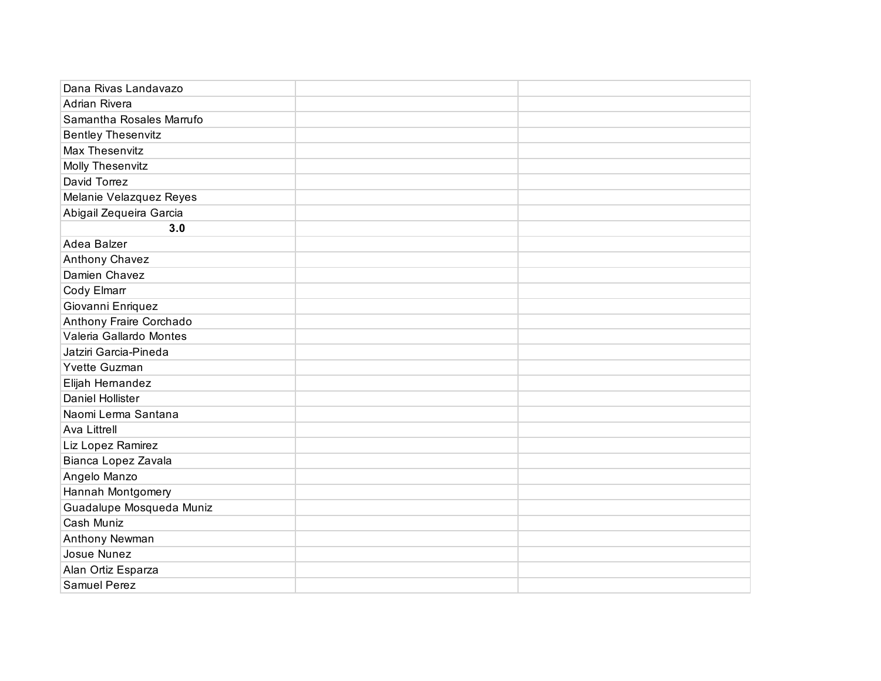| | | |
|---|---|---|
| Dana Rivas Landavazo | | |
| Adrian Rivera | | |
| Samantha Rosales Marrufo | | |
| Bentley Thesenvitz | | |
| Max Thesenvitz | | |
| Molly Thesenvitz | | |
| David Torrez | | |
| Melanie Velazquez Reyes | | |
| Abigail Zequeira Garcia | | |
| **3.0** | | |
| Adea Balzer | | |
| Anthony Chavez | | |
| Damien Chavez | | |
| Cody Elmarr | | |
| Giovanni Enriquez | | |
| Anthony Fraire Corchado | | |
| Valeria Gallardo Montes | | |
| Jatziri Garcia-Pineda | | |
| Yvette Guzman | | |
| Elijah Hernandez | | |
| Daniel Hollister | | |
| Naomi Lerma Santana | | |
| Ava Littrell | | |
| Liz Lopez Ramirez | | |
| Bianca Lopez Zavala | | |
| Angelo Manzo | | |
| Hannah Montgomery | | |
| Guadalupe Mosqueda Muniz | | |
| Cash Muniz | | |
| Anthony Newman | | |
| Josue Nunez | | |
| Alan Ortiz Esparza | | |
| Samuel Perez | | |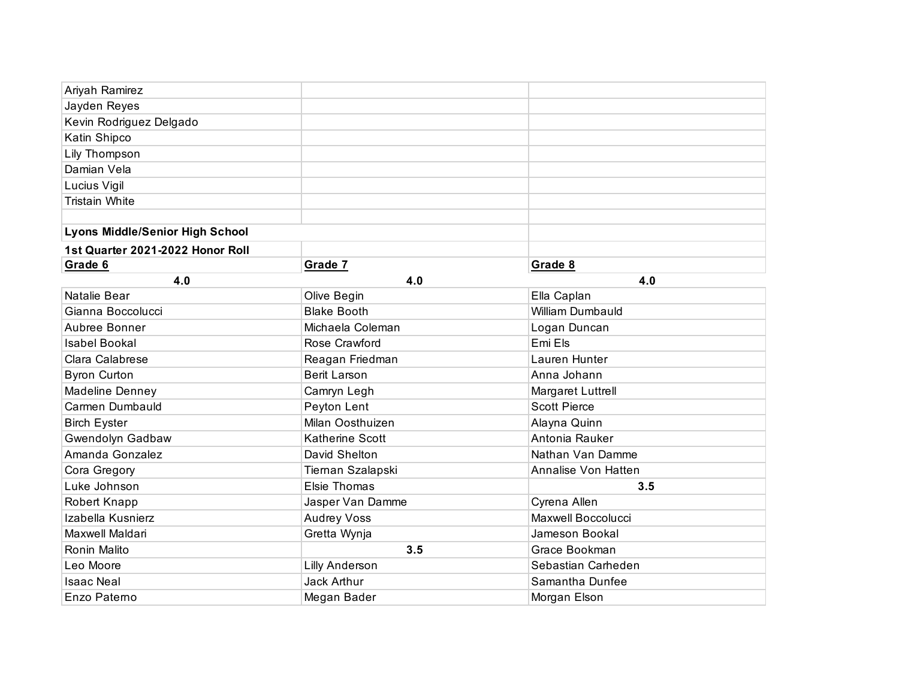| | | |
|---|---|---|
| Ariyah Ramirez | | |
| Jayden Reyes | | |
| Kevin Rodriguez Delgado | | |
| Katin Shipco | | |
| Lily Thompson | | |
| Damian Vela | | |
| Lucius Vigil | | |
| Tristain White | | |

**Lyons Middle/Senior High School**

**1st Quarter 2021-2022 Honor Roll**

| **Grade 6** | **Grade 7** | **Grade 8** |
|---|---|---|
| **4.0** | **4.0** | **4.0** |
| Natalie Bear | Olive Begin | Ella Caplan |
| Gianna Boccolucci | Blake Booth | William Dumbauld |
| Aubree Bonner | Michaela Coleman | Logan Duncan |
| Isabel Bookal | Rose Crawford | Emi Els |
| Clara Calabrese | Reagan Friedman | Lauren Hunter |
| Byron Curton | Berit Larson | Anna Johann |
| Madeline Denney | Camryn Legh | Margaret Luttrell |
| Carmen Dumbauld | Peyton Lent | Scott Pierce |
| Birch Eyster | Milan Oosthuizen | Alayna Quinn |
| Gwendolyn Gadbaw | Katherine Scott | Antonia Rauker |
| Amanda Gonzalez | David Shelton | Nathan Van Damme |
| Cora Gregory | Tiernan Szalapski | Annalise Von Hatten |
| Luke Johnson | Elsie Thomas | **3.5** |
| Robert Knapp | Jasper Van Damme | Cyrena Allen |
| Izabella Kusnierz | Audrey Voss | Maxwell Boccolucci |
| Maxwell Maldari | Gretta Wynja | Jameson Bookal |
| Ronin Malito | **3.5** | Grace Bookman |
| Leo Moore | Lilly Anderson | Sebastian Carheden |
| Isaac Neal | Jack Arthur | Samantha Dunfee |
| Enzo Paterno | Megan Bader | Morgan Elson |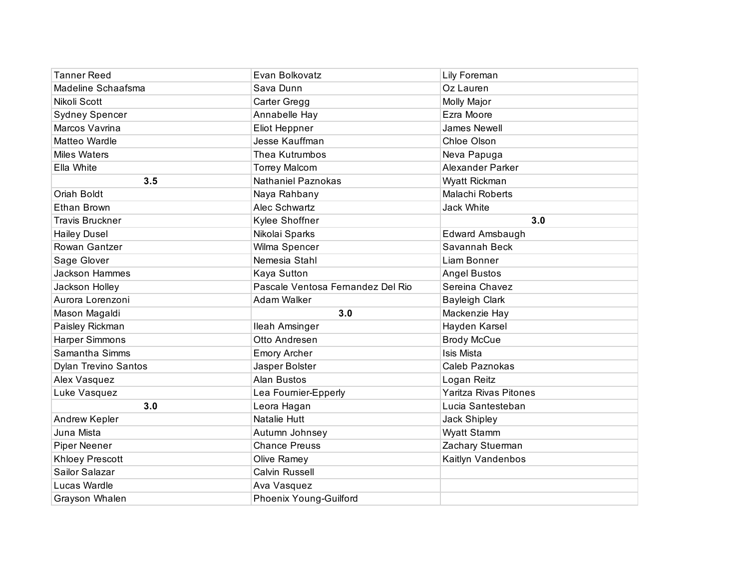| | | |
|---|---|---|
| Tanner Reed | Evan Bolkovatz | Lily Foreman |
| Madeline Schaafsma | Sava Dunn | Oz Lauren |
| Nikoli Scott | Carter Gregg | Molly Major |
| Sydney Spencer | Annabelle Hay | Ezra Moore |
| Marcos Vavrina | Eliot Heppner | James Newell |
| Matteo Wardle | Jesse Kauffman | Chloe Olson |
| Miles Waters | Thea Kutrumbos | Neva Papuga |
| Ella White | Torrey Malcom | Alexander Parker |
| **3.5** | Nathaniel Paznokas | Wyatt Rickman |
| Oriah Boldt | Naya Rahbany | Malachi Roberts |
| Ethan Brown | Alec Schwartz | Jack White |
| Travis Bruckner | Kylee Shoffner | **3.0** |
| Hailey Dusel | Nikolai Sparks | Edward Amsbaugh |
| Rowan Gantzer | Wilma Spencer | Savannah Beck |
| Sage Glover | Nemesia Stahl | Liam Bonner |
| Jackson Hammes | Kaya Sutton | Angel Bustos |
| Jackson Holley | Pascale Ventosa Fernandez Del Rio | Sereina Chavez |
| Aurora Lorenzoni | Adam Walker | Bayleigh Clark |
| Mason Magaldi | **3.0** | Mackenzie Hay |
| Paisley Rickman | Ileah Amsinger | Hayden Karsel |
| Harper Simmons | Otto Andresen | Brody McCue |
| Samantha Simms | Emory Archer | Isis Mista |
| Dylan Trevino Santos | Jasper Bolster | Caleb Paznokas |
| Alex Vasquez | Alan Bustos | Logan Reitz |
| Luke Vasquez | Lea Fournier-Epperly | Yaritza Rivas Pitones |
| **3.0** | Leora Hagan | Lucia Santesteban |
| Andrew Kepler | Natalie Hutt | Jack Shipley |
| Juna Mista | Autumn Johnsey | Wyatt Stamm |
| Piper Neener | Chance Preuss | Zachary Stuerman |
| Khloey Prescott | Olive Ramey | Kaitlyn Vandenbos |
| Sailor Salazar | Calvin Russell | |
| Lucas Wardle | Ava Vasquez | |
| Grayson Whalen | Phoenix Young-Guilford | |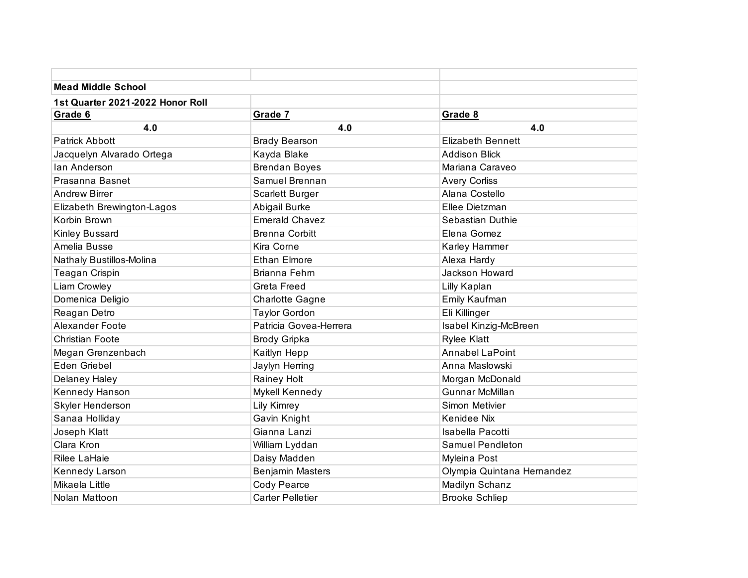**Mead Middle School**

**1st Quarter 2021-2022 Honor Roll**

| Grade 6 | Grade 7 | Grade 8 |
|---|---|---|
| **4.0** | **4.0** | **4.0** |
| Patrick Abbott | Brady Bearson | Elizabeth Bennett |
| Jacquelyn Alvarado Ortega | Kayda Blake | Addison Blick |
| Ian Anderson | Brendan Boyes | Mariana Caraveo |
| Prasanna Basnet | Samuel Brennan | Avery Corliss |
| Andrew Birrer | Scarlett Burger | Alana Costello |
| Elizabeth Brewington-Lagos | Abigail Burke | Ellee Dietzman |
| Korbin Brown | Emerald Chavez | Sebastian Duthie |
| Kinley Bussard | Brenna Corbitt | Elena Gomez |
| Amelia Busse | Kira Corne | Karley Hammer |
| Nathaly Bustillos-Molina | Ethan Elmore | Alexa Hardy |
| Teagan Crispin | Brianna Fehrn | Jackson Howard |
| Liam Crowley | Greta Freed | Lilly Kaplan |
| Domenica Deligio | Charlotte Gagne | Emily Kaufman |
| Reagan Detro | Taylor Gordon | Eli Killinger |
| Alexander Foote | Patricia Govea-Herrera | Isabel Kinzig-McBreen |
| Christian Foote | Brody Gripka | Rylee Klatt |
| Megan Grenzenbach | Kaitlyn Hepp | Annabel LaPoint |
| Eden Griebel | Jaylyn Herring | Anna Maslowski |
| Delaney Haley | Rainey Holt | Morgan McDonald |
| Kennedy Hanson | Mykell Kennedy | Gunnar McMillan |
| Skyler Henderson | Lily Kimrey | Simon Metivier |
| Sanaa Holliday | Gavin Knight | Kenidee Nix |
| Joseph Klatt | Gianna Lanzi | Isabella Pacotti |
| Clara Kron | William Lyddan | Samuel Pendleton |
| Rilee LaHaie | Daisy Madden | Myleina Post |
| Kennedy Larson | Benjamin Masters | Olympia Quintana Hernandez |
| Mikaela Little | Cody Pearce | Madilyn Schanz |
| Nolan Mattoon | Carter Pelletier | Brooke Schliep |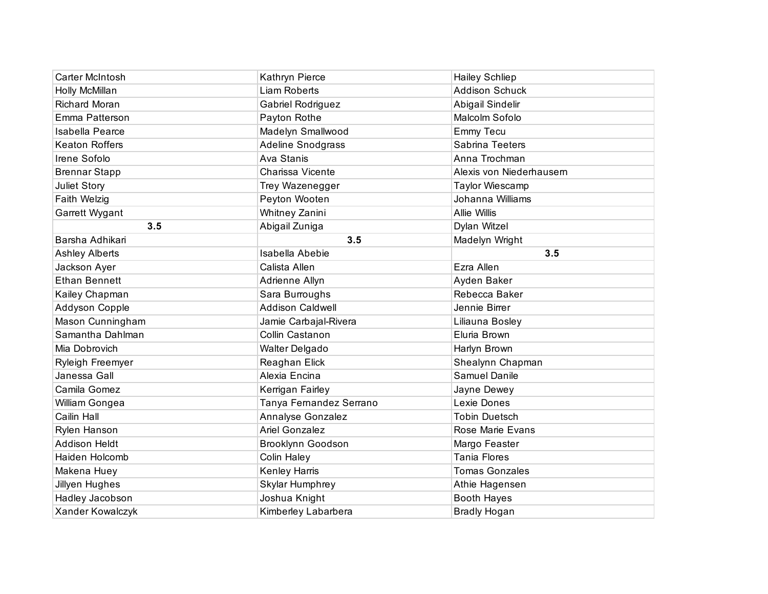| | | |
|---|---|---|
| Carter McIntosh | Kathryn Pierce | Hailey Schliep |
| Holly McMillan | Liam Roberts | Addison Schuck |
| Richard Moran | Gabriel Rodriguez | Abigail Sindelir |
| Emma Patterson | Payton Rothe | Malcolm Sofolo |
| Isabella Pearce | Madelyn Smallwood | Emmy Tecu |
| Keaton Roffers | Adeline Snodgrass | Sabrina Teeters |
| Irene Sofolo | Ava Stanis | Anna Trochman |
| Brennar Stapp | Charissa Vicente | Alexis von Niederhausern |
| Juliet Story | Trey Wazenegger | Taylor Wiescamp |
| Faith Welzig | Peyton Wooten | Johanna Williams |
| Garrett Wygant | Whitney Zanini | Allie Willis |
| **3.5** | Abigail Zuniga | Dylan Witzel |
| Barsha Adhikari | **3.5** | Madelyn Wright |
| Ashley Alberts | Isabella Abebie | **3.5** |
| Jackson Ayer | Calista Allen | Ezra Allen |
| Ethan Bennett | Adrienne Allyn | Ayden Baker |
| Kailey Chapman | Sara Burroughs | Rebecca Baker |
| Addyson Copple | Addison Caldwell | Jennie Birrer |
| Mason Cunningham | Jamie Carbajal-Rivera | Liliauna Bosley |
| Samantha Dahlman | Collin Castanon | Eluria Brown |
| Mia Dobrovich | Walter Delgado | Harlyn Brown |
| Ryleigh Freemyer | Reaghan Elick | Shealynn Chapman |
| Janessa Gall | Alexia Encina | Samuel Danile |
| Camila Gomez | Kerrigan Fairley | Jayne Dewey |
| William Gongea | Tanya Fernandez Serrano | Lexie Dones |
| Cailin Hall | Annalyse Gonzalez | Tobin Duetsch |
| Rylen Hanson | Ariel Gonzalez | Rose Marie Evans |
| Addison Heldt | Brooklynn Goodson | Margo Feaster |
| Haiden Holcomb | Colin Haley | Tania Flores |
| Makena Huey | Kenley Harris | Tomas Gonzales |
| Jillyen Hughes | Skylar Humphrey | Athie Hagensen |
| Hadley Jacobson | Joshua Knight | Booth Hayes |
| Xander Kowalczyk | Kimberley Labarbera | Bradly Hogan |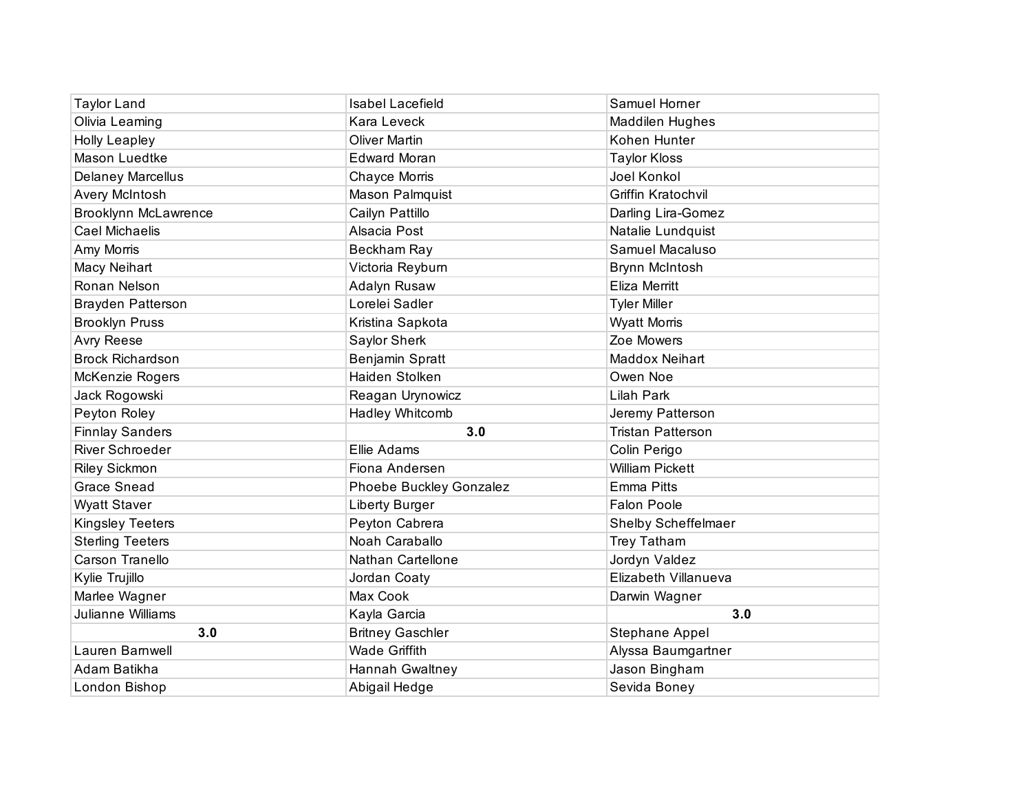| | | |
|---|---|---|
| Taylor Land | Isabel Lacefield | Samuel Horner |
| Olivia Leaming | Kara Leveck | Maddilen Hughes |
| Holly Leapley | Oliver Martin | Kohen Hunter |
| Mason Luedtke | Edward Moran | Taylor Kloss |
| Delaney Marcellus | Chayce Morris | Joel Konkol |
| Avery McIntosh | Mason Palmquist | Griffin Kratochvil |
| Brooklynn McLawrence | Cailyn Pattillo | Darling Lira-Gomez |
| Cael Michaelis | Alsacia Post | Natalie Lundquist |
| Amy Morris | Beckham Ray | Samuel Macaluso |
| Macy Neihart | Victoria Reyburn | Brynn McIntosh |
| Ronan Nelson | Adalyn Rusaw | Eliza Merritt |
| Brayden Patterson | Lorelei Sadler | Tyler Miller |
| Brooklyn Pruss | Kristina Sapkota | Wyatt Morris |
| Avry Reese | Saylor Sherk | Zoe Mowers |
| Brock Richardson | Benjamin Spratt | Maddox Neihart |
| McKenzie Rogers | Haiden Stolken | Owen Noe |
| Jack Rogowski | Reagan Urynowicz | Lilah Park |
| Peyton Roley | Hadley Whitcomb | Jeremy Patterson |
| Finnlay Sanders | **3.0** | Tristan Patterson |
| River Schroeder | Ellie Adams | Colin Perigo |
| Riley Sickmon | Fiona Andersen | William Pickett |
| Grace Snead | Phoebe Buckley Gonzalez | Emma Pitts |
| Wyatt Staver | Liberty Burger | Falon Poole |
| Kingsley Teeters | Peyton Cabrera | Shelby Scheffelmaer |
| Sterling Teeters | Noah Caraballo | Trey Tatham |
| Carson Tranello | Nathan Cartellone | Jordyn Valdez |
| Kylie Trujillo | Jordan Coaty | Elizabeth Villanueva |
| Marlee Wagner | Max Cook | Darwin Wagner |
| Julianne Williams | Kayla Garcia | **3.0** |
| **3.0** | Britney Gaschler | Stephane Appel |
| Lauren Barnwell | Wade Griffith | Alyssa Baumgartner |
| Adam Batikha | Hannah Gwaltney | Jason Bingham |
| London Bishop | Abigail Hedge | Sevida Boney |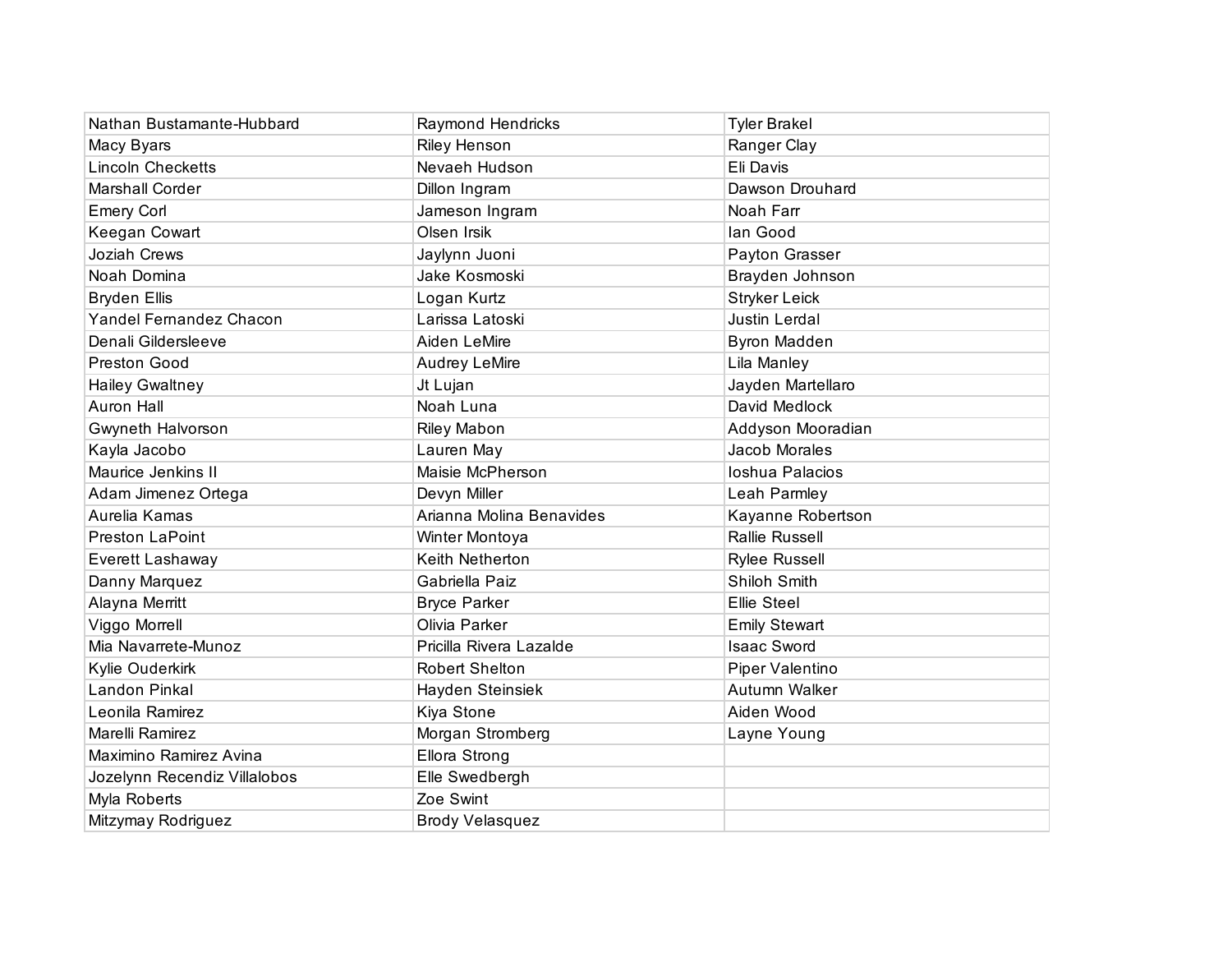| Nathan Bustamante-Hubbard | Raymond Hendricks | Tyler Brakel |
|---|---|---|
| Macy Byars | Riley Henson | Ranger Clay |
| Lincoln Checketts | Nevaeh Hudson | Eli Davis |
| Marshall Corder | Dillon Ingram | Dawson Drouhard |
| Emery Corl | Jameson Ingram | Noah Farr |
| Keegan Cowart | Olsen Irsik | Ian Good |
| Joziah Crews | Jaylynn Juoni | Payton Grasser |
| Noah Domina | Jake Kosmoski | Brayden Johnson |
| Bryden Ellis | Logan Kurtz | Stryker Leick |
| Yandel Fernandez Chacon | Larissa Latoski | Justin Lerdal |
| Denali Gildersleeve | Aiden LeMire | Byron Madden |
| Preston Good | Audrey LeMire | Lila Manley |
| Hailey Gwaltney | Jt Lujan | Jayden Martellaro |
| Auron Hall | Noah Luna | David Medlock |
| Gwyneth Halvorson | Riley Mabon | Addyson Mooradian |
| Kayla Jacobo | Lauren May | Jacob Morales |
| Maurice Jenkins II | Maisie McPherson | Ioshua Palacios |
| Adam Jimenez Ortega | Devyn Miller | Leah Parmley |
| Aurelia Kamas | Arianna Molina Benavides | Kayanne Robertson |
| Preston LaPoint | Winter Montoya | Rallie Russell |
| Everett Lashaway | Keith Netherton | Rylee Russell |
| Danny Marquez | Gabriella Paiz | Shiloh Smith |
| Alayna Merritt | Bryce Parker | Ellie Steel |
| Viggo Morrell | Olivia Parker | Emily Stewart |
| Mia Navarrete-Munoz | Pricilla Rivera Lazalde | Isaac Sword |
| Kylie Ouderkirk | Robert Shelton | Piper Valentino |
| Landon Pinkal | Hayden Steinsiek | Autumn Walker |
| Leonila Ramirez | Kiya Stone | Aiden Wood |
| Marelli Ramirez | Morgan Stromberg | Layne Young |
| Maximino Ramirez Avina | Ellora Strong | |
| Jozelynn Recendiz Villalobos | Elle Swedbergh | |
| Myla Roberts | Zoe Swint | |
| Mitzymay Rodriguez | Brody Velasquez | |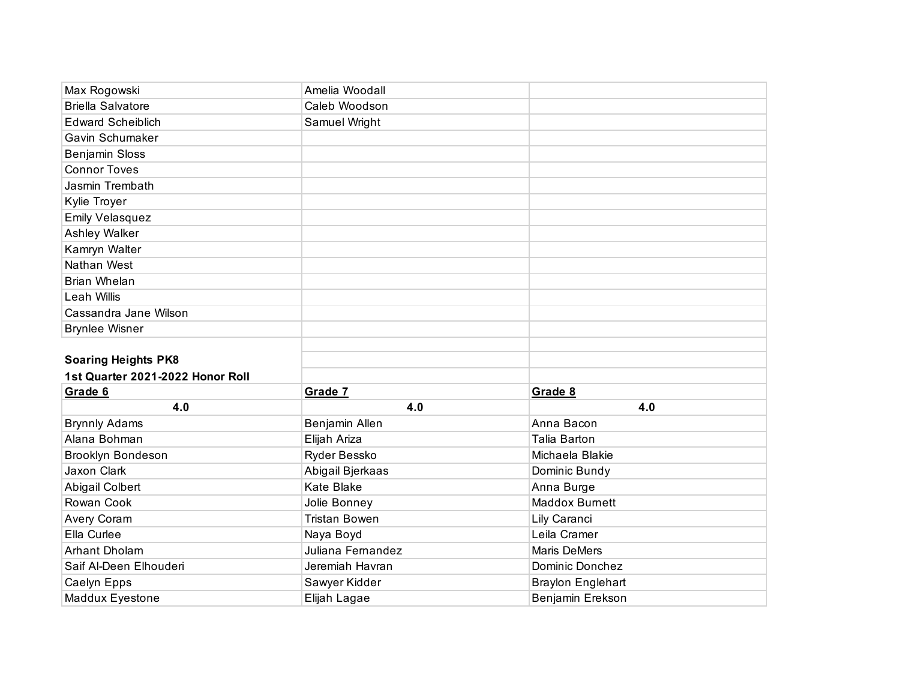| | | |
|---|---|---|
| Max Rogowski | Amelia Woodall | |
| Briella Salvatore | Caleb Woodson | |
| Edward Scheiblich | Samuel Wright | |
| Gavin Schumaker | | |
| Benjamin Sloss | | |
| Connor Toves | | |
| Jasmin Trembath | | |
| Kylie Troyer | | |
| Emily Velasquez | | |
| Ashley Walker | | |
| Kamryn Walter | | |
| Nathan West | | |
| Brian Whelan | | |
| Leah Willis | | |
| Cassandra Jane Wilson | | |
| Brynlee Wisner | | |

**Soaring Heights PK8**

**1st Quarter 2021-2022 Honor Roll**

| **Grade 6** | **Grade 7** | **Grade 8** |
|---|---|---|
| **4.0** | **4.0** | **4.0** |
| Brynnly Adams | Benjamin Allen | Anna Bacon |
| Alana Bohman | Elijah Ariza | Talia Barton |
| Brooklyn Bondeson | Ryder Bessko | Michaela Blakie |
| Jaxon Clark | Abigail Bjerkaas | Dominic Bundy |
| Abigail Colbert | Kate Blake | Anna Burge |
| Rowan Cook | Jolie Bonney | Maddox Burnett |
| Avery Coram | Tristan Bowen | Lily Caranci |
| Ella Curlee | Naya Boyd | Leila Cramer |
| Arhant Dholam | Juliana Fernandez | Maris DeMers |
| Saif Al-Deen Elhouderi | Jeremiah Havran | Dominic Donchez |
| Caelyn Epps | Sawyer Kidder | Braylon Englehart |
| Maddux Eyestone | Elijah Lagae | Benjamin Erekson |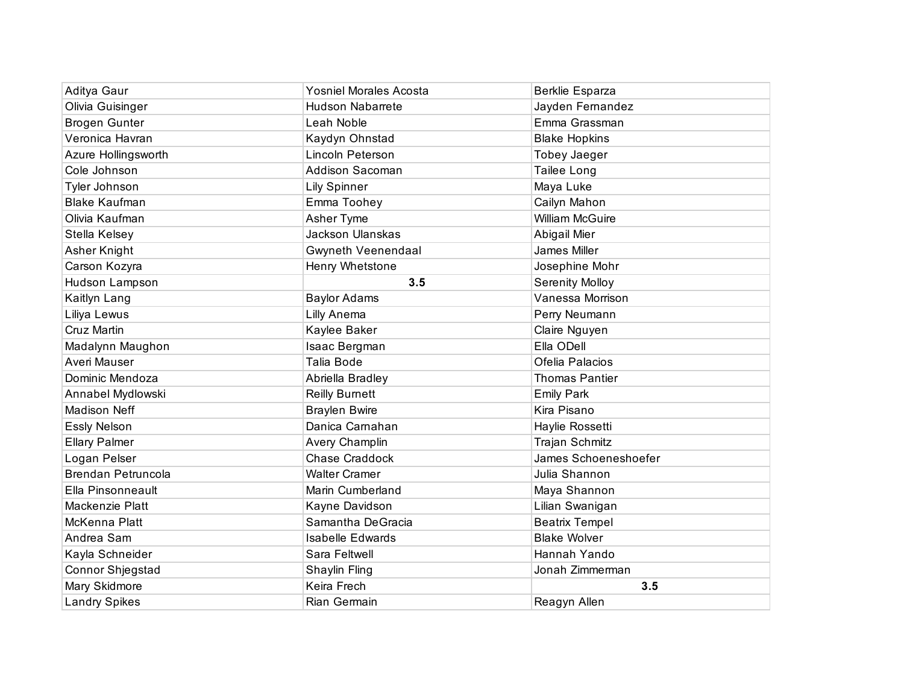| | | |
|---|---|---|
| Aditya Gaur | Yosniel Morales Acosta | Berklie Esparza |
| Olivia Guisinger | Hudson Nabarrete | Jayden Fernandez |
| Brogen Gunter | Leah Noble | Emma Grassman |
| Veronica Havran | Kaydyn Ohnstad | Blake Hopkins |
| Azure Hollingsworth | Lincoln Peterson | Tobey Jaeger |
| Cole Johnson | Addison Sacoman | Tailee Long |
| Tyler Johnson | Lily Spinner | Maya Luke |
| Blake Kaufman | Emma Toohey | Cailyn Mahon |
| Olivia Kaufman | Asher Tyme | William McGuire |
| Stella Kelsey | Jackson Ulanskas | Abigail Mier |
| Asher Knight | Gwyneth Veenendaal | James Miller |
| Carson Kozyra | Henry Whetstone | Josephine Mohr |
| Hudson Lampson | **3.5** | Serenity Molloy |
| Kaitlyn Lang | Baylor Adams | Vanessa Morrison |
| Liliya Lewus | Lilly Anema | Perry Neumann |
| Cruz Martin | Kaylee Baker | Claire Nguyen |
| Madalynn Maughon | Isaac Bergman | Ella ODell |
| Averi Mauser | Talia Bode | Ofelia Palacios |
| Dominic Mendoza | Abriella Bradley | Thomas Pantier |
| Annabel Mydlowski | Reilly Burnett | Emily Park |
| Madison Neff | Braylen Bwire | Kira Pisano |
| Essly Nelson | Danica Carnahan | Haylie Rossetti |
| Ellary Palmer | Avery Champlin | Trajan Schmitz |
| Logan Pelser | Chase Craddock | James Schoeneshoefer |
| Brendan Petruncola | Walter Cramer | Julia Shannon |
| Ella Pinsonneault | Marin Cumberland | Maya Shannon |
| Mackenzie Platt | Kayne Davidson | Lilian Swanigan |
| McKenna Platt | Samantha DeGracia | Beatrix Tempel |
| Andrea Sam | Isabelle Edwards | Blake Wolver |
| Kayla Schneider | Sara Feltwell | Hannah Yando |
| Connor Shjegstad | Shaylin Fling | Jonah Zimmerman |
| Mary Skidmore | Keira Frech | **3.5** |
| Landry Spikes | Rian Germain | Reagyn Allen |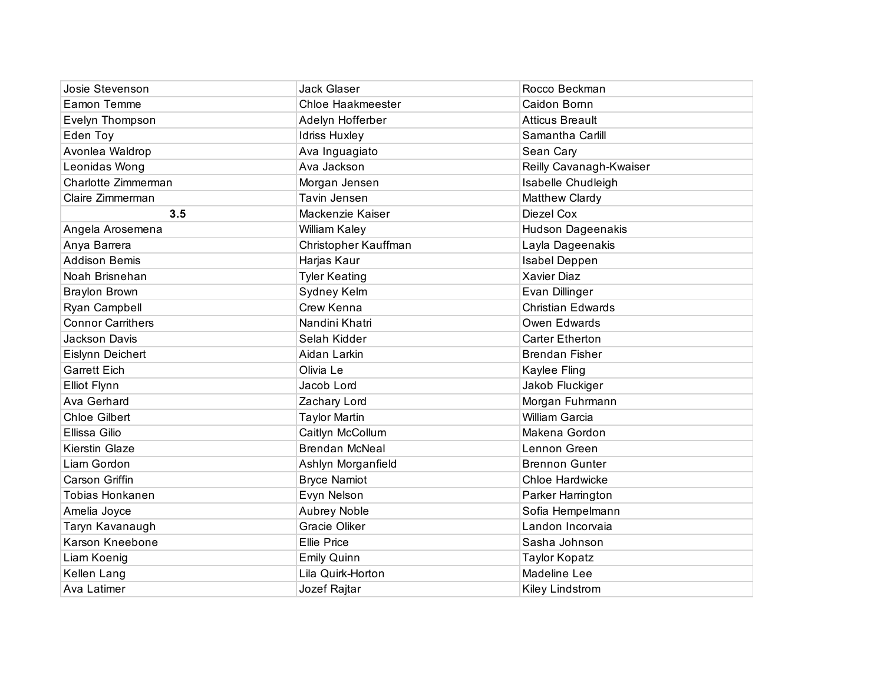| | | |
|---|---|---|
| Josie Stevenson | Jack Glaser | Rocco Beckman |
| Eamon Temme | Chloe Haakmeester | Caidon Bornn |
| Evelyn Thompson | Adelyn Hofferber | Atticus Breault |
| Eden Toy | Idriss Huxley | Samantha Carlill |
| Avonlea Waldrop | Ava Inguagiato | Sean Cary |
| Leonidas Wong | Ava Jackson | Reilly Cavanagh-Kwaiser |
| Charlotte Zimmerman | Morgan Jensen | Isabelle Chudleigh |
| Claire Zimmerman | Tavin Jensen | Matthew Clardy |
| **3.5** | Mackenzie Kaiser | Diezel Cox |
| Angela Arosemena | William Kaley | Hudson Dageenakis |
| Anya Barrera | Christopher Kauffman | Layla Dageenakis |
| Addison Bemis | Harjas Kaur | Isabel Deppen |
| Noah Brisnehan | Tyler Keating | Xavier Diaz |
| Braylon Brown | Sydney Kelm | Evan Dillinger |
| Ryan Campbell | Crew Kenna | Christian Edwards |
| Connor Carrithers | Nandini Khatri | Owen Edwards |
| Jackson Davis | Selah Kidder | Carter Etherton |
| Eislynn Deichert | Aidan Larkin | Brendan Fisher |
| Garrett Eich | Olivia Le | Kaylee Fling |
| Elliot Flynn | Jacob Lord | Jakob Fluckiger |
| Ava Gerhard | Zachary Lord | Morgan Fuhrmann |
| Chloe Gilbert | Taylor Martin | William Garcia |
| Ellissa Gilio | Caitlyn McCollum | Makena Gordon |
| Kierstin Glaze | Brendan McNeal | Lennon Green |
| Liam Gordon | Ashlyn Morganfield | Brennon Gunter |
| Carson Griffin | Bryce Namiot | Chloe Hardwicke |
| Tobias Honkanen | Evyn Nelson | Parker Harrington |
| Amelia Joyce | Aubrey Noble | Sofia Hempelmann |
| Taryn Kavanaugh | Gracie Oliker | Landon Incorvaia |
| Karson Kneebone | Ellie Price | Sasha Johnson |
| Liam Koenig | Emily Quinn | Taylor Kopatz |
| Kellen Lang | Lila Quirk-Horton | Madeline Lee |
| Ava Latimer | Jozef Rajtar | Kiley Lindstrom |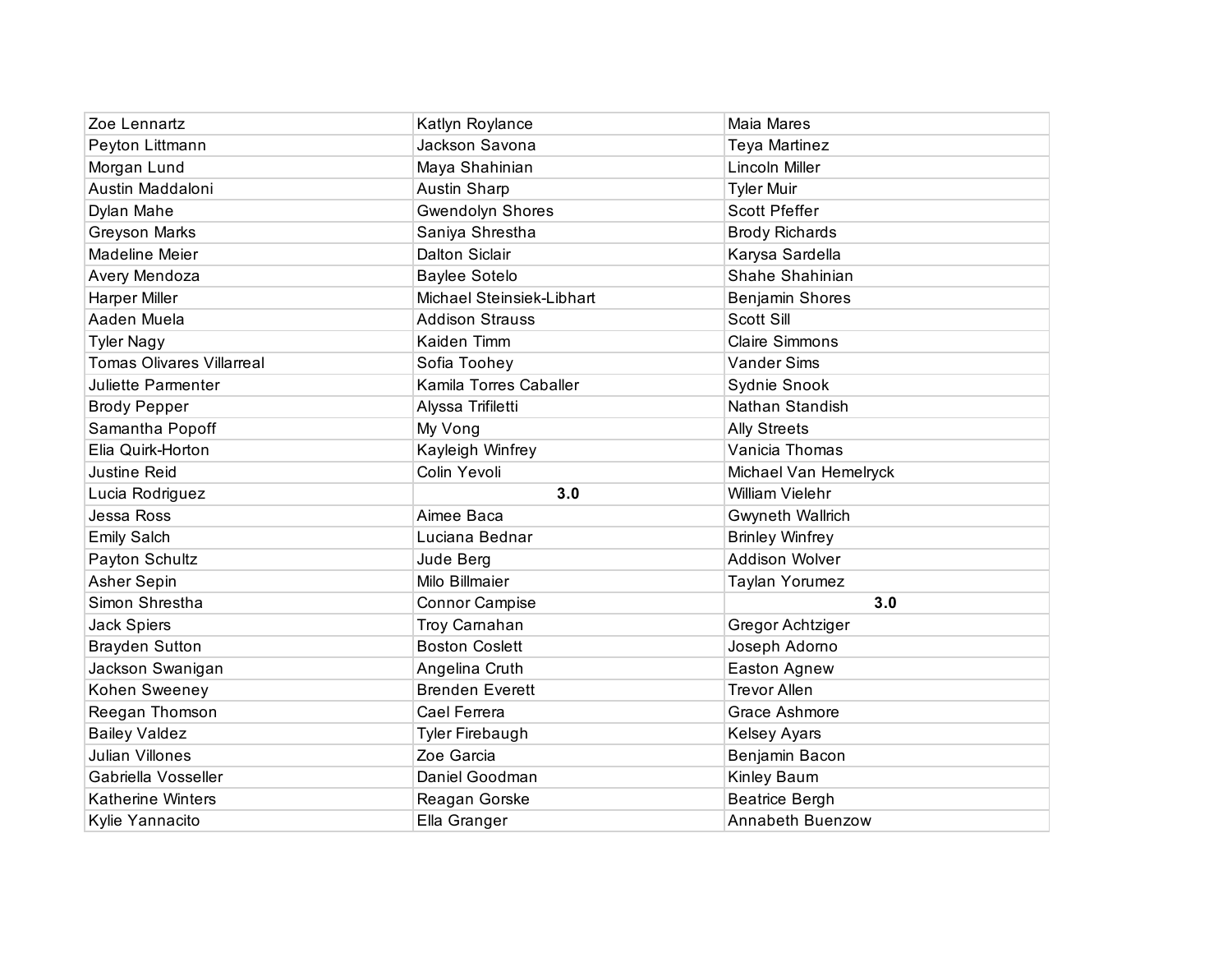| | | |
|---|---|---|
| Zoe Lennartz | Katlyn Roylance | Maia Mares |
| Peyton Littmann | Jackson Savona | Teya Martinez |
| Morgan Lund | Maya Shahinian | Lincoln Miller |
| Austin Maddaloni | Austin Sharp | Tyler Muir |
| Dylan Mahe | Gwendolyn Shores | Scott Pfeffer |
| Greyson Marks | Saniya Shrestha | Brody Richards |
| Madeline Meier | Dalton Siclair | Karysa Sardella |
| Avery Mendoza | Baylee Sotelo | Shahe Shahinian |
| Harper Miller | Michael Steinsiek-Libhart | Benjamin Shores |
| Aaden Muela | Addison Strauss | Scott Sill |
| Tyler Nagy | Kaiden Timm | Claire Simmons |
| Tomas Olivares Villarreal | Sofia Toohey | Vander Sims |
| Juliette Parmenter | Kamila Torres Caballer | Sydnie Snook |
| Brody Pepper | Alyssa Trifiletti | Nathan Standish |
| Samantha Popoff | My Vong | Ally Streets |
| Elia Quirk-Horton | Kayleigh Winfrey | Vanicia Thomas |
| Justine Reid | Colin Yevoli | Michael Van Hemelryck |
| Lucia Rodriguez | **3.0** | William Vielehr |
| Jessa Ross | Aimee Baca | Gwyneth Wallrich |
| Emily Salch | Luciana Bednar | Brinley Winfrey |
| Payton Schultz | Jude Berg | Addison Wolver |
| Asher Sepin | Milo Billmaier | Taylan Yorumez |
| Simon Shrestha | Connor Campise | **3.0** |
| Jack Spiers | Troy Carnahan | Gregor Achtziger |
| Brayden Sutton | Boston Coslett | Joseph Adorno |
| Jackson Swanigan | Angelina Cruth | Easton Agnew |
| Kohen Sweeney | Brenden Everett | Trevor Allen |
| Reegan Thomson | Cael Ferrera | Grace Ashmore |
| Bailey Valdez | Tyler Firebaugh | Kelsey Ayars |
| Julian Villones | Zoe Garcia | Benjamin Bacon |
| Gabriella Vosseller | Daniel Goodman | Kinley Baum |
| Katherine Winters | Reagan Gorske | Beatrice Bergh |
| Kylie Yannacito | Ella Granger | Annabeth Buenzow |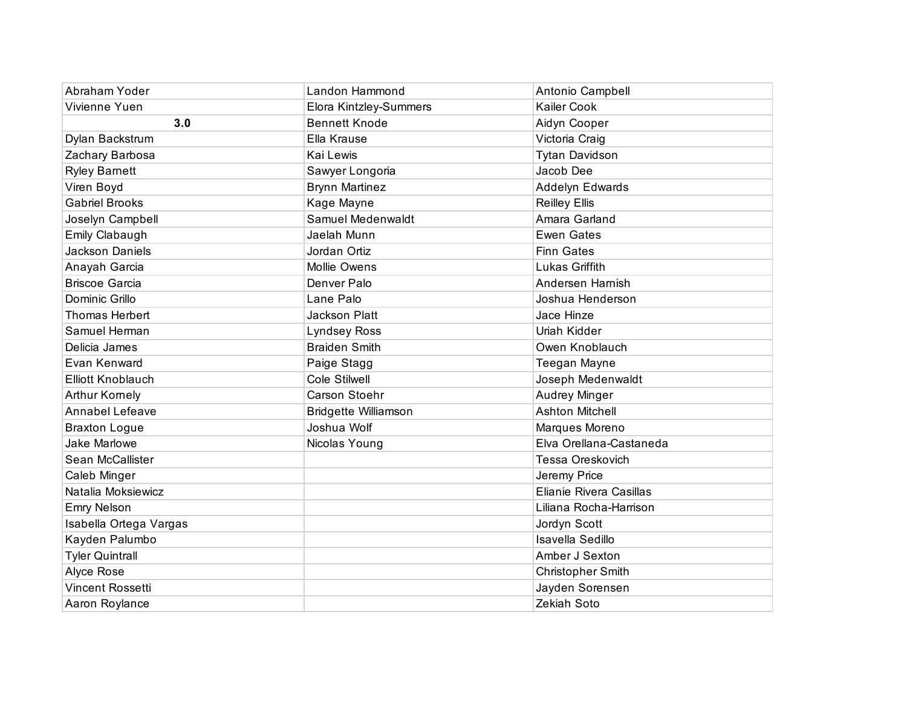| | | |
|---|---|---|
| Abraham Yoder | Landon Hammond | Antonio Campbell |
| Vivienne Yuen | Elora Kintzley-Summers | Kailer Cook |
| **3.0** | Bennett Knode | Aidyn Cooper |
| Dylan Backstrum | Ella Krause | Victoria Craig |
| Zachary Barbosa | Kai Lewis | Tytan Davidson |
| Ryley Barnett | Sawyer Longoria | Jacob Dee |
| Viren Boyd | Brynn Martinez | Addelyn Edwards |
| Gabriel Brooks | Kage Mayne | Reilley Ellis |
| Joselyn Campbell | Samuel Medenwaldt | Amara Garland |
| Emily Clabaugh | Jaelah Munn | Ewen Gates |
| Jackson Daniels | Jordan Ortiz | Finn Gates |
| Anayah Garcia | Mollie Owens | Lukas Griffith |
| Briscoe Garcia | Denver Palo | Andersen Harnish |
| Dominic Grillo | Lane Palo | Joshua Henderson |
| Thomas Herbert | Jackson Platt | Jace Hinze |
| Samuel Herman | Lyndsey Ross | Uriah Kidder |
| Delicia James | Braiden Smith | Owen Knoblauch |
| Evan Kenward | Paige Stagg | Teegan Mayne |
| Elliott Knoblauch | Cole Stilwell | Joseph Medenwaldt |
| Arthur Kornely | Carson Stoehr | Audrey Minger |
| Annabel Lefeave | Bridgette Williamson | Ashton Mitchell |
| Braxton Logue | Joshua Wolf | Marques Moreno |
| Jake Marlowe | Nicolas Young | Elva Orellana-Castaneda |
| Sean McCallister | | Tessa Oreskovich |
| Caleb Minger | | Jeremy Price |
| Natalia Moksiewicz | | Elianie Rivera Casillas |
| Emry Nelson | | Liliana Rocha-Harrison |
| Isabella Ortega Vargas | | Jordyn Scott |
| Kayden Palumbo | | Isavella Sedillo |
| Tyler Quintrall | | Amber J Sexton |
| Alyce Rose | | Christopher Smith |
| Vincent Rossetti | | Jayden Sorensen |
| Aaron Roylance | | Zekiah Soto |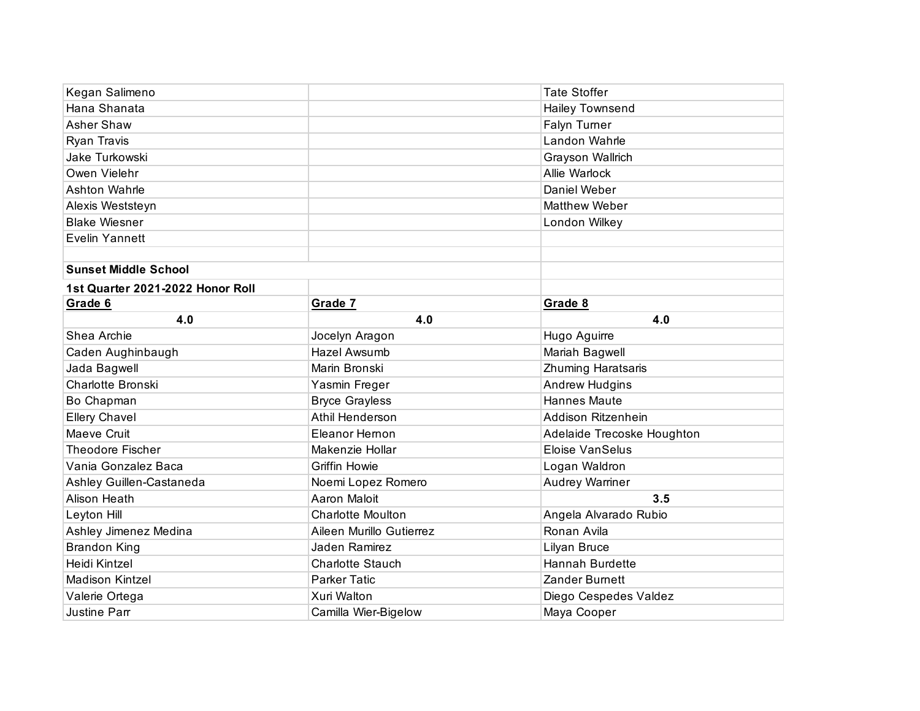| | | |
|---|---|---|
| Kegan Salimeno | | Tate Stoffer |
| Hana Shanata | | Hailey Townsend |
| Asher Shaw | | Falyn Turner |
| Ryan Travis | | Landon Wahrle |
| Jake Turkowski | | Grayson Wallrich |
| Owen Vielehr | | Allie Warlock |
| Ashton Wahrle | | Daniel Weber |
| Alexis Weststeyn | | Matthew Weber |
| Blake Wiesner | | London Wilkey |
| Evelin Yannett | | |

**Sunset Middle School**

**1st Quarter 2021-2022 Honor Roll**

| Grade 6 | Grade 7 | Grade 8 |
|---|---|---|
| **4.0** | **4.0** | **4.0** |
| Shea Archie | Jocelyn Aragon | Hugo Aguirre |
| Caden Aughinbaugh | Hazel Awsumb | Mariah Bagwell |
| Jada Bagwell | Marin Bronski | Zhuming Haratsaris |
| Charlotte Bronski | Yasmin Freger | Andrew Hudgins |
| Bo Chapman | Bryce Grayless | Hannes Maute |
| Ellery Chavel | Athil Henderson | Addison Ritzenhein |
| Maeve Cruit | Eleanor Hernon | Adelaide Trecoske Houghton |
| Theodore Fischer | Makenzie Hollar | Eloise VanSelus |
| Vania Gonzalez Baca | Griffin Howie | Logan Waldron |
| Ashley Guillen-Castaneda | Noemi Lopez Romero | Audrey Warriner |
| Alison Heath | Aaron Maloit | **3.5** |
| Leyton Hill | Charlotte Moulton | Angela Alvarado Rubio |
| Ashley Jimenez Medina | Aileen Murillo Gutierrez | Ronan Avila |
| Brandon King | Jaden Ramirez | Lilyan Bruce |
| Heidi Kintzel | Charlotte Stauch | Hannah Burdette |
| Madison Kintzel | Parker Tatic | Zander Burnett |
| Valerie Ortega | Xuri Walton | Diego Cespedes Valdez |
| Justine Parr | Camilla Wier-Bigelow | Maya Cooper |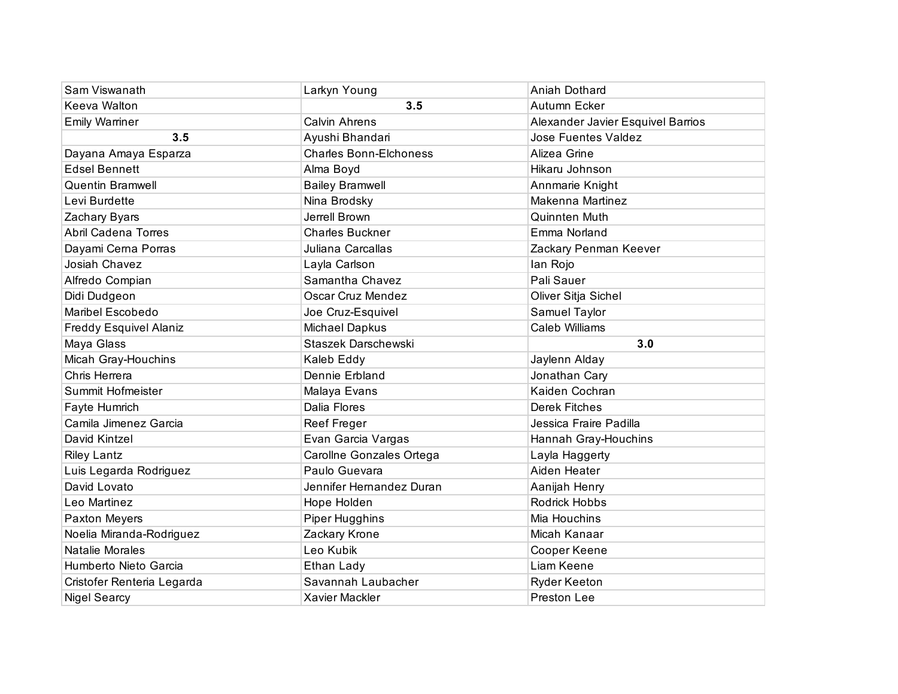| | | |
|---|---|---|
| Sam Viswanath | Larkyn Young | Aniah Dothard |
| Keeva Walton | **3.5** | Autumn Ecker |
| Emily Warriner | Calvin Ahrens | Alexander Javier Esquivel Barrios |
| **3.5** | Ayushi Bhandari | Jose Fuentes Valdez |
| Dayana Amaya Esparza | Charles Bonn-Elchoness | Alizea Grine |
| Edsel Bennett | Alma Boyd | Hikaru Johnson |
| Quentin Bramwell | Bailey Bramwell | Annmarie Knight |
| Levi Burdette | Nina Brodsky | Makenna Martinez |
| Zachary Byars | Jerrell Brown | Quinnten Muth |
| Abril Cadena Torres | Charles Buckner | Emma Norland |
| Dayami Cerna Porras | Juliana Carcallas | Zackary Penman Keever |
| Josiah Chavez | Layla Carlson | Ian Rojo |
| Alfredo Compian | Samantha Chavez | Pali Sauer |
| Didi Dudgeon | Oscar Cruz Mendez | Oliver Sitja Sichel |
| Maribel Escobedo | Joe Cruz-Esquivel | Samuel Taylor |
| Freddy Esquivel Alaniz | Michael Dapkus | Caleb Williams |
| Maya Glass | Staszek Darschewski | **3.0** |
| Micah Gray-Houchins | Kaleb Eddy | Jaylenn Alday |
| Chris Herrera | Dennie Erbland | Jonathan Cary |
| Summit Hofmeister | Malaya Evans | Kaiden Cochran |
| Fayte Humrich | Dalia Flores | Derek Fitches |
| Camila Jimenez Garcia | Reef Freger | Jessica Fraire Padilla |
| David Kintzel | Evan Garcia Vargas | Hannah Gray-Houchins |
| Riley Lantz | Carollne Gonzales Ortega | Layla Haggerty |
| Luis Legarda Rodriguez | Paulo Guevara | Aiden Heater |
| David Lovato | Jennifer Hernandez Duran | Aanijah Henry |
| Leo Martinez | Hope Holden | Rodrick Hobbs |
| Paxton Meyers | Piper Hugghins | Mia Houchins |
| Noelia Miranda-Rodriguez | Zackary Krone | Micah Kanaar |
| Natalie Morales | Leo Kubik | Cooper Keene |
| Humberto Nieto Garcia | Ethan Lady | Liam Keene |
| Cristofer Renteria Legarda | Savannah Laubacher | Ryder Keeton |
| Nigel Searcy | Xavier Mackler | Preston Lee |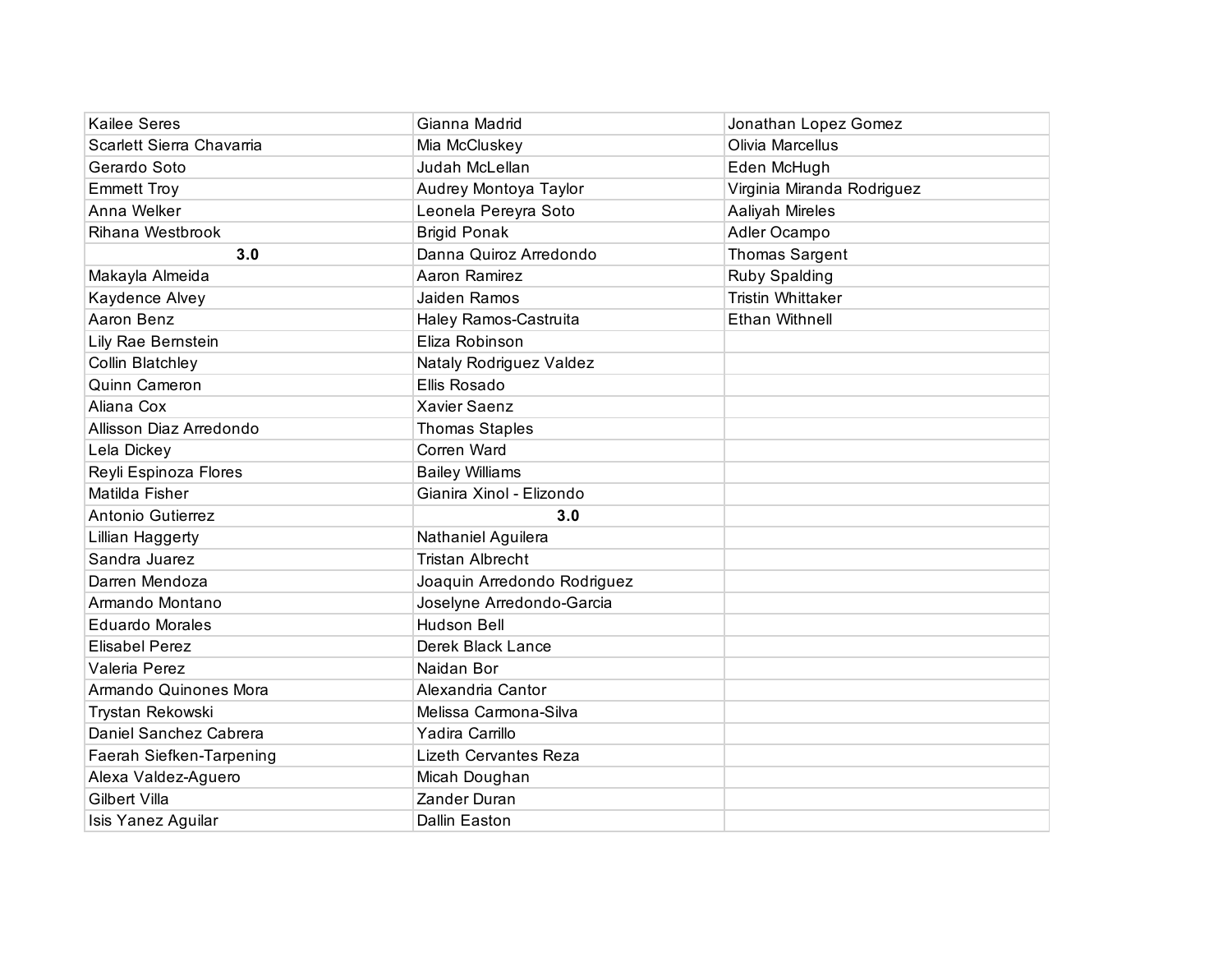| | | |
|---|---|---|
| Kailee Seres | Gianna Madrid | Jonathan Lopez Gomez |
| Scarlett Sierra Chavarria | Mia McCluskey | Olivia Marcellus |
| Gerardo Soto | Judah McLellan | Eden McHugh |
| Emmett Troy | Audrey Montoya Taylor | Virginia Miranda Rodriguez |
| Anna Welker | Leonela Pereyra Soto | Aaliyah Mireles |
| Rihana Westbrook | Brigid Ponak | Adler Ocampo |
| **3.0** | Danna Quiroz Arredondo | Thomas Sargent |
| Makayla Almeida | Aaron Ramirez | Ruby Spalding |
| Kaydence Alvey | Jaiden Ramos | Tristin Whittaker |
| Aaron Benz | Haley Ramos-Castruita | Ethan Withnell |
| Lily Rae Bernstein | Eliza Robinson | |
| Collin Blatchley | Nataly Rodriguez Valdez | |
| Quinn Cameron | Ellis Rosado | |
| Aliana Cox | Xavier Saenz | |
| Allisson Diaz Arredondo | Thomas Staples | |
| Lela Dickey | Corren Ward | |
| Reyli Espinoza Flores | Bailey Williams | |
| Matilda Fisher | Gianira Xinol - Elizondo | |
| Antonio Gutierrez | **3.0** | |
| Lillian Haggerty | Nathaniel Aguilera | |
| Sandra Juarez | Tristan Albrecht | |
| Darren Mendoza | Joaquin Arredondo Rodriguez | |
| Armando Montano | Joselyne Arredondo-Garcia | |
| Eduardo Morales | Hudson Bell | |
| Elisabel Perez | Derek Black Lance | |
| Valeria Perez | Naidan Bor | |
| Armando Quinones Mora | Alexandria Cantor | |
| Trystan Rekowski | Melissa Carmona-Silva | |
| Daniel Sanchez Cabrera | Yadira Carrillo | |
| Faerah Siefken-Tarpening | Lizeth Cervantes Reza | |
| Alexa Valdez-Aguero | Micah Doughan | |
| Gilbert Villa | Zander Duran | |
| Isis Yanez Aguilar | Dallin Easton | |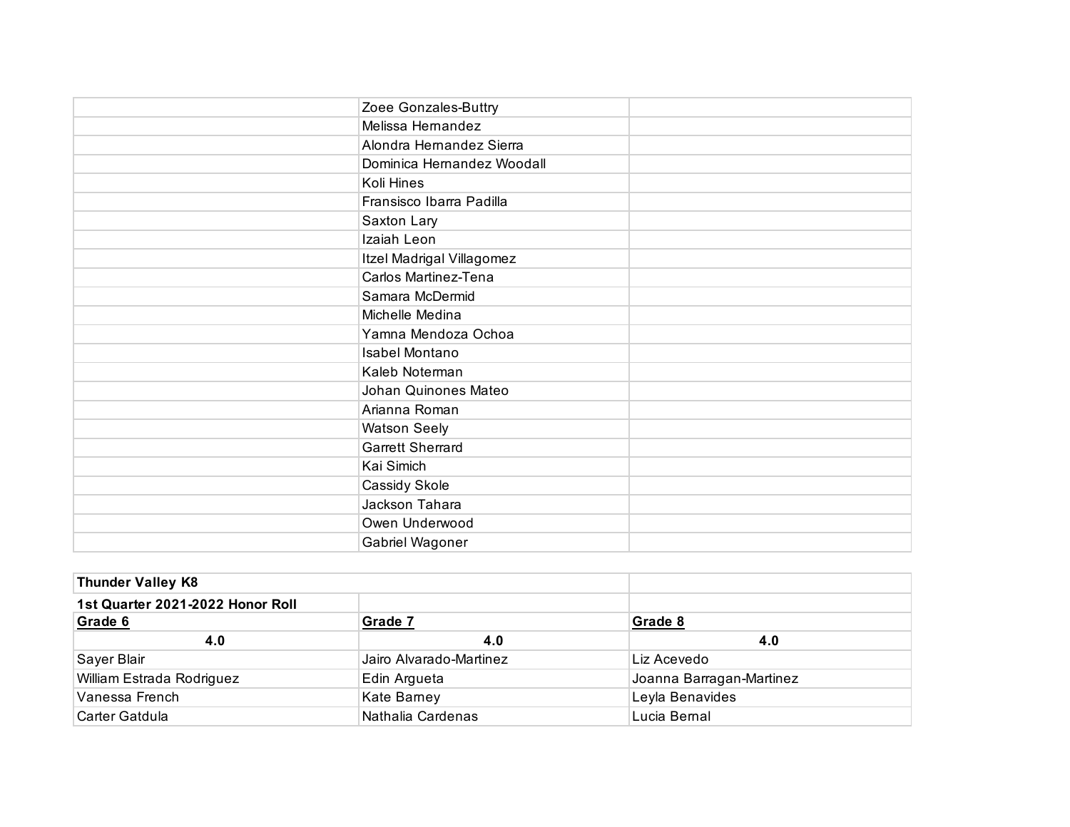| | | |
|---|---|---|
| | Zoee Gonzales-Buttry | |
| | Melissa Hernandez | |
| | Alondra Hernandez Sierra | |
| | Dominica Hernandez Woodall | |
| | Koli Hines | |
| | Fransisco Ibarra Padilla | |
| | Saxton Lary | |
| | Izaiah Leon | |
| | Itzel Madrigal Villagomez | |
| | Carlos Martinez-Tena | |
| | Samara McDermid | |
| | Michelle Medina | |
| | Yamna Mendoza Ochoa | |
| | Isabel Montano | |
| | Kaleb Noterman | |
| | Johan Quinones Mateo | |
| | Arianna Roman | |
| | Watson Seely | |
| | Garrett Sherrard | |
| | Kai Simich | |
| | Cassidy Skole | |
| | Jackson Tahara | |
| | Owen Underwood | |
| | Gabriel Wagoner | |

| **Thunder Valley K8** | | |
|---|---|---|
| **1st Quarter 2021-2022 Honor Roll** | | |
| **Grade 6** | **Grade 7** | **Grade 8** |
| **4.0** | **4.0** | **4.0** |
| Sayer Blair | Jairo Alvarado-Martinez | Liz Acevedo |
| William Estrada Rodriguez | Edin Argueta | Joanna Barragan-Martinez |
| Vanessa French | Kate Barney | Leyla Benavides |
| Carter Gatdula | Nathalia Cardenas | Lucia Bernal |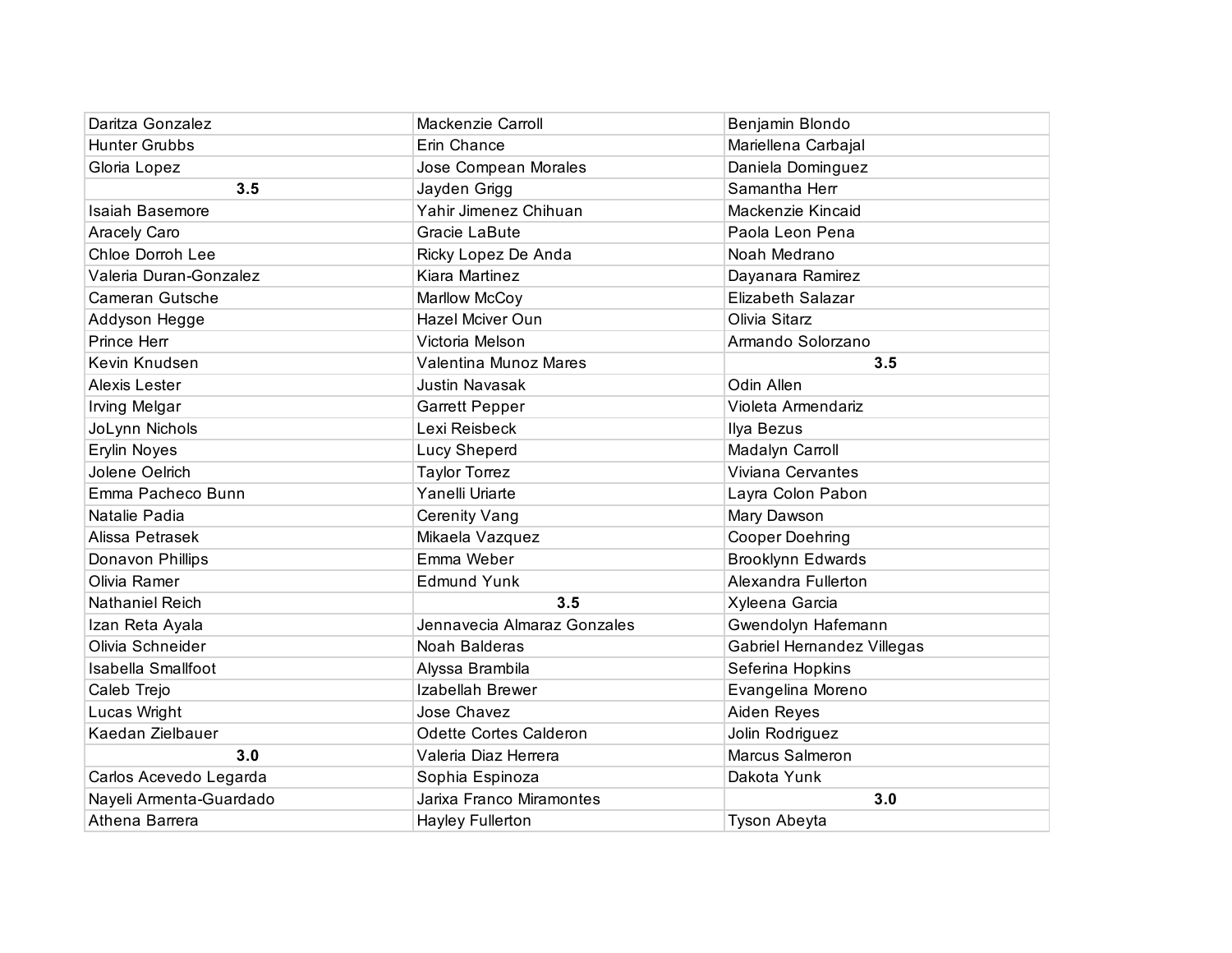| | | |
|---|---|---|
| Daritza Gonzalez | Mackenzie Carroll | Benjamin Blondo |
| Hunter Grubbs | Erin Chance | Mariellena Carbajal |
| Gloria Lopez | Jose Compean Morales | Daniela Dominguez |
| **3.5** | Jayden Grigg | Samantha Herr |
| Isaiah Basemore | Yahir Jimenez Chihuan | Mackenzie Kincaid |
| Aracely Caro | Gracie LaBute | Paola Leon Pena |
| Chloe Dorroh Lee | Ricky Lopez De Anda | Noah Medrano |
| Valeria Duran-Gonzalez | Kiara Martinez | Dayanara Ramirez |
| Cameran Gutsche | Marllow McCoy | Elizabeth Salazar |
| Addyson Hegge | Hazel Mciver Oun | Olivia Sitarz |
| Prince Herr | Victoria Melson | Armando Solorzano |
| Kevin Knudsen | Valentina Munoz Mares | **3.5** |
| Alexis Lester | Justin Navasak | Odin Allen |
| Irving Melgar | Garrett Pepper | Violeta Armendariz |
| JoLynn Nichols | Lexi Reisbeck | Ilya Bezus |
| Erylin Noyes | Lucy Sheperd | Madalyn Carroll |
| Jolene Oelrich | Taylor Torrez | Viviana Cervantes |
| Emma Pacheco Bunn | Yanelli Uriarte | Layra Colon Pabon |
| Natalie Padia | Cerenity Vang | Mary Dawson |
| Alissa Petrasek | Mikaela Vazquez | Cooper Doehring |
| Donavon Phillips | Emma Weber | Brooklynn Edwards |
| Olivia Ramer | Edmund Yunk | Alexandra Fullerton |
| Nathaniel Reich | **3.5** | Xyleena Garcia |
| Izan Reta Ayala | Jennavecia Almaraz Gonzales | Gwendolyn Hafemann |
| Olivia Schneider | Noah Balderas | Gabriel Hernandez Villegas |
| Isabella Smallfoot | Alyssa Brambila | Seferina Hopkins |
| Caleb Trejo | Izabellah Brewer | Evangelina Moreno |
| Lucas Wright | Jose Chavez | Aiden Reyes |
| Kaedan Zielbauer | Odette Cortes Calderon | Jolin Rodriguez |
| **3.0** | Valeria Diaz Herrera | Marcus Salmeron |
| Carlos Acevedo Legarda | Sophia Espinoza | Dakota Yunk |
| Nayeli Armenta-Guardado | Jarixa Franco Miramontes | **3.0** |
| Athena Barrera | Hayley Fullerton | Tyson Abeyta |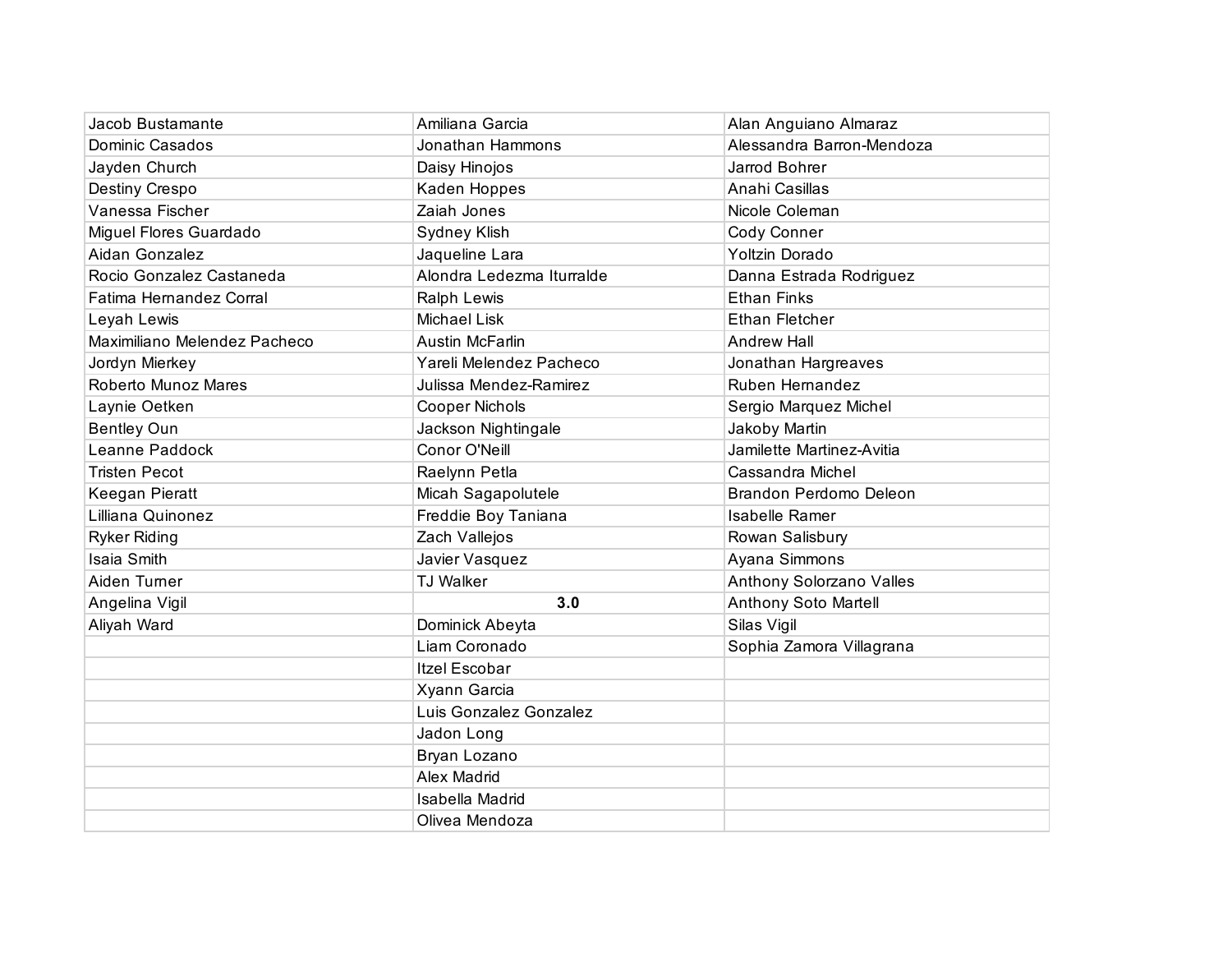| | | |
|---|---|---|
| Jacob Bustamante | Amiliana Garcia | Alan Anguiano Almaraz |
| Dominic Casados | Jonathan Hammons | Alessandra Barron-Mendoza |
| Jayden Church | Daisy Hinojos | Jarrod Bohrer |
| Destiny Crespo | Kaden Hoppes | Anahi Casillas |
| Vanessa Fischer | Zaiah Jones | Nicole Coleman |
| Miguel Flores Guardado | Sydney Klish | Cody Conner |
| Aidan Gonzalez | Jaqueline Lara | Yoltzin Dorado |
| Rocio Gonzalez Castaneda | Alondra Ledezma Iturralde | Danna Estrada Rodriguez |
| Fatima Hernandez Corral | Ralph Lewis | Ethan Finks |
| Leyah Lewis | Michael Lisk | Ethan Fletcher |
| Maximiliano Melendez Pacheco | Austin McFarlin | Andrew Hall |
| Jordyn Mierkey | Yareli Melendez Pacheco | Jonathan Hargreaves |
| Roberto Munoz Mares | Julissa Mendez-Ramirez | Ruben Hernandez |
| Laynie Oetken | Cooper Nichols | Sergio Marquez Michel |
| Bentley Oun | Jackson Nightingale | Jakoby Martin |
| Leanne Paddock | Conor O'Neill | Jamilette Martinez-Avitia |
| Tristen Pecot | Raelynn Petla | Cassandra Michel |
| Keegan Pieratt | Micah Sagapolutele | Brandon Perdomo Deleon |
| Lilliana Quinonez | Freddie Boy Taniana | Isabelle Ramer |
| Ryker Riding | Zach Vallejos | Rowan Salisbury |
| Isaia Smith | Javier Vasquez | Ayana Simmons |
| Aiden Turner | TJ Walker | Anthony Solorzano Valles |
| Angelina Vigil | **3.0** | Anthony Soto Martell |
| Aliyah Ward | Dominick Abeyta | Silas Vigil |
| | Liam Coronado | Sophia Zamora Villagrana |
| | Itzel Escobar | |
| | Xyann Garcia | |
| | Luis Gonzalez Gonzalez | |
| | Jadon Long | |
| | Bryan Lozano | |
| | Alex Madrid | |
| | Isabella Madrid | |
| | Olivea Mendoza | |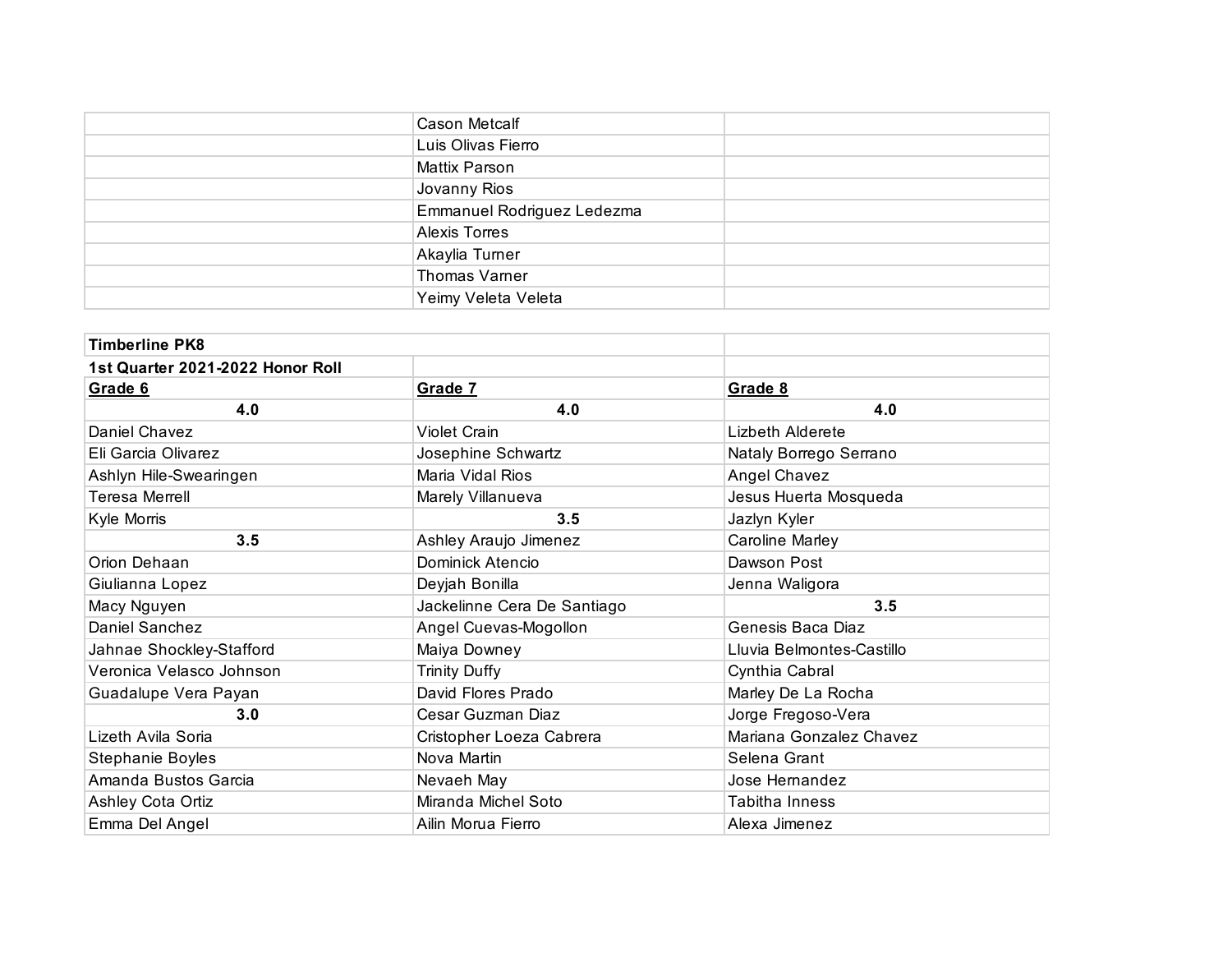| | | |
|---|---|---|
| | Cason Metcalf | |
| | Luis Olivas Fierro | |
| | Mattix Parson | |
| | Jovanny Rios | |
| | Emmanuel Rodriguez Ledezma | |
| | Alexis Torres | |
| | Akaylia Turner | |
| | Thomas Varner | |
| | Yeimy Veleta Veleta | |

| **Timberline PK8** | | |
|---|---|---|
| **1st Quarter 2021-2022 Honor Roll** | | |
| **Grade 6** | **Grade 7** | **Grade 8** |
| **4.0** | **4.0** | **4.0** |
| Daniel Chavez | Violet Crain | Lizbeth Alderete |
| Eli Garcia Olivarez | Josephine Schwartz | Nataly Borrego Serrano |
| Ashlyn Hile-Swearingen | Maria Vidal Rios | Angel Chavez |
| Teresa Merrell | Marely Villanueva | Jesus Huerta Mosqueda |
| Kyle Morris | **3.5** | Jazlyn Kyler |
| **3.5** | Ashley Araujo Jimenez | Caroline Marley |
| Orion Dehaan | Dominick Atencio | Dawson Post |
| Giulianna Lopez | Deyjah Bonilla | Jenna Waligora |
| Macy Nguyen | Jackelinne Cera De Santiago | **3.5** |
| Daniel Sanchez | Angel Cuevas-Mogollon | Genesis Baca Diaz |
| Jahnae Shockley-Stafford | Maiya Downey | Lluvia Belmontes-Castillo |
| Veronica Velasco Johnson | Trinity Duffy | Cynthia Cabral |
| Guadalupe Vera Payan | David Flores Prado | Marley De La Rocha |
| **3.0** | Cesar Guzman Diaz | Jorge Fregoso-Vera |
| Lizeth Avila Soria | Cristopher Loeza Cabrera | Mariana Gonzalez Chavez |
| Stephanie Boyles | Nova Martin | Selena Grant |
| Amanda Bustos Garcia | Nevaeh May | Jose Hernandez |
| Ashley Cota Ortiz | Miranda Michel Soto | Tabitha Inness |
| Emma Del Angel | Ailin Morua Fierro | Alexa Jimenez |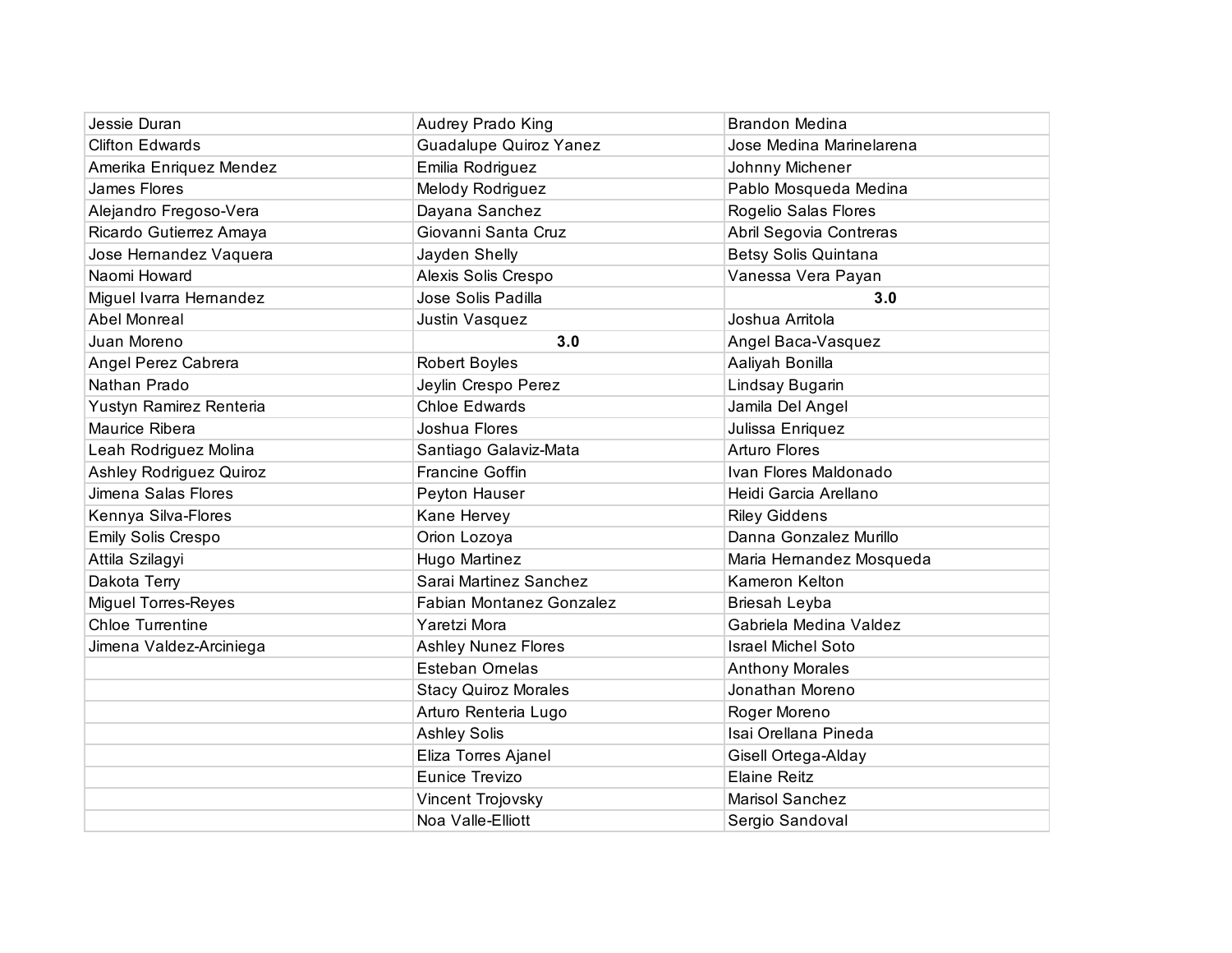| | | |
|---|---|---|
| Jessie Duran | Audrey Prado King | Brandon Medina |
| Clifton Edwards | Guadalupe Quiroz Yanez | Jose Medina Marinelarena |
| Amerika Enriquez Mendez | Emilia Rodriguez | Johnny Michener |
| James Flores | Melody Rodriguez | Pablo Mosqueda Medina |
| Alejandro Fregoso-Vera | Dayana Sanchez | Rogelio Salas Flores |
| Ricardo Gutierrez Amaya | Giovanni Santa Cruz | Abril Segovia Contreras |
| Jose Hernandez Vaquera | Jayden Shelly | Betsy Solis Quintana |
| Naomi Howard | Alexis Solis Crespo | Vanessa Vera Payan |
| Miguel Ivarra Hernandez | Jose Solis Padilla | **3.0** |
| Abel Monreal | Justin Vasquez | Joshua Arritola |
| Juan Moreno | **3.0** | Angel Baca-Vasquez |
| Angel Perez Cabrera | Robert Boyles | Aaliyah Bonilla |
| Nathan Prado | Jeylin Crespo Perez | Lindsay Bugarin |
| Yustyn Ramirez Renteria | Chloe Edwards | Jamila Del Angel |
| Maurice Ribera | Joshua Flores | Julissa Enriquez |
| Leah Rodriguez Molina | Santiago Galaviz-Mata | Arturo Flores |
| Ashley Rodriguez Quiroz | Francine Goffin | Ivan Flores Maldonado |
| Jimena Salas Flores | Peyton Hauser | Heidi Garcia Arellano |
| Kennya Silva-Flores | Kane Hervey | Riley Giddens |
| Emily Solis Crespo | Orion Lozoya | Danna Gonzalez Murillo |
| Attila Szilagyi | Hugo Martinez | Maria Hernandez Mosqueda |
| Dakota Terry | Sarai Martinez Sanchez | Kameron Kelton |
| Miguel Torres-Reyes | Fabian Montanez Gonzalez | Briesah Leyba |
| Chloe Turrentine | Yaretzi Mora | Gabriela Medina Valdez |
| Jimena Valdez-Arciniega | Ashley Nunez Flores | Israel Michel Soto |
| | Esteban Ornelas | Anthony Morales |
| | Stacy Quiroz Morales | Jonathan Moreno |
| | Arturo Renteria Lugo | Roger Moreno |
| | Ashley Solis | Isai Orellana Pineda |
| | Eliza Torres Ajanel | Gisell Ortega-Alday |
| | Eunice Trevizo | Elaine Reitz |
| | Vincent Trojovsky | Marisol Sanchez |
| | Noa Valle-Elliott | Sergio Sandoval |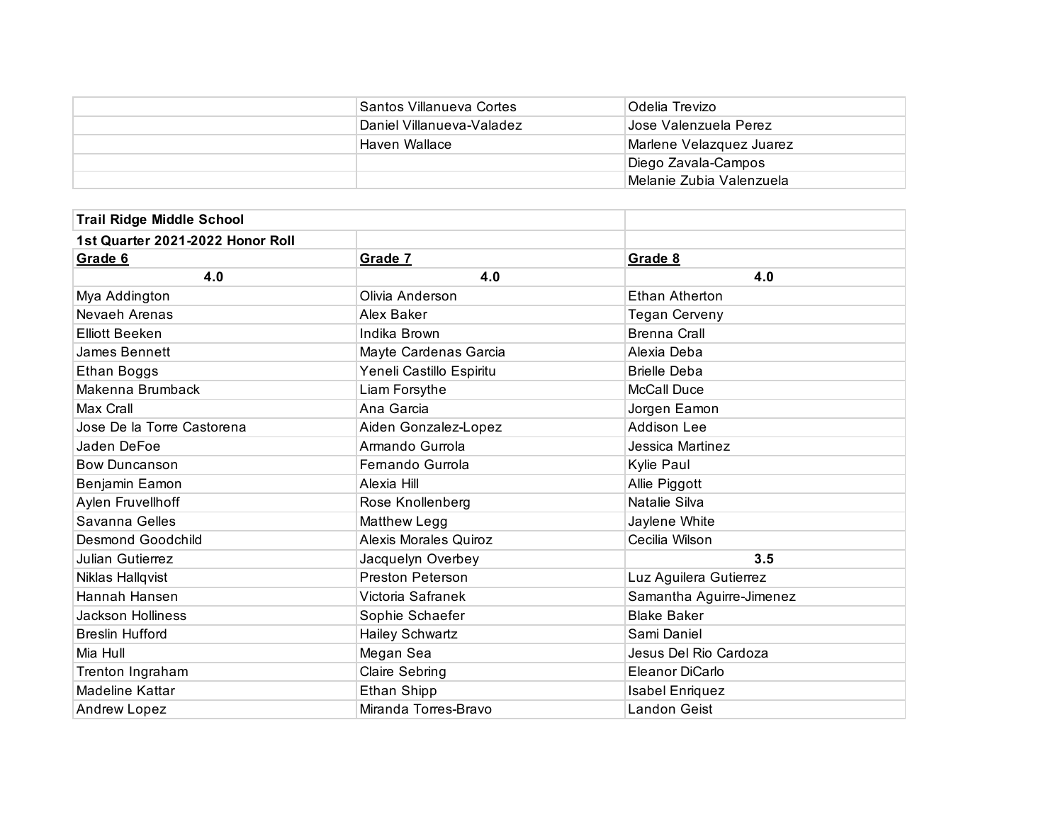| | | |
|---|---|---|
| | Santos Villanueva Cortes | Odelia Trevizo |
| | Daniel Villanueva-Valadez | Jose Valenzuela Perez |
| | Haven Wallace | Marlene Velazquez Juarez |
| | | Diego Zavala-Campos |
| | | Melanie Zubia Valenzuela |

| **Trail Ridge Middle School** | | |
|---|---|---|
| **1st Quarter 2021-2022 Honor Roll** | | |
| **Grade 6** | **Grade 7** | **Grade 8** |
| **4.0** | **4.0** | **4.0** |
| Mya Addington | Olivia Anderson | Ethan Atherton |
| Nevaeh Arenas | Alex Baker | Tegan Cerveny |
| Elliott Beeken | Indika Brown | Brenna Crall |
| James Bennett | Mayte Cardenas Garcia | Alexia Deba |
| Ethan Boggs | Yeneli Castillo Espiritu | Brielle Deba |
| Makenna Brumback | Liam Forsythe | McCall Duce |
| Max Crall | Ana Garcia | Jorgen Eamon |
| Jose De la Torre Castorena | Aiden Gonzalez-Lopez | Addison Lee |
| Jaden DeFoe | Armando Gurrola | Jessica Martinez |
| Bow Duncanson | Fernando Gurrola | Kylie Paul |
| Benjamin Eamon | Alexia Hill | Allie Piggott |
| Aylen Fruvellhoff | Rose Knollenberg | Natalie Silva |
| Savanna Gelles | Matthew Legg | Jaylene White |
| Desmond Goodchild | Alexis Morales Quiroz | Cecilia Wilson |
| Julian Gutierrez | Jacquelyn Overbey | **3.5** |
| Niklas Hallqvist | Preston Peterson | Luz Aguilera Gutierrez |
| Hannah Hansen | Victoria Safranek | Samantha Aguirre-Jimenez |
| Jackson Holliness | Sophie Schaefer | Blake Baker |
| Breslin Hufford | Hailey Schwartz | Sami Daniel |
| Mia Hull | Megan Sea | Jesus Del Rio Cardoza |
| Trenton Ingraham | Claire Sebring | Eleanor DiCarlo |
| Madeline Kattar | Ethan Shipp | Isabel Enriquez |
| Andrew Lopez | Miranda Torres-Bravo | Landon Geist |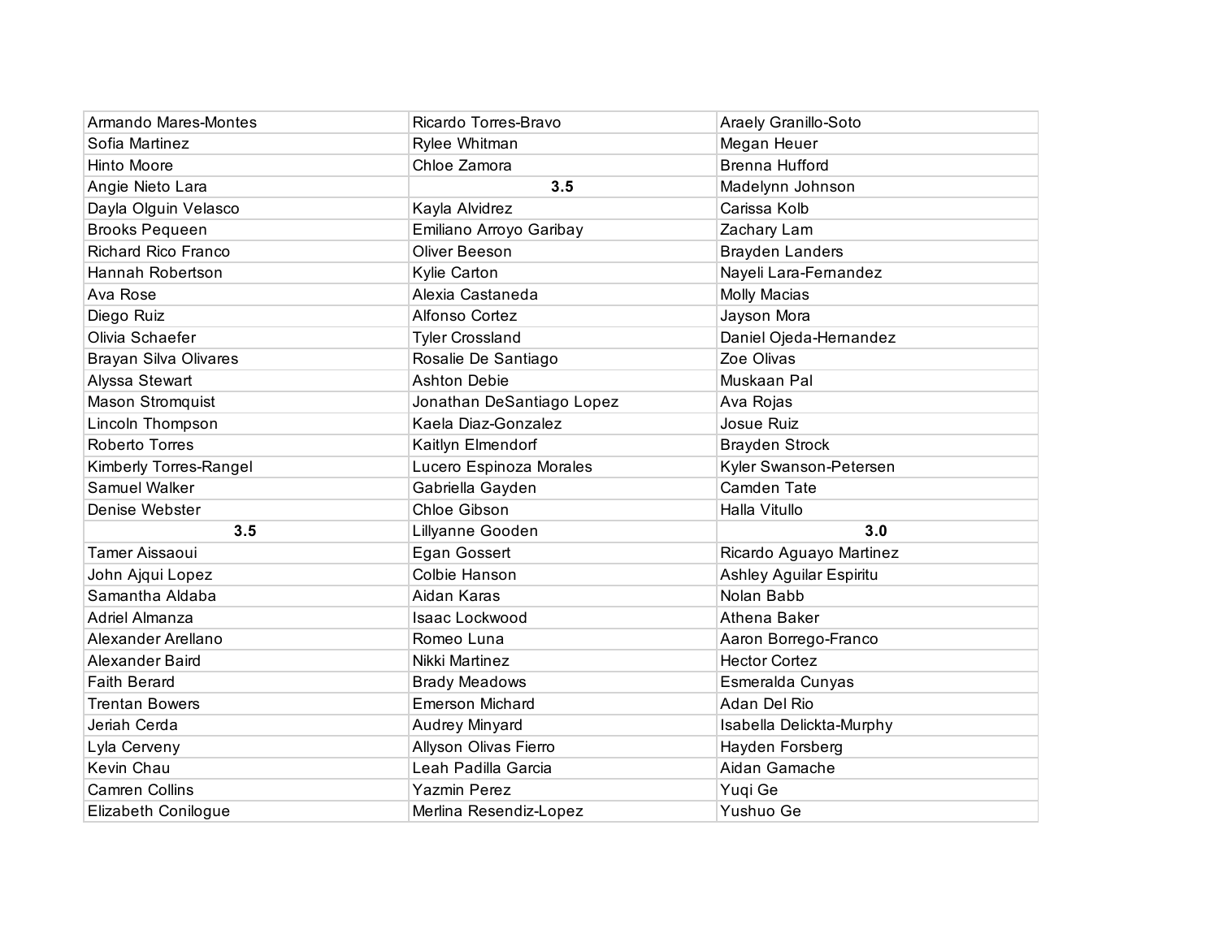| | | |
|---|---|---|
| Armando Mares-Montes | Ricardo Torres-Bravo | Araely Granillo-Soto |
| Sofia Martinez | Rylee Whitman | Megan Heuer |
| Hinto Moore | Chloe Zamora | Brenna Hufford |
| Angie Nieto Lara | **3.5** | Madelynn Johnson |
| Dayla Olguin Velasco | Kayla Alvidrez | Carissa Kolb |
| Brooks Pequeen | Emiliano Arroyo Garibay | Zachary Lam |
| Richard Rico Franco | Oliver Beeson | Brayden Landers |
| Hannah Robertson | Kylie Carton | Nayeli Lara-Fernandez |
| Ava Rose | Alexia Castaneda | Molly Macias |
| Diego Ruiz | Alfonso Cortez | Jayson Mora |
| Olivia Schaefer | Tyler Crossland | Daniel Ojeda-Hernandez |
| Brayan Silva Olivares | Rosalie De Santiago | Zoe Olivas |
| Alyssa Stewart | Ashton Debie | Muskaan Pal |
| Mason Stromquist | Jonathan DeSantiago Lopez | Ava Rojas |
| Lincoln Thompson | Kaela Diaz-Gonzalez | Josue Ruiz |
| Roberto Torres | Kaitlyn Elmendorf | Brayden Strock |
| Kimberly Torres-Rangel | Lucero Espinoza Morales | Kyler Swanson-Petersen |
| Samuel Walker | Gabriella Gayden | Camden Tate |
| Denise Webster | Chloe Gibson | Halla Vitullo |
| **3.5** | Lillyanne Gooden | **3.0** |
| Tamer Aissaoui | Egan Gossert | Ricardo Aguayo Martinez |
| John Ajqui Lopez | Colbie Hanson | Ashley Aguilar Espiritu |
| Samantha Aldaba | Aidan Karas | Nolan Babb |
| Adriel Almanza | Isaac Lockwood | Athena Baker |
| Alexander Arellano | Romeo Luna | Aaron Borrego-Franco |
| Alexander Baird | Nikki Martinez | Hector Cortez |
| Faith Berard | Brady Meadows | Esmeralda Cunyas |
| Trentan Bowers | Emerson Michard | Adan Del Rio |
| Jeriah Cerda | Audrey Minyard | Isabella Delickta-Murphy |
| Lyla Cerveny | Allyson Olivas Fierro | Hayden Forsberg |
| Kevin Chau | Leah Padilla Garcia | Aidan Gamache |
| Camren Collins | Yazmin Perez | Yuqi Ge |
| Elizabeth Conilogue | Merlina Resendiz-Lopez | Yushuo Ge |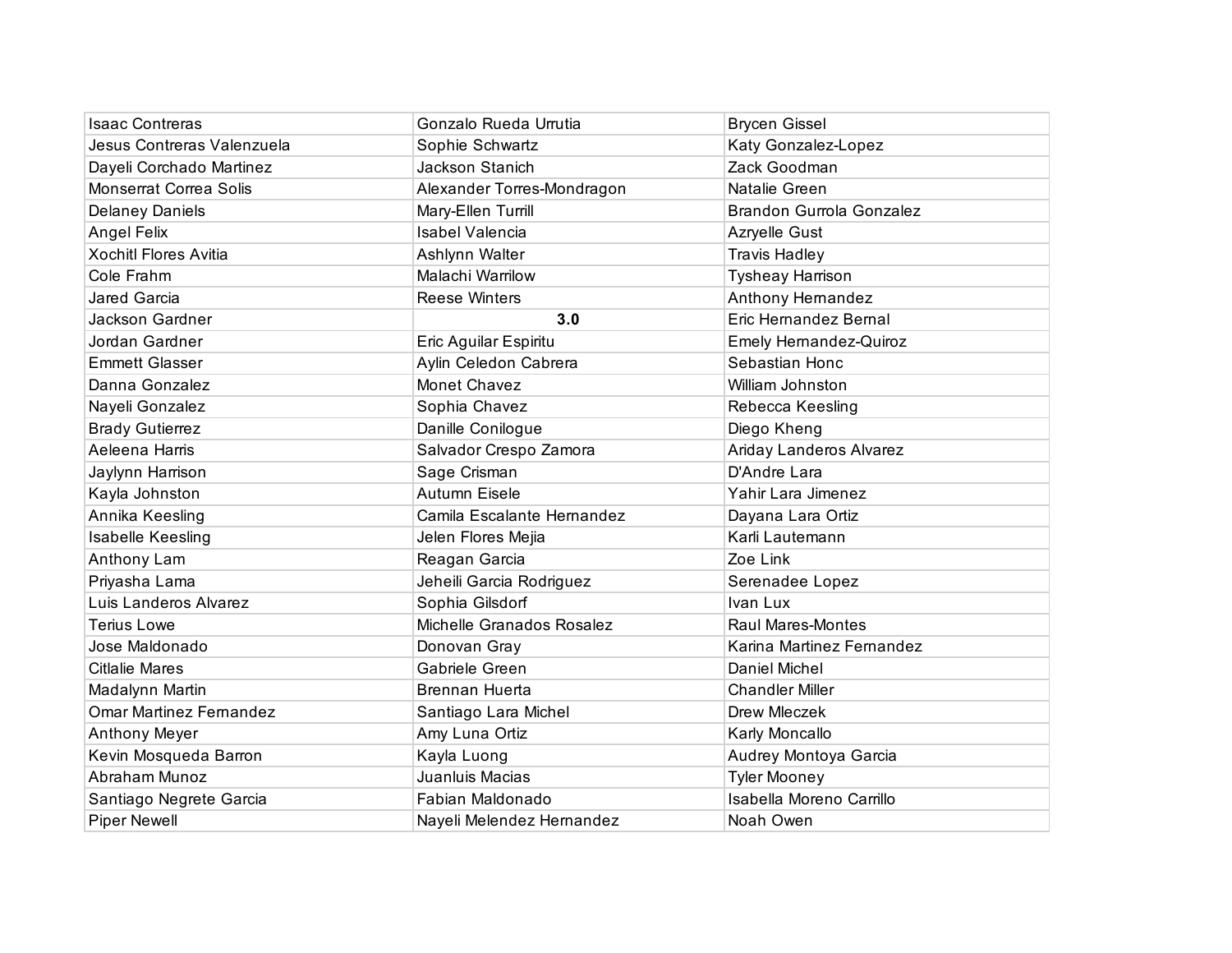| | | |
|---|---|---|
| Isaac Contreras | Gonzalo Rueda Urrutia | Brycen Gissel |
| Jesus Contreras Valenzuela | Sophie Schwartz | Katy Gonzalez-Lopez |
| Dayeli Corchado Martinez | Jackson Stanich | Zack Goodman |
| Monserrat Correa Solis | Alexander Torres-Mondragon | Natalie Green |
| Delaney Daniels | Mary-Ellen Turrill | Brandon Gurrola Gonzalez |
| Angel Felix | Isabel Valencia | Azryelle Gust |
| Xochitl Flores Avitia | Ashlynn Walter | Travis Hadley |
| Cole Frahm | Malachi Warrilow | Tysheay Harrison |
| Jared Garcia | Reese Winters | Anthony Hernandez |
| Jackson Gardner | **3.0** | Eric Hernandez Bernal |
| Jordan Gardner | Eric Aguilar Espiritu | Emely Hernandez-Quiroz |
| Emmett Glasser | Aylin Celedon Cabrera | Sebastian Honc |
| Danna Gonzalez | Monet Chavez | William Johnston |
| Nayeli Gonzalez | Sophia Chavez | Rebecca Keesling |
| Brady Gutierrez | Danille Conilogue | Diego Kheng |
| Aeleena Harris | Salvador Crespo Zamora | Ariday Landeros Alvarez |
| Jaylynn Harrison | Sage Crisman | D'Andre Lara |
| Kayla Johnston | Autumn Eisele | Yahir Lara Jimenez |
| Annika Keesling | Camila Escalante Hernandez | Dayana Lara Ortiz |
| Isabelle Keesling | Jelen Flores Mejia | Karli Lautemann |
| Anthony Lam | Reagan Garcia | Zoe Link |
| Priyasha Lama | Jeheili Garcia Rodriguez | Serenadee Lopez |
| Luis Landeros Alvarez | Sophia Gilsdorf | Ivan Lux |
| Terius Lowe | Michelle Granados Rosalez | Raul Mares-Montes |
| Jose Maldonado | Donovan Gray | Karina Martinez Fernandez |
| Citlalie Mares | Gabriele Green | Daniel Michel |
| Madalynn Martin | Brennan Huerta | Chandler Miller |
| Omar Martinez Fernandez | Santiago Lara Michel | Drew Mleczek |
| Anthony Meyer | Amy Luna Ortiz | Karly Moncallo |
| Kevin Mosqueda Barron | Kayla Luong | Audrey Montoya Garcia |
| Abraham Munoz | Juanluis Macias | Tyler Mooney |
| Santiago Negrete Garcia | Fabian Maldonado | Isabella Moreno Carrillo |
| Piper Newell | Nayeli Melendez Hernandez | Noah Owen |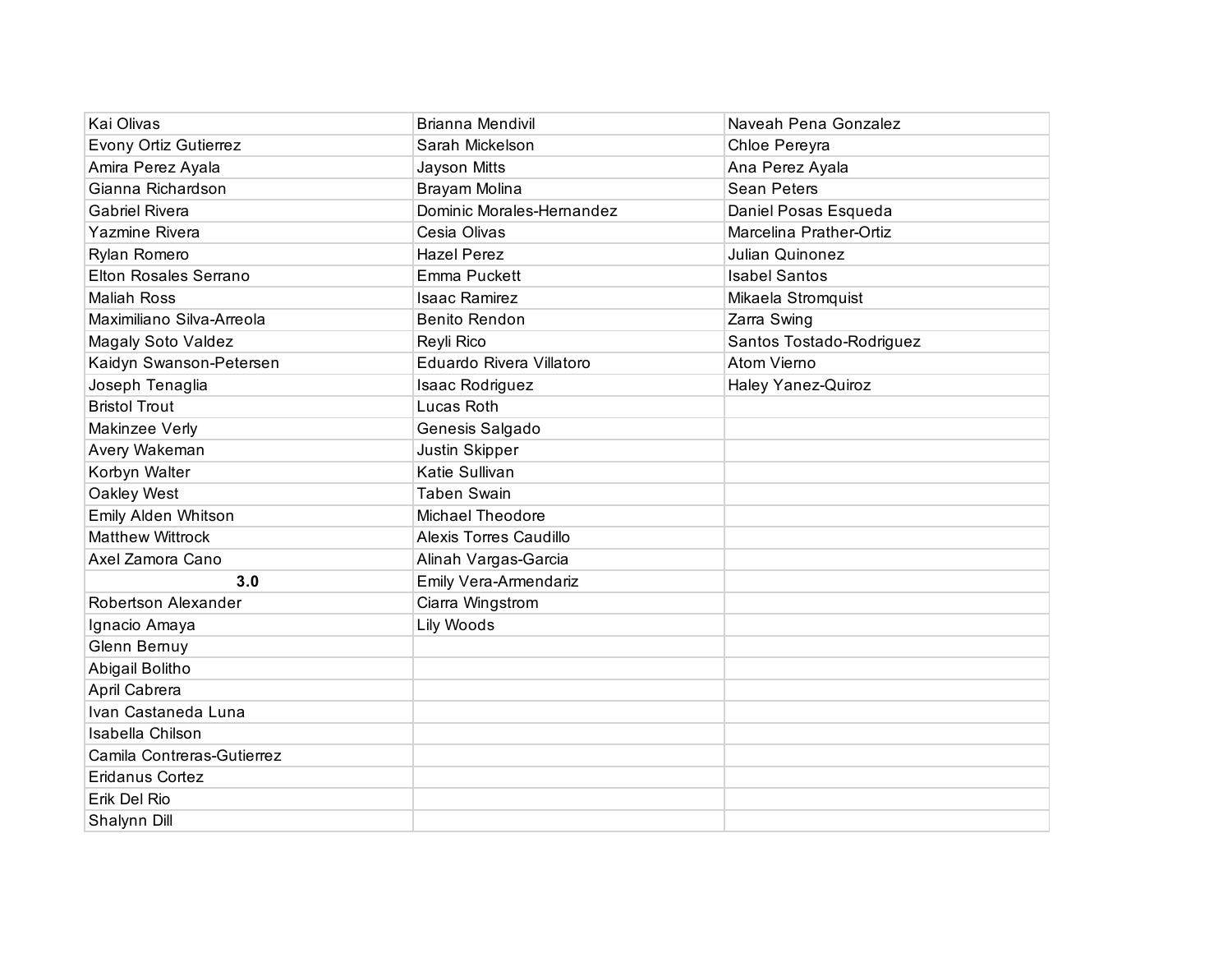| | | |
|---|---|---|
| Kai Olivas | Brianna Mendivil | Naveah Pena Gonzalez |
| Evony Ortiz Gutierrez | Sarah Mickelson | Chloe Pereyra |
| Amira Perez Ayala | Jayson Mitts | Ana Perez Ayala |
| Gianna Richardson | Brayam Molina | Sean Peters |
| Gabriel Rivera | Dominic Morales-Hernandez | Daniel Posas Esqueda |
| Yazmine Rivera | Cesia Olivas | Marcelina Prather-Ortiz |
| Rylan Romero | Hazel Perez | Julian Quinonez |
| Elton Rosales Serrano | Emma Puckett | Isabel Santos |
| Maliah Ross | Isaac Ramirez | Mikaela Stromquist |
| Maximiliano Silva-Arreola | Benito Rendon | Zarra Swing |
| Magaly Soto Valdez | Reyli Rico | Santos Tostado-Rodriguez |
| Kaidyn Swanson-Petersen | Eduardo Rivera Villatoro | Atom Vierno |
| Joseph Tenaglia | Isaac Rodriguez | Haley Yanez-Quiroz |
| Bristol Trout | Lucas Roth | |
| Makinzee Verly | Genesis Salgado | |
| Avery Wakeman | Justin Skipper | |
| Korbyn Walter | Katie Sullivan | |
| Oakley West | Taben Swain | |
| Emily Alden Whitson | Michael Theodore | |
| Matthew Wittrock | Alexis Torres Caudillo | |
| Axel Zamora Cano | Alinah Vargas-Garcia | |
| **3.0** | Emily Vera-Armendariz | |
| Robertson Alexander | Ciarra Wingstrom | |
| Ignacio Amaya | Lily Woods | |
| Glenn Bernuy | | |
| Abigail Bolitho | | |
| April Cabrera | | |
| Ivan Castaneda Luna | | |
| Isabella Chilson | | |
| Camila Contreras-Gutierrez | | |
| Eridanus Cortez | | |
| Erik Del Rio | | |
| Shalynn Dill | | |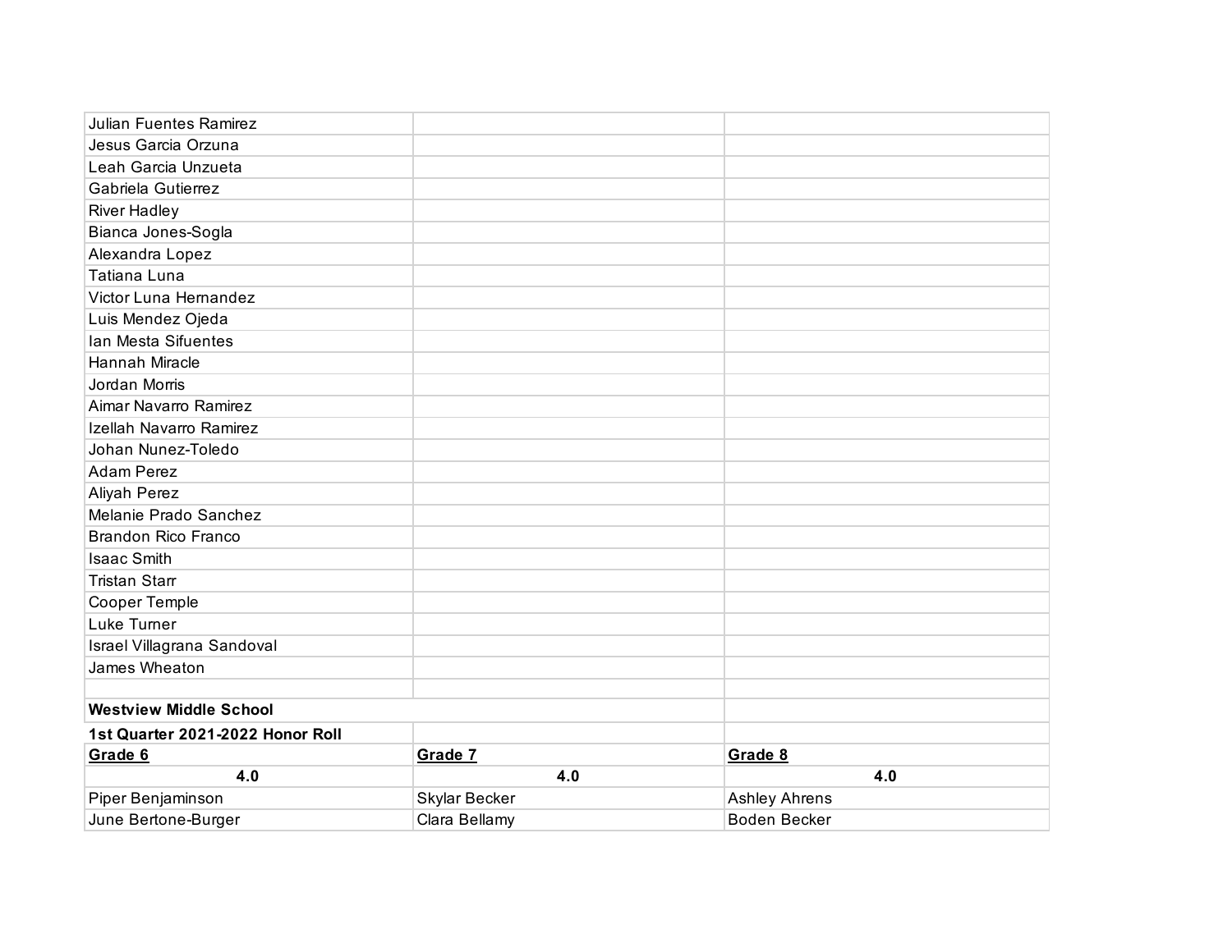| | | |
|---|---|---|
| Julian Fuentes Ramirez | | |
| Jesus Garcia Orzuna | | |
| Leah Garcia Unzueta | | |
| Gabriela Gutierrez | | |
| River Hadley | | |
| Bianca Jones-Sogla | | |
| Alexandra Lopez | | |
| Tatiana Luna | | |
| Victor Luna Hernandez | | |
| Luis Mendez Ojeda | | |
| Ian Mesta Sifuentes | | |
| Hannah Miracle | | |
| Jordan Morris | | |
| Aimar Navarro Ramirez | | |
| Izellah Navarro Ramirez | | |
| Johan Nunez-Toledo | | |
| Adam Perez | | |
| Aliyah Perez | | |
| Melanie Prado Sanchez | | |
| Brandon Rico Franco | | |
| Isaac Smith | | |
| Tristan Starr | | |
| Cooper Temple | | |
| Luke Turner | | |
| Israel Villagrana Sandoval | | |
| James Wheaton | | |

**Westview Middle School**

**1st Quarter 2021-2022 Honor Roll**

| **Grade 6** | **Grade 7** | **Grade 8** |
|---|---|---|
| **4.0** | **4.0** | **4.0** |
| Piper Benjaminson | Skylar Becker | Ashley Ahrens |
| June Bertone-Burger | Clara Bellamy | Boden Becker |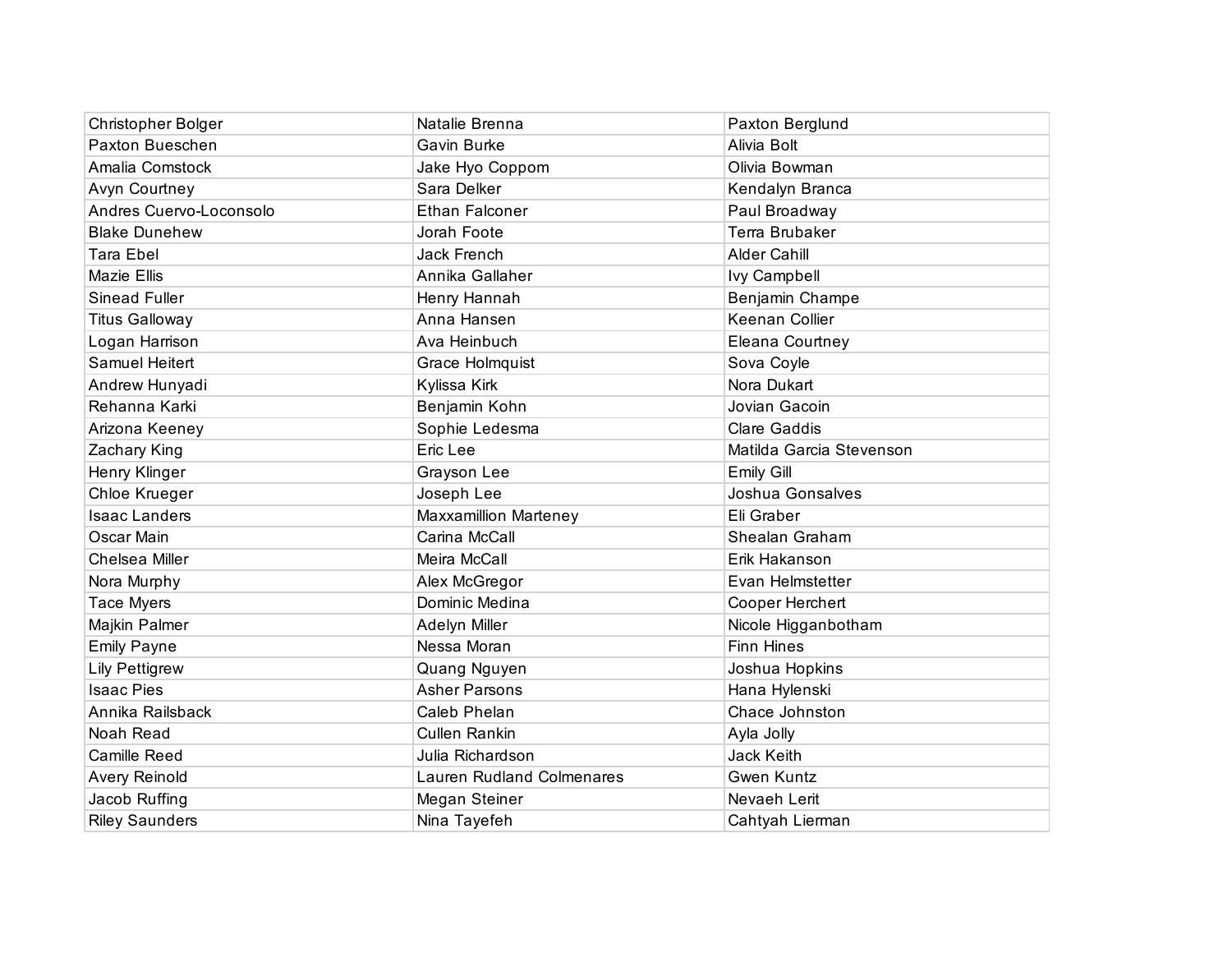| | | |
|---|---|---|
| Christopher Bolger | Natalie Brenna | Paxton Berglund |
| Paxton Bueschen | Gavin Burke | Alivia Bolt |
| Amalia Comstock | Jake Hyo Coppom | Olivia Bowman |
| Avyn Courtney | Sara Delker | Kendalyn Branca |
| Andres Cuervo-Loconsolo | Ethan Falconer | Paul Broadway |
| Blake Dunehew | Jorah Foote | Terra Brubaker |
| Tara Ebel | Jack French | Alder Cahill |
| Mazie Ellis | Annika Gallaher | Ivy Campbell |
| Sinead Fuller | Henry Hannah | Benjamin Champe |
| Titus Galloway | Anna Hansen | Keenan Collier |
| Logan Harrison | Ava Heinbuch | Eleana Courtney |
| Samuel Heitert | Grace Holmquist | Sova Coyle |
| Andrew Hunyadi | Kylissa Kirk | Nora Dukart |
| Rehanna Karki | Benjamin Kohn | Jovian Gacoin |
| Arizona Keeney | Sophie Ledesma | Clare Gaddis |
| Zachary King | Eric Lee | Matilda Garcia Stevenson |
| Henry Klinger | Grayson Lee | Emily Gill |
| Chloe Krueger | Joseph Lee | Joshua Gonsalves |
| Isaac Landers | Maxxamillion Marteney | Eli Graber |
| Oscar Main | Carina McCall | Shealan Graham |
| Chelsea Miller | Meira McCall | Erik Hakanson |
| Nora Murphy | Alex McGregor | Evan Helmstetter |
| Tace Myers | Dominic Medina | Cooper Herchert |
| Majkin Palmer | Adelyn Miller | Nicole Higganbotham |
| Emily Payne | Nessa Moran | Finn Hines |
| Lily Pettigrew | Quang Nguyen | Joshua Hopkins |
| Isaac Pies | Asher Parsons | Hana Hylenski |
| Annika Railsback | Caleb Phelan | Chace Johnston |
| Noah Read | Cullen Rankin | Ayla Jolly |
| Camille Reed | Julia Richardson | Jack Keith |
| Avery Reinold | Lauren Rudland Colmenares | Gwen Kuntz |
| Jacob Ruffing | Megan Steiner | Nevaeh Lerit |
| Riley Saunders | Nina Tayefeh | Cahtyah Lierman |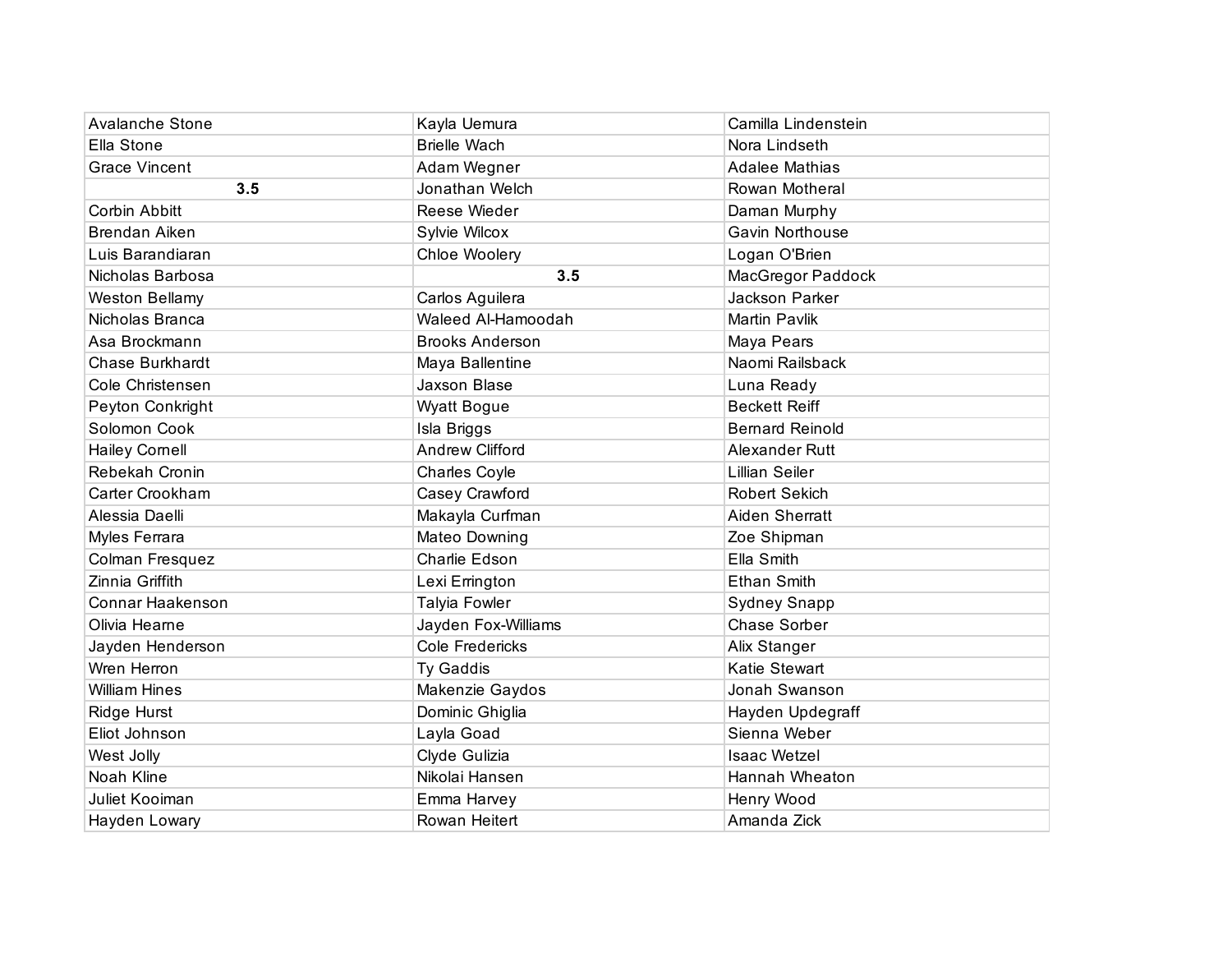| | | |
|---|---|---|
| Avalanche Stone | Kayla Uemura | Camilla Lindenstein |
| Ella Stone | Brielle Wach | Nora Lindseth |
| Grace Vincent | Adam Wegner | Adalee Mathias |
| **3.5** | Jonathan Welch | Rowan Motheral |
| Corbin Abbitt | Reese Wieder | Daman Murphy |
| Brendan Aiken | Sylvie Wilcox | Gavin Northouse |
| Luis Barandiaran | Chloe Woolery | Logan O'Brien |
| Nicholas Barbosa | **3.5** | MacGregor Paddock |
| Weston Bellamy | Carlos Aguilera | Jackson Parker |
| Nicholas Branca | Waleed Al-Hamoodah | Martin Pavlik |
| Asa Brockmann | Brooks Anderson | Maya Pears |
| Chase Burkhardt | Maya Ballentine | Naomi Railsback |
| Cole Christensen | Jaxson Blase | Luna Ready |
| Peyton Conkright | Wyatt Bogue | Beckett Reiff |
| Solomon Cook | Isla Briggs | Bernard Reinold |
| Hailey Cornell | Andrew Clifford | Alexander Rutt |
| Rebekah Cronin | Charles Coyle | Lillian Seiler |
| Carter Crookham | Casey Crawford | Robert Sekich |
| Alessia Daelli | Makayla Curfman | Aiden Sherratt |
| Myles Ferrara | Mateo Downing | Zoe Shipman |
| Colman Fresquez | Charlie Edson | Ella Smith |
| Zinnia Griffith | Lexi Errington | Ethan Smith |
| Connar Haakenson | Talyia Fowler | Sydney Snapp |
| Olivia Hearne | Jayden Fox-Williams | Chase Sorber |
| Jayden Henderson | Cole Fredericks | Alix Stanger |
| Wren Herron | Ty Gaddis | Katie Stewart |
| William Hines | Makenzie Gaydos | Jonah Swanson |
| Ridge Hurst | Dominic Ghiglia | Hayden Updegraff |
| Eliot Johnson | Layla Goad | Sienna Weber |
| West Jolly | Clyde Gulizia | Isaac Wetzel |
| Noah Kline | Nikolai Hansen | Hannah Wheaton |
| Juliet Kooiman | Emma Harvey | Henry Wood |
| Hayden Lowary | Rowan Heitert | Amanda Zick |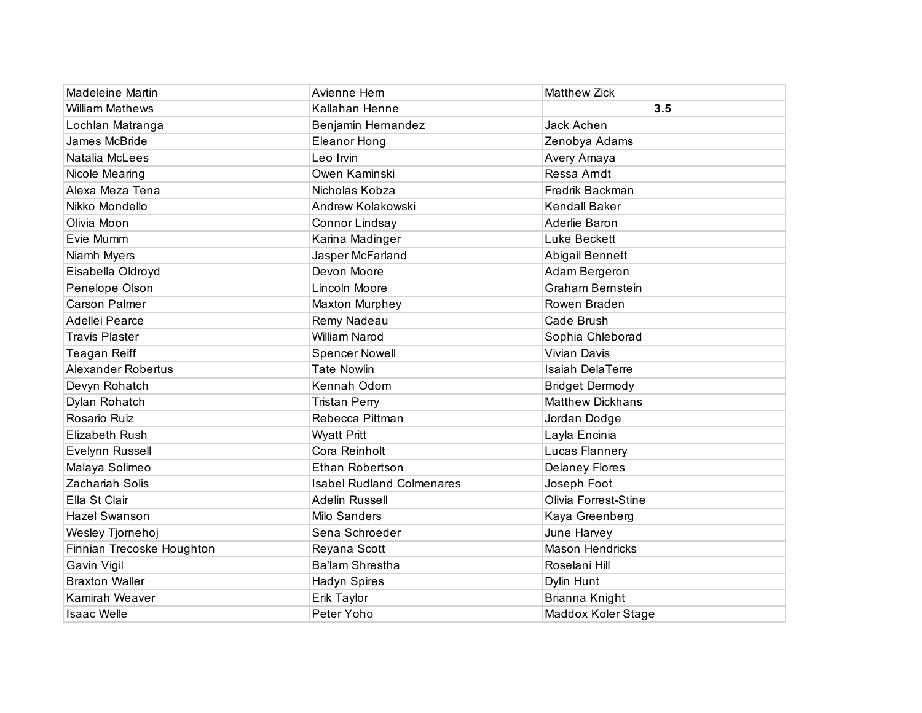| Madeleine Martin | Avienne Hem | Matthew Zick |
|---|---|---|
| William Mathews | Kallahan Henne | **3.5** |
| Lochlan Matranga | Benjamin Hernandez | Jack Achen |
| James McBride | Eleanor Hong | Zenobya Adams |
| Natalia McLees | Leo Irvin | Avery Amaya |
| Nicole Mearing | Owen Kaminski | Ressa Arndt |
| Alexa Meza Tena | Nicholas Kobza | Fredrik Backman |
| Nikko Mondello | Andrew Kolakowski | Kendall Baker |
| Olivia Moon | Connor Lindsay | Aderlie Baron |
| Evie Mumm | Karina Madinger | Luke Beckett |
| Niamh Myers | Jasper McFarland | Abigail Bennett |
| Eisabella Oldroyd | Devon Moore | Adam Bergeron |
| Penelope Olson | Lincoln Moore | Graham Bernstein |
| Carson Palmer | Maxton Murphey | Rowen Braden |
| Adellei Pearce | Remy Nadeau | Cade Brush |
| Travis Plaster | William Narod | Sophia Chleborad |
| Teagan Reiff | Spencer Nowell | Vivian Davis |
| Alexander Robertus | Tate Nowlin | Isaiah DelaTerre |
| Devyn Rohatch | Kennah Odom | Bridget Dermody |
| Dylan Rohatch | Tristan Perry | Matthew Dickhans |
| Rosario Ruiz | Rebecca Pittman | Jordan Dodge |
| Elizabeth Rush | Wyatt Pritt | Layla Encinia |
| Evelynn Russell | Cora Reinholt | Lucas Flannery |
| Malaya Solimeo | Ethan Robertson | Delaney Flores |
| Zachariah Solis | Isabel Rudland Colmenares | Joseph Foot |
| Ella St Clair | Adelin Russell | Olivia Forrest-Stine |
| Hazel Swanson | Milo Sanders | Kaya Greenberg |
| Wesley Tjornehoj | Sena Schroeder | June Harvey |
| Finnian Trecoske Houghton | Reyana Scott | Mason Hendricks |
| Gavin Vigil | Ba'lam Shrestha | Roselani Hill |
| Braxton Waller | Hadyn Spires | Dylin Hunt |
| Kamirah Weaver | Erik Taylor | Brianna Knight |
| Isaac Welle | Peter Yoho | Maddox Koler Stage |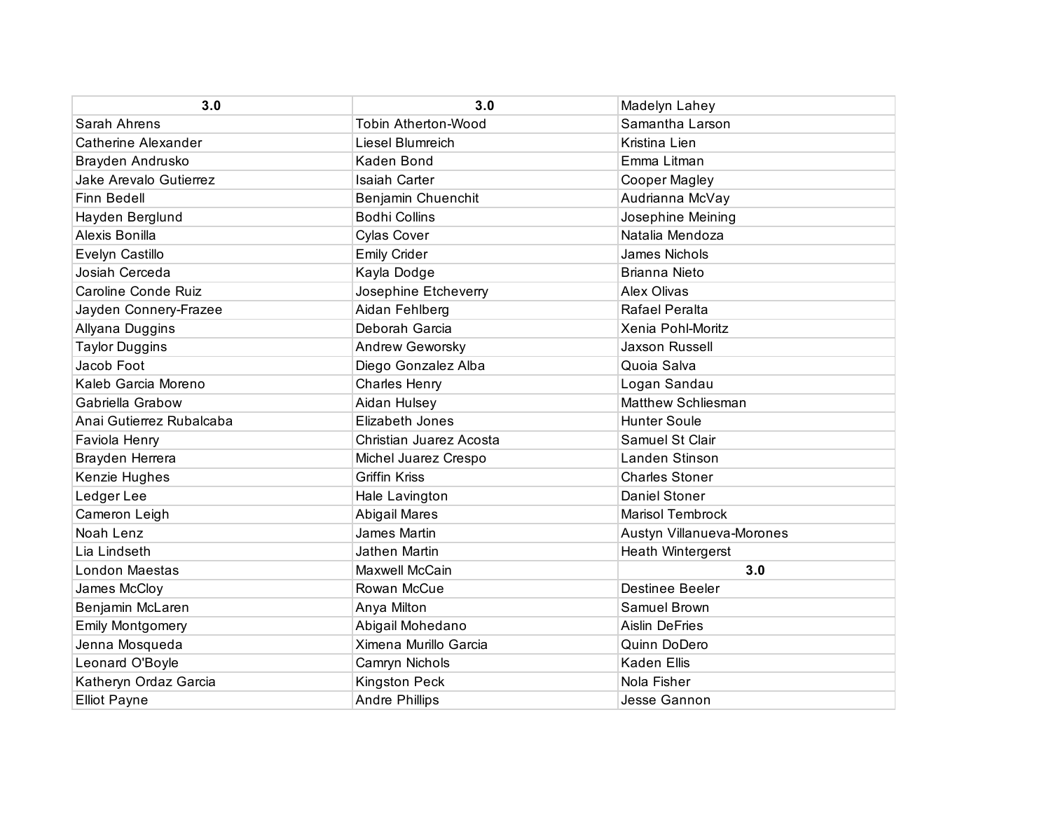| 3.0 | 3.0 | Madelyn Lahey |
|---|---|---|
| Sarah Ahrens | Tobin Atherton-Wood | Samantha Larson |
| Catherine Alexander | Liesel Blumreich | Kristina Lien |
| Brayden Andrusko | Kaden Bond | Emma Litman |
| Jake Arevalo Gutierrez | Isaiah Carter | Cooper Magley |
| Finn Bedell | Benjamin Chuenchit | Audrianna McVay |
| Hayden Berglund | Bodhi Collins | Josephine Meining |
| Alexis Bonilla | Cylas Cover | Natalia Mendoza |
| Evelyn Castillo | Emily Crider | James Nichols |
| Josiah Cerceda | Kayla Dodge | Brianna Nieto |
| Caroline Conde Ruiz | Josephine Etcheverry | Alex Olivas |
| Jayden Connery-Frazee | Aidan Fehlberg | Rafael Peralta |
| Allyana Duggins | Deborah Garcia | Xenia Pohl-Moritz |
| Taylor Duggins | Andrew Geworsky | Jaxson Russell |
| Jacob Foot | Diego Gonzalez Alba | Quoia Salva |
| Kaleb Garcia Moreno | Charles Henry | Logan Sandau |
| Gabriella Grabow | Aidan Hulsey | Matthew Schliesman |
| Anai Gutierrez Rubalcaba | Elizabeth Jones | Hunter Soule |
| Faviola Henry | Christian Juarez Acosta | Samuel St Clair |
| Brayden Herrera | Michel Juarez Crespo | Landen Stinson |
| Kenzie Hughes | Griffin Kriss | Charles Stoner |
| Ledger Lee | Hale Lavington | Daniel Stoner |
| Cameron Leigh | Abigail Mares | Marisol Tembrock |
| Noah Lenz | James Martin | Austyn Villanueva-Morones |
| Lia Lindseth | Jathen Martin | Heath Wintergerst |
| London Maestas | Maxwell McCain | **3.0** |
| James McCloy | Rowan McCue | Destinee Beeler |
| Benjamin McLaren | Anya Milton | Samuel Brown |
| Emily Montgomery | Abigail Mohedano | Aislin DeFries |
| Jenna Mosqueda | Ximena Murillo Garcia | Quinn DoDero |
| Leonard O'Boyle | Camryn Nichols | Kaden Ellis |
| Katheryn Ordaz Garcia | Kingston Peck | Nola Fisher |
| Elliot Payne | Andre Phillips | Jesse Gannon |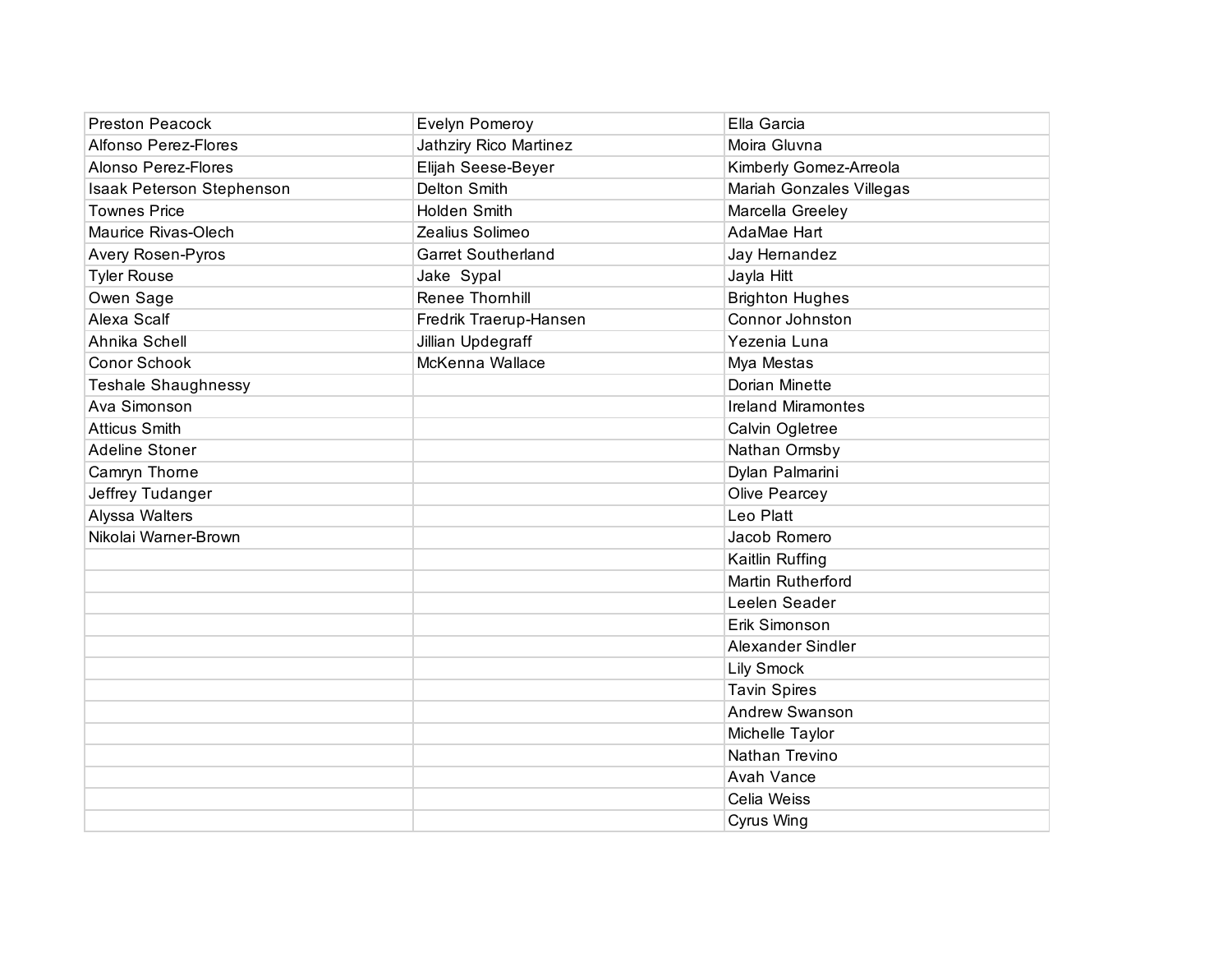| | | |
|---|---|---|
| Preston Peacock | Evelyn Pomeroy | Ella Garcia |
| Alfonso Perez-Flores | Jathziry Rico Martinez | Moira Gluvna |
| Alonso Perez-Flores | Elijah Seese-Beyer | Kimberly Gomez-Arreola |
| Isaak Peterson Stephenson | Delton Smith | Mariah Gonzales Villegas |
| Townes Price | Holden Smith | Marcella Greeley |
| Maurice Rivas-Olech | Zealius Solimeo | AdaMae Hart |
| Avery Rosen-Pyros | Garret Southerland | Jay Hernandez |
| Tyler Rouse | Jake  Sypal | Jayla Hitt |
| Owen Sage | Renee Thornhill | Brighton Hughes |
| Alexa Scalf | Fredrik Traerup-Hansen | Connor Johnston |
| Ahnika Schell | Jillian Updegraff | Yezenia Luna |
| Conor Schook | McKenna Wallace | Mya Mestas |
| Teshale Shaughnessy | | Dorian Minette |
| Ava Simonson | | Ireland Miramontes |
| Atticus Smith | | Calvin Ogletree |
| Adeline Stoner | | Nathan Ormsby |
| Camryn Thorne | | Dylan Palmarini |
| Jeffrey Tudanger | | Olive Pearcey |
| Alyssa Walters | | Leo Platt |
| Nikolai Warner-Brown | | Jacob Romero |
| | | Kaitlin Ruffing |
| | | Martin Rutherford |
| | | Leelen Seader |
| | | Erik Simonson |
| | | Alexander Sindler |
| | | Lily Smock |
| | | Tavin Spires |
| | | Andrew Swanson |
| | | Michelle Taylor |
| | | Nathan Trevino |
| | | Avah Vance |
| | | Celia Weiss |
| | | Cyrus Wing |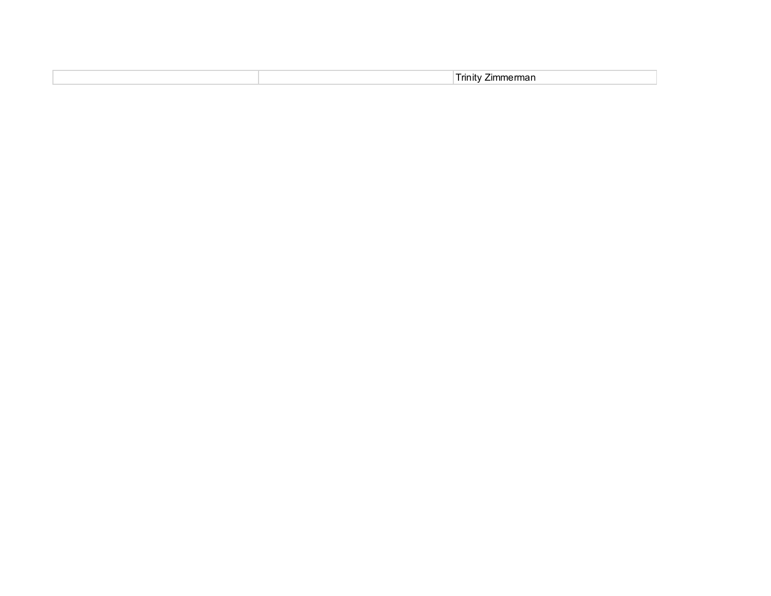| | | |
|---|---|---|
| | | Trinity Zimmerman |